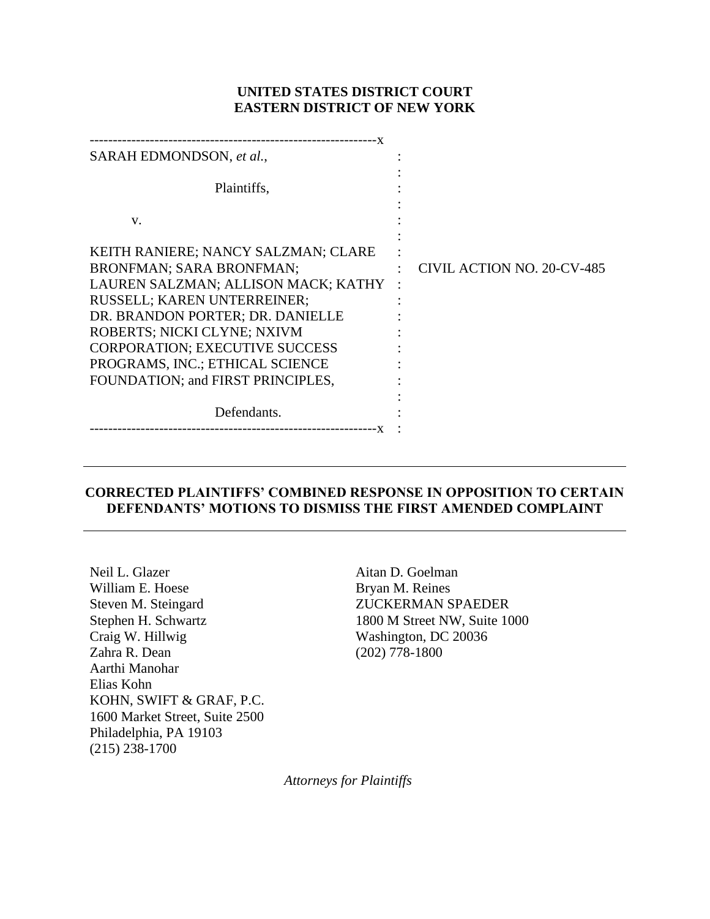**UNITED STATES DISTRICT COURT**
**EASTERN DISTRICT OF NEW YORK**

| | | |
|---|---|---|
| SARAH EDMONDSON, *et al.*,<br><br>Plaintiffs,<br><br>v.<br><br>KEITH RANIERE; NANCY SALZMAN; CLARE BRONFMAN; SARA BRONFMAN; LAUREN SALZMAN; ALLISON MACK; KATHY RUSSELL; KAREN UNTERREINER; DR. BRANDON PORTER; DR. DANIELLE ROBERTS; NICKI CLYNE; NXIVM CORPORATION; EXECUTIVE SUCCESS PROGRAMS, INC.; ETHICAL SCIENCE FOUNDATION; and FIRST PRINCIPLES,<br><br>Defendants. | : | CIVIL ACTION NO. 20-CV-485 |

---

**CORRECTED PLAINTIFFS' COMBINED RESPONSE IN OPPOSITION TO CERTAIN DEFENDANTS' MOTIONS TO DISMISS THE FIRST AMENDED COMPLAINT**

---

Neil L. Glazer
William E. Hoese
Steven M. Steingard
Stephen H. Schwartz
Craig W. Hillwig
Zahra R. Dean
Aarthi Manohar
Elias Kohn
KOHN, SWIFT & GRAF, P.C.
1600 Market Street, Suite 2500
Philadelphia, PA 19103
(215) 238-1700

Aitan D. Goelman
Bryan M. Reines
ZUCKERMAN SPAEDER
1800 M Street NW, Suite 1000
Washington, DC 20036
(202) 778-1800

*Attorneys for Plaintiffs*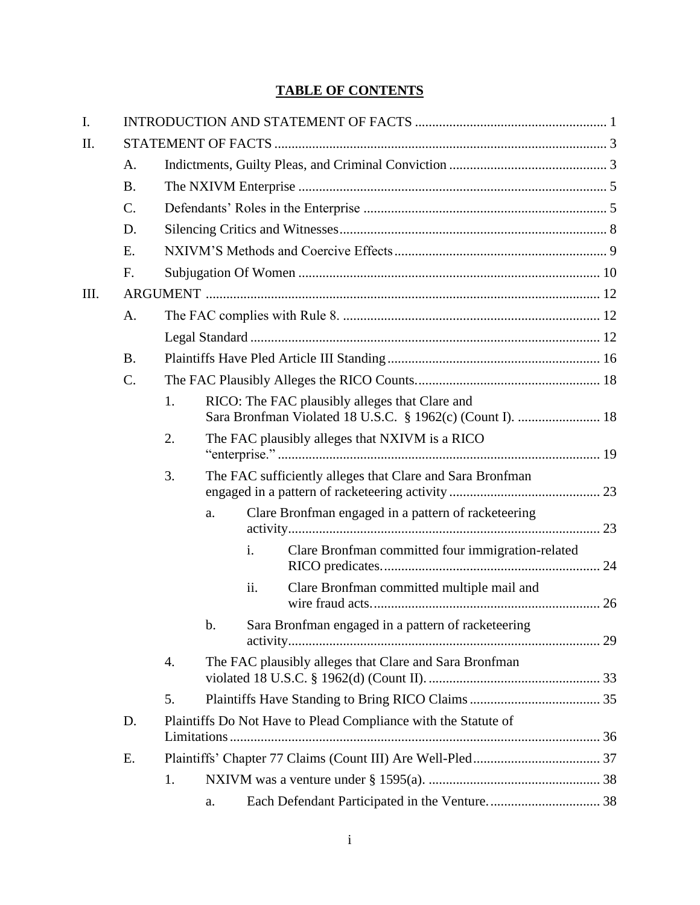# TABLE OF CONTENTS

- I. INTRODUCTION AND STATEMENT OF FACTS ....... 1
- II. STATEMENT OF FACTS ....... 3
  - A. Indictments, Guilty Pleas, and Criminal Conviction ....... 3
  - B. The NXIVM Enterprise ....... 5
  - C. Defendants' Roles in the Enterprise ....... 5
  - D. Silencing Critics and Witnesses ....... 8
  - E. NXIVM'S Methods and Coercive Effects ....... 9
  - F. Subjugation Of Women ....... 10
- III. ARGUMENT ....... 12
  - A. The FAC complies with Rule 8. ....... 12
    - Legal Standard ....... 12
  - B. Plaintiffs Have Pled Article III Standing ....... 16
  - C. The FAC Plausibly Alleges the RICO Counts. ....... 18
    - 1. RICO: The FAC plausibly alleges that Clare and Sara Bronfman Violated 18 U.S.C. § 1962(c) (Count I). ....... 18
    - 2. The FAC plausibly alleges that NXIVM is a RICO "enterprise." ....... 19
    - 3. The FAC sufficiently alleges that Clare and Sara Bronfman engaged in a pattern of racketeering activity ....... 23
      - a. Clare Bronfman engaged in a pattern of racketeering activity ....... 23
        - i. Clare Bronfman committed four immigration-related RICO predicates. ....... 24
        - ii. Clare Bronfman committed multiple mail and wire fraud acts. ....... 26
      - b. Sara Bronfman engaged in a pattern of racketeering activity ....... 29
    - 4. The FAC plausibly alleges that Clare and Sara Bronfman violated 18 U.S.C. § 1962(d) (Count II). ....... 33
    - 5. Plaintiffs Have Standing to Bring RICO Claims ....... 35
  - D. Plaintiffs Do Not Have to Plead Compliance with the Statute of Limitations ....... 36
  - E. Plaintiffs' Chapter 77 Claims (Count III) Are Well-Pled ....... 37
    - 1. NXIVM was a venture under § 1595(a). ....... 38
      - a. Each Defendant Participated in the Venture. ....... 38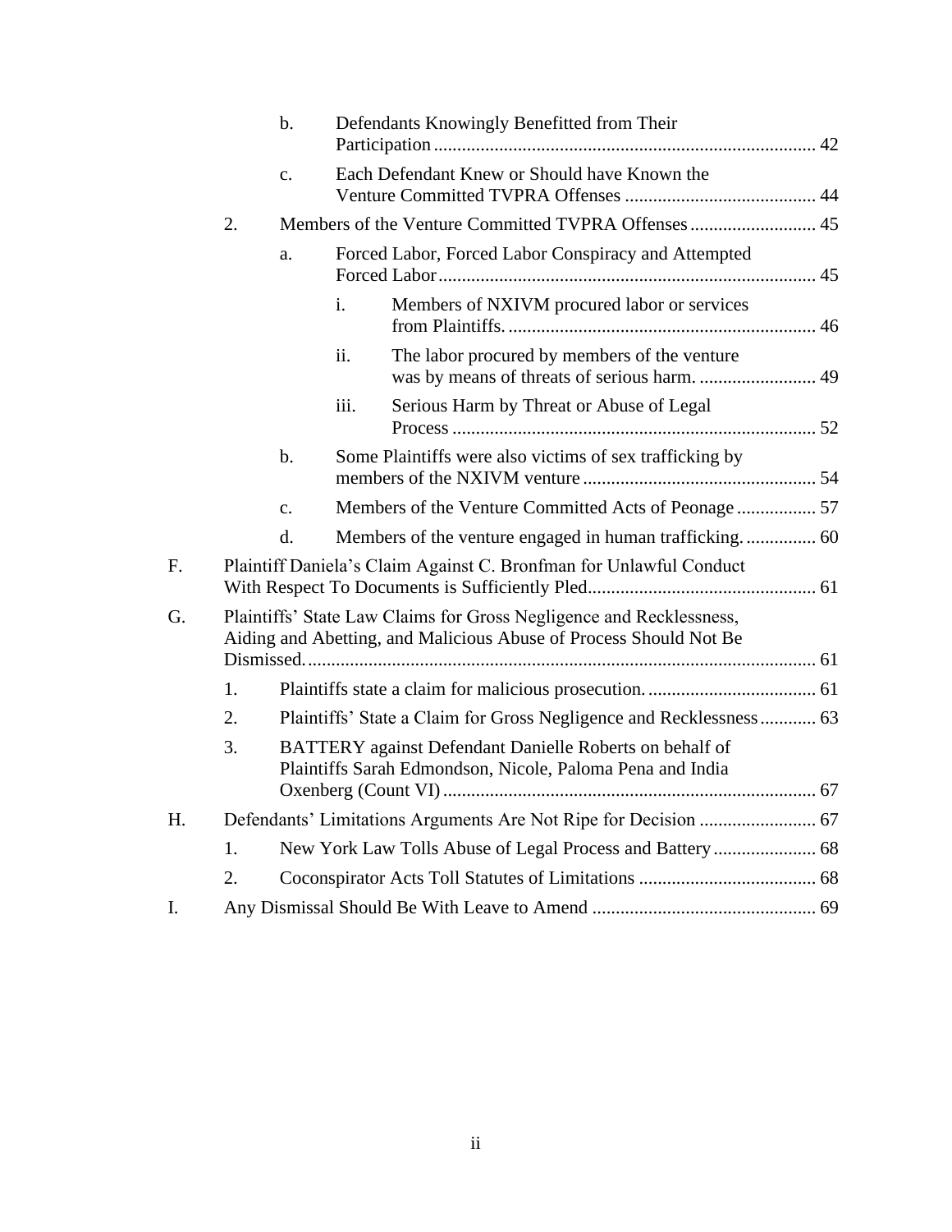- b. Defendants Knowingly Benefitted from Their Participation .................................................................................. 42
- c. Each Defendant Knew or Should have Known the Venture Committed TVPRA Offenses ......................................... 44

2. Members of the Venture Committed TVPRA Offenses ........................... 45
   - a. Forced Labor, Forced Labor Conspiracy and Attempted Forced Labor ................................................................................ 45
     - i. Members of NXIVM procured labor or services from Plaintiffs. .................................................................. 46
     - ii. The labor procured by members of the venture was by means of threats of serious harm. ......................... 49
     - iii. Serious Harm by Threat or Abuse of Legal Process .............................................................................. 52
   - b. Some Plaintiffs were also victims of sex trafficking by members of the NXIVM venture .................................................. 54
   - c. Members of the Venture Committed Acts of Peonage ................. 57
   - d. Members of the venture engaged in human trafficking. ............... 60

F. Plaintiff Daniela's Claim Against C. Bronfman for Unlawful Conduct With Respect To Documents is Sufficiently Pled................................................ 61

G. Plaintiffs' State Law Claims for Gross Negligence and Recklessness, Aiding and Abetting, and Malicious Abuse of Process Should Not Be Dismissed. ............................................................................................................ 61

1. Plaintiffs state a claim for malicious prosecution. .................................... 61
2. Plaintiffs' State a Claim for Gross Negligence and Recklessness ............ 63
3. BATTERY against Defendant Danielle Roberts on behalf of Plaintiffs Sarah Edmondson, Nicole, Paloma Pena and India Oxenberg (Count VI) ............................................................................... 67

H. Defendants' Limitations Arguments Are Not Ripe for Decision ......................... 67

1. New York Law Tolls Abuse of Legal Process and Battery ...................... 68
2. Coconspirator Acts Toll Statutes of Limitations ...................................... 68

I. Any Dismissal Should Be With Leave to Amend ................................................ 69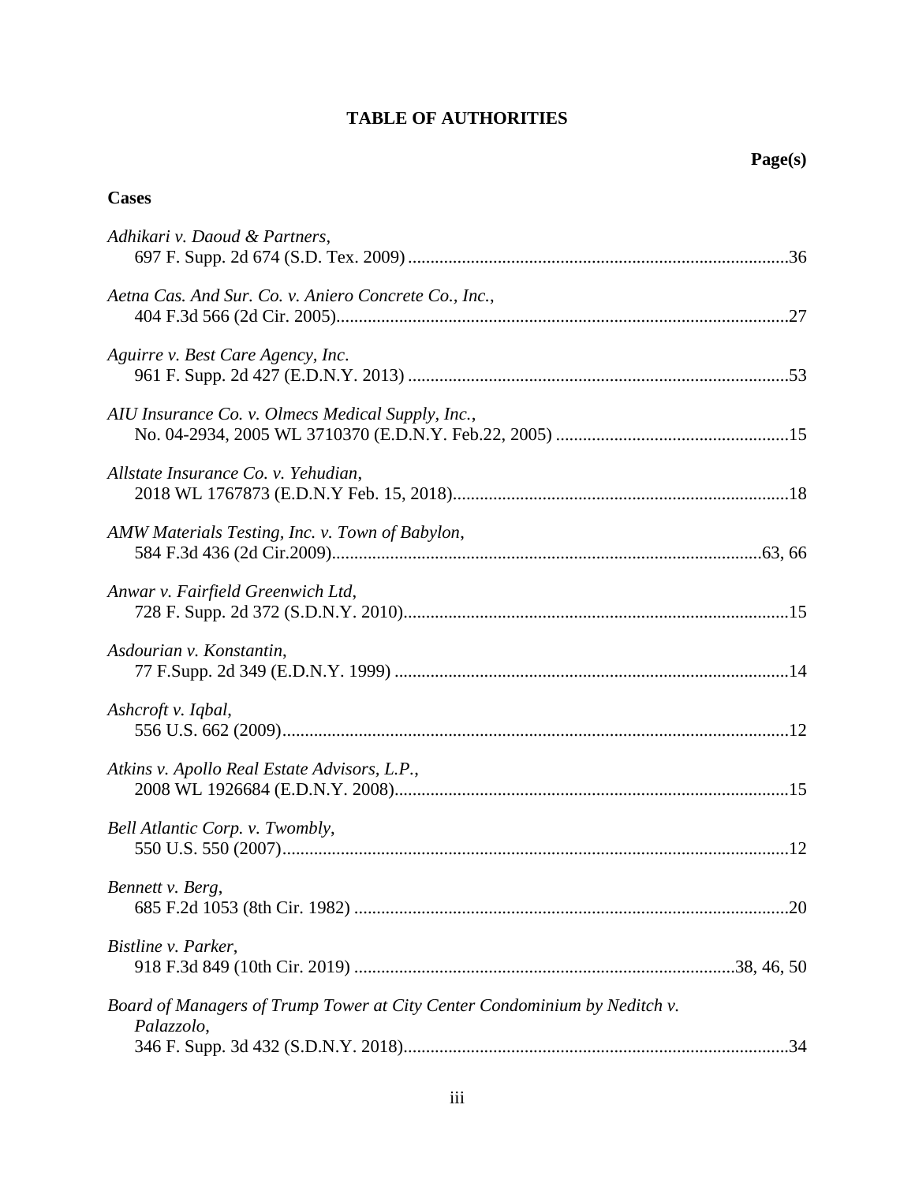# TABLE OF AUTHORITIES

**Page(s)**

## Cases

*Adhikari v. Daoud & Partners*,
697 F. Supp. 2d 674 (S.D. Tex. 2009) ....................................................................................36

*Aetna Cas. And Sur. Co. v. Aniero Concrete Co., Inc.*,
404 F.3d 566 (2d Cir. 2005)....................................................................................................27

*Aguirre v. Best Care Agency, Inc.*
961 F. Supp. 2d 427 (E.D.N.Y. 2013) ....................................................................................53

*AIU Insurance Co. v. Olmecs Medical Supply, Inc.*,
No. 04-2934, 2005 WL 3710370 (E.D.N.Y. Feb.22, 2005) ....................................................15

*Allstate Insurance Co. v. Yehudian*,
2018 WL 1767873 (E.D.N.Y Feb. 15, 2018)..........................................................................18

*AMW Materials Testing, Inc. v. Town of Babylon*,
584 F.3d 436 (2d Cir.2009)...............................................................................................63, 66

*Anwar v. Fairfield Greenwich Ltd*,
728 F. Supp. 2d 372 (S.D.N.Y. 2010).....................................................................................15

*Asdourian v. Konstantin*,
77 F.Supp. 2d 349 (E.D.N.Y. 1999) .......................................................................................14

*Ashcroft v. Iqbal*,
556 U.S. 662 (2009)................................................................................................................12

*Atkins v. Apollo Real Estate Advisors, L.P.*,
2008 WL 1926684 (E.D.N.Y. 2008).......................................................................................15

*Bell Atlantic Corp. v. Twombly*,
550 U.S. 550 (2007)................................................................................................................12

*Bennett v. Berg*,
685 F.2d 1053 (8th Cir. 1982) ................................................................................................20

*Bistline v. Parker*,
918 F.3d 849 (10th Cir. 2019) ....................................................................................38, 46, 50

*Board of Managers of Trump Tower at City Center Condominium by Neditch v. Palazzolo*,
346 F. Supp. 3d 432 (S.D.N.Y. 2018).....................................................................................34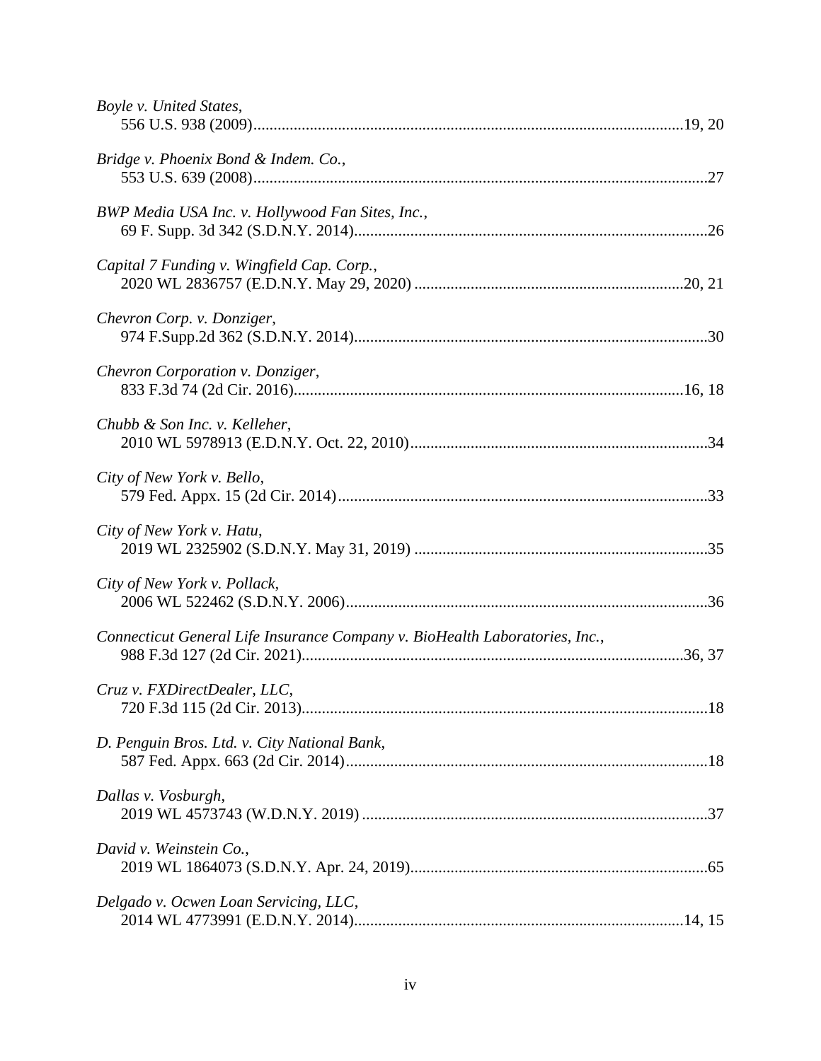*Boyle v. United States*,
556 U.S. 938 (2009)....................................................................................................19, 20

*Bridge v. Phoenix Bond & Indem. Co.*,
553 U.S. 639 (2008)..........................................................................................................27

*BWP Media USA Inc. v. Hollywood Fan Sites, Inc.*,
69 F. Supp. 3d 342 (S.D.N.Y. 2014)..................................................................................26

*Capital 7 Funding v. Wingfield Cap. Corp.*,
2020 WL 2836757 (E.D.N.Y. May 29, 2020) ...............................................................20, 21

*Chevron Corp. v. Donziger*,
974 F.Supp.2d 362 (S.D.N.Y. 2014)..................................................................................30

*Chevron Corporation v. Donziger*,
833 F.3d 74 (2d Cir. 2016)...........................................................................................16, 18

*Chubb & Son Inc. v. Kelleher*,
2010 WL 5978913 (E.D.N.Y. Oct. 22, 2010).....................................................................34

*City of New York v. Bello*,
579 Fed. Appx. 15 (2d Cir. 2014).......................................................................................33

*City of New York v. Hatu*,
2019 WL 2325902 (S.D.N.Y. May 31, 2019) .....................................................................35

*City of New York v. Pollack*,
2006 WL 522462 (S.D.N.Y. 2006)......................................................................................36

*Connecticut General Life Insurance Company v. BioHealth Laboratories, Inc.*,
988 F.3d 127 (2d Cir. 2021).........................................................................................36, 37

*Cruz v. FXDirectDealer, LLC*,
720 F.3d 115 (2d Cir. 2013)...............................................................................................18

*D. Penguin Bros. Ltd. v. City National Bank*,
587 Fed. Appx. 663 (2d Cir. 2014).....................................................................................18

*Dallas v. Vosburgh*,
2019 WL 4573743 (W.D.N.Y. 2019) ..................................................................................37

*David v. Weinstein Co.*,
2019 WL 1864073 (S.D.N.Y. Apr. 24, 2019)......................................................................65

*Delgado v. Ocwen Loan Servicing, LLC*,
2014 WL 4773991 (E.D.N.Y. 2014)...............................................................................14, 15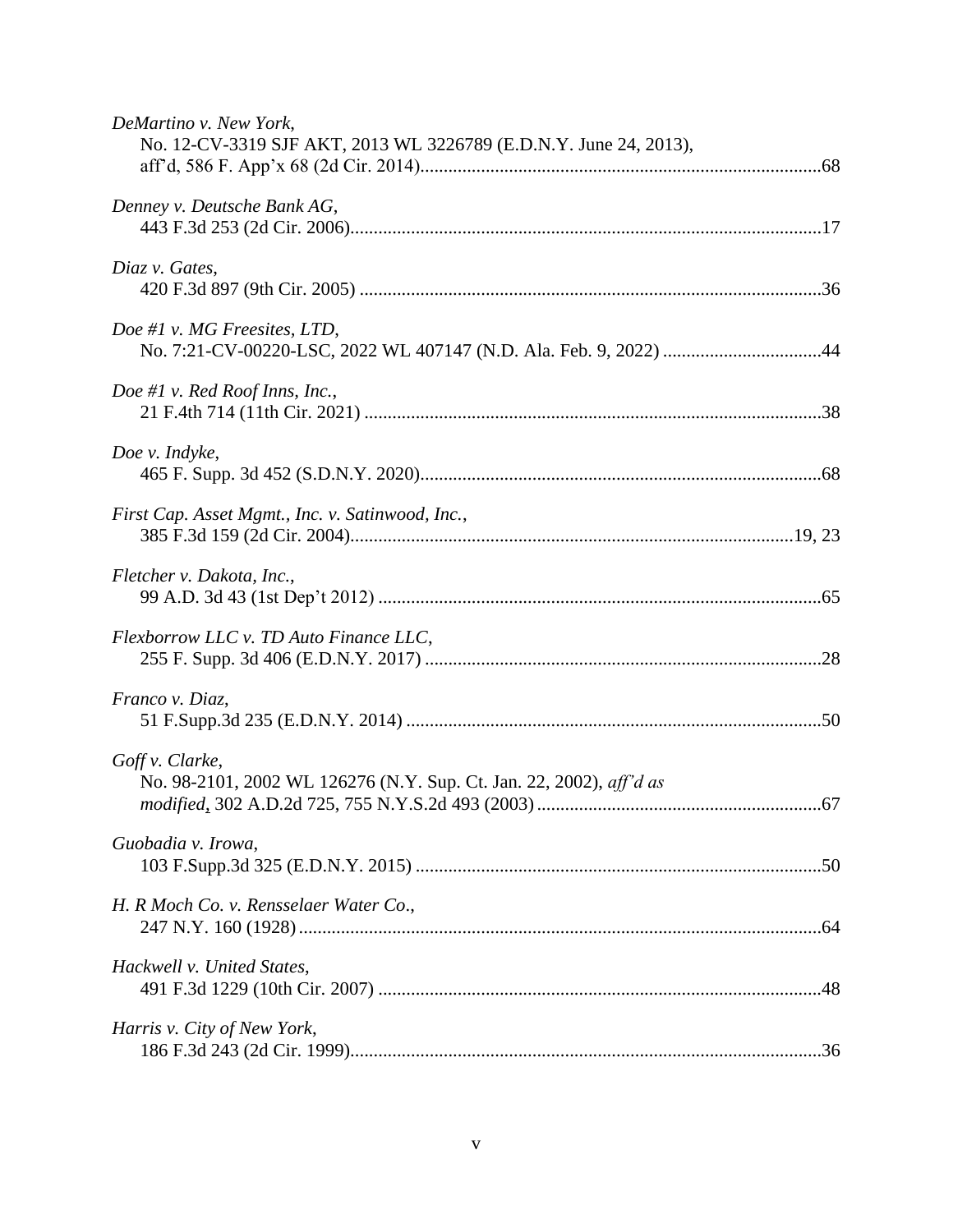*DeMartino v. New York*,
No. 12-CV-3319 SJF AKT, 2013 WL 3226789 (E.D.N.Y. June 24, 2013), aff'd, 586 F. App'x 68 (2d Cir. 2014)......68

*Denney v. Deutsche Bank AG*,
443 F.3d 253 (2d Cir. 2006)......17

*Diaz v. Gates*,
420 F.3d 897 (9th Cir. 2005)......36

*Doe #1 v. MG Freesites, LTD*,
No. 7:21-CV-00220-LSC, 2022 WL 407147 (N.D. Ala. Feb. 9, 2022)......44

*Doe #1 v. Red Roof Inns, Inc.*,
21 F.4th 714 (11th Cir. 2021)......38

*Doe v. Indyke*,
465 F. Supp. 3d 452 (S.D.N.Y. 2020)......68

*First Cap. Asset Mgmt., Inc. v. Satinwood, Inc.*,
385 F.3d 159 (2d Cir. 2004)......19, 23

*Fletcher v. Dakota, Inc.*,
99 A.D. 3d 43 (1st Dep't 2012)......65

*Flexborrow LLC v. TD Auto Finance LLC*,
255 F. Supp. 3d 406 (E.D.N.Y. 2017)......28

*Franco v. Diaz*,
51 F.Supp.3d 235 (E.D.N.Y. 2014)......50

*Goff v. Clarke*,
No. 98-2101, 2002 WL 126276 (N.Y. Sup. Ct. Jan. 22, 2002), *aff'd as modified*, 302 A.D.2d 725, 755 N.Y.S.2d 493 (2003)......67

*Guobadia v. Irowa*,
103 F.Supp.3d 325 (E.D.N.Y. 2015)......50

*H. R Moch Co. v. Rensselaer Water Co.*,
247 N.Y. 160 (1928)......64

*Hackwell v. United States*,
491 F.3d 1229 (10th Cir. 2007)......48

*Harris v. City of New York*,
186 F.3d 243 (2d Cir. 1999)......36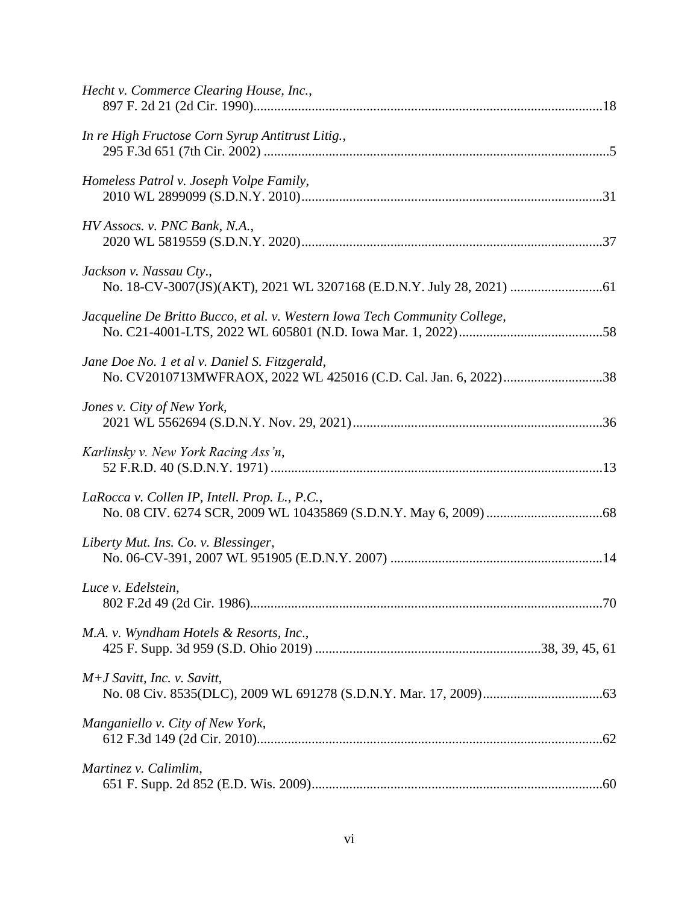*Hecht v. Commerce Clearing House, Inc.*,
897 F. 2d 21 (2d Cir. 1990)......................................................................................................18

*In re High Fructose Corn Syrup Antitrust Litig.*,
295 F.3d 651 (7th Cir. 2002) ....................................................................................................5

*Homeless Patrol v. Joseph Volpe Family*,
2010 WL 2899099 (S.D.N.Y. 2010)........................................................................................31

*HV Assocs. v. PNC Bank, N.A.*,
2020 WL 5819559 (S.D.N.Y. 2020)........................................................................................37

*Jackson v. Nassau Cty.*,
No. 18-CV-3007(JS)(AKT), 2021 WL 3207168 (E.D.N.Y. July 28, 2021) ...........................61

*Jacqueline De Britto Bucco, et al. v. Western Iowa Tech Community College*,
No. C21-4001-LTS, 2022 WL 605801 (N.D. Iowa Mar. 1, 2022)..........................................58

*Jane Doe No. 1 et al v. Daniel S. Fitzgerald*,
No. CV2010713MWFRAOX, 2022 WL 425016 (C.D. Cal. Jan. 6, 2022).............................38

*Jones v. City of New York*,
2021 WL 5562694 (S.D.N.Y. Nov. 29, 2021).........................................................................36

*Karlinsky v. New York Racing Ass'n*,
52 F.R.D. 40 (S.D.N.Y. 1971) .................................................................................................13

*LaRocca v. Collen IP, Intell. Prop. L., P.C.*,
No. 08 CIV. 6274 SCR, 2009 WL 10435869 (S.D.N.Y. May 6, 2009) ..................................68

*Liberty Mut. Ins. Co. v. Blessinger*,
No. 06-CV-391, 2007 WL 951905 (E.D.N.Y. 2007) .............................................................14

*Luce v. Edelstein*,
802 F.2d 49 (2d Cir. 1986).......................................................................................................70

*M.A. v. Wyndham Hotels & Resorts, Inc.*,
425 F. Supp. 3d 959 (S.D. Ohio 2019) ..................................................................38, 39, 45, 61

*M+J Savitt, Inc. v. Savitt*,
No. 08 Civ. 8535(DLC), 2009 WL 691278 (S.D.N.Y. Mar. 17, 2009)...................................63

*Manganiello v. City of New York*,
612 F.3d 149 (2d Cir. 2010).....................................................................................................62

*Martinez v. Calimlim*,
651 F. Supp. 2d 852 (E.D. Wis. 2009).....................................................................................60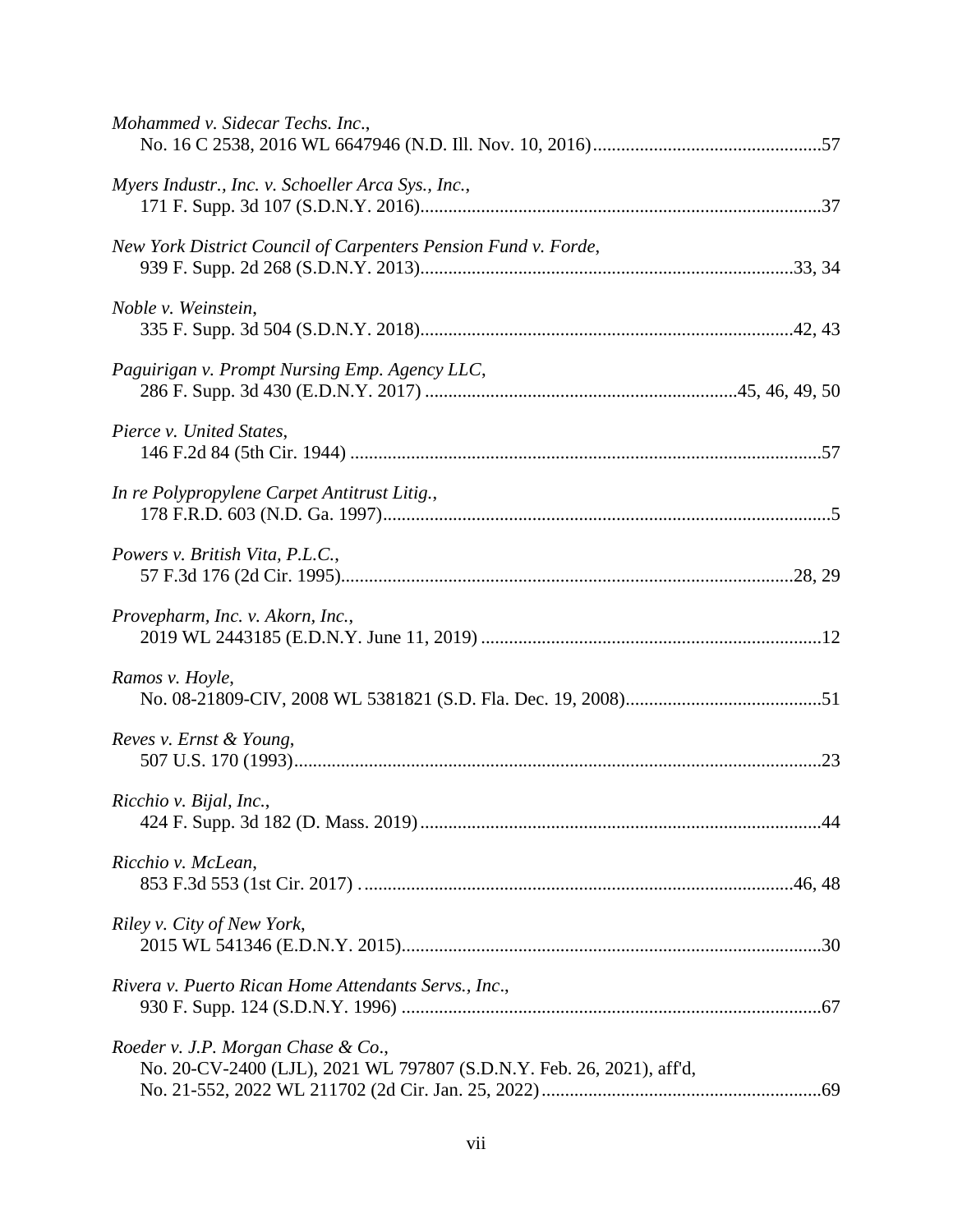*Mohammed v. Sidecar Techs. Inc.*,
No. 16 C 2538, 2016 WL 6647946 (N.D. Ill. Nov. 10, 2016)................................................57

*Myers Industr., Inc. v. Schoeller Arca Sys., Inc.*,
171 F. Supp. 3d 107 (S.D.N.Y. 2016)......................................................................................37

*New York District Council of Carpenters Pension Fund v. Forde*,
939 F. Supp. 2d 268 (S.D.N.Y. 2013)...............................................................................33, 34

*Noble v. Weinstein*,
335 F. Supp. 3d 504 (S.D.N.Y. 2018)...............................................................................42, 43

*Paguirigan v. Prompt Nursing Emp. Agency LLC*,
286 F. Supp. 3d 430 (E.D.N.Y. 2017) .................................................................45, 46, 49, 50

*Pierce v. United States*,
146 F.2d 84 (5th Cir. 1944) .....................................................................................................57

*In re Polypropylene Carpet Antitrust Litig.*,
178 F.R.D. 603 (N.D. Ga. 1997)................................................................................................5

*Powers v. British Vita, P.L.C.*,
57 F.3d 176 (2d Cir. 1995).................................................................................................28, 29

*Provepharm, Inc. v. Akorn, Inc.*,
2019 WL 2443185 (E.D.N.Y. June 11, 2019) .........................................................................12

*Ramos v. Hoyle*,
No. 08-21809-CIV, 2008 WL 5381821 (S.D. Fla. Dec. 19, 2008)..........................................51

*Reves v. Ernst & Young*,
507 U.S. 170 (1993).................................................................................................................23

*Ricchio v. Bijal, Inc.*,
424 F. Supp. 3d 182 (D. Mass. 2019).......................................................................................44

*Ricchio v. McLean*,
853 F.3d 553 (1st Cir. 2017) .............................................................................................46, 48

*Riley v. City of New York*,
2015 WL 541346 (E.D.N.Y. 2015)..........................................................................................30

*Rivera v. Puerto Rican Home Attendants Servs., Inc.*,
930 F. Supp. 124 (S.D.N.Y. 1996) ..........................................................................................67

*Roeder v. J.P. Morgan Chase & Co.*,
No. 20-CV-2400 (LJL), 2021 WL 797807 (S.D.N.Y. Feb. 26, 2021), aff'd,
No. 21-552, 2022 WL 211702 (2d Cir. Jan. 25, 2022)............................................................69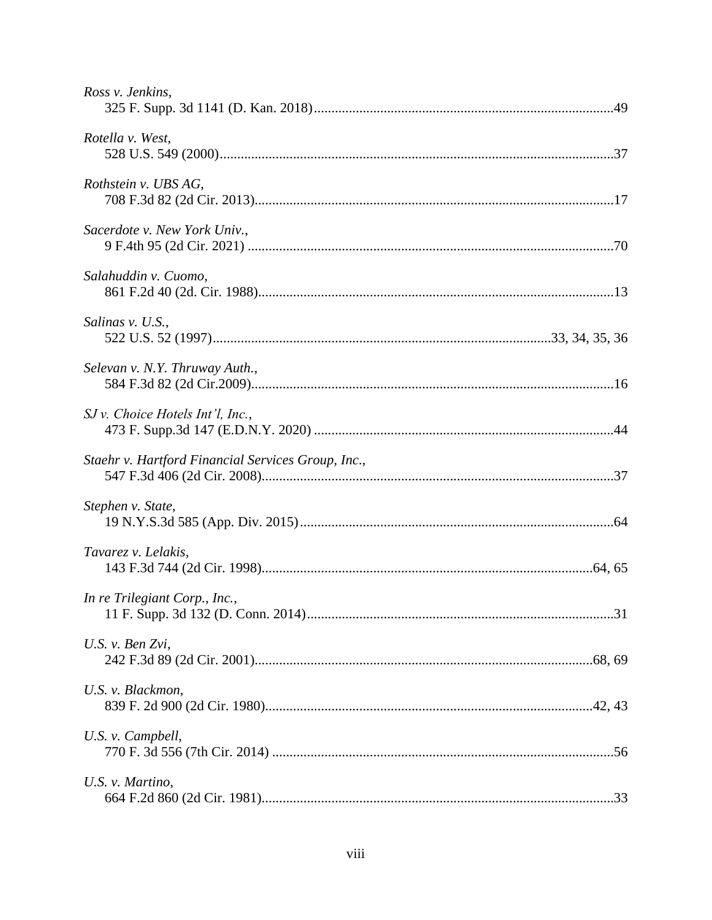*Ross v. Jenkins*,
325 F. Supp. 3d 1141 (D. Kan. 2018)......................................................................................49

*Rotella v. West*,
528 U.S. 549 (2000).................................................................................................................37

*Rothstein v. UBS AG*,
708 F.3d 82 (2d Cir. 2013).......................................................................................................17

*Sacerdote v. New York Univ.*,
9 F.4th 95 (2d Cir. 2021) .........................................................................................................70

*Salahuddin v. Cuomo*,
861 F.2d 40 (2d. Cir. 1988).....................................................................................................13

*Salinas v. U.S.*,
522 U.S. 52 (1997).................................................................................................33, 34, 35, 36

*Selevan v. N.Y. Thruway Auth.*,
584 F.3d 82 (2d Cir.2009).......................................................................................................16

*SJ v. Choice Hotels Int'l, Inc.*,
473 F. Supp.3d 147 (E.D.N.Y. 2020) .....................................................................................44

*Staehr v. Hartford Financial Services Group, Inc*.,
547 F.3d 406 (2d Cir. 2008).....................................................................................................37

*Stephen v. State*,
19 N.Y.S.3d 585 (App. Div. 2015).........................................................................................64

*Tavarez v. Lelakis*,
143 F.3d 744 (2d Cir. 1998)...............................................................................................64, 65

*In re Trilegiant Corp., Inc.*,
11 F. Supp. 3d 132 (D. Conn. 2014).......................................................................................31

*U.S. v. Ben Zvi*,
242 F.3d 89 (2d Cir. 2001)................................................................................................68, 69

*U.S. v. Blackmon*,
839 F. 2d 900 (2d Cir. 1980).............................................................................................42, 43

*U.S. v. Campbell*,
770 F. 3d 556 (7th Cir. 2014) ..................................................................................................56

*U.S. v. Martino*,
664 F.2d 860 (2d Cir. 1981)....................................................................................................33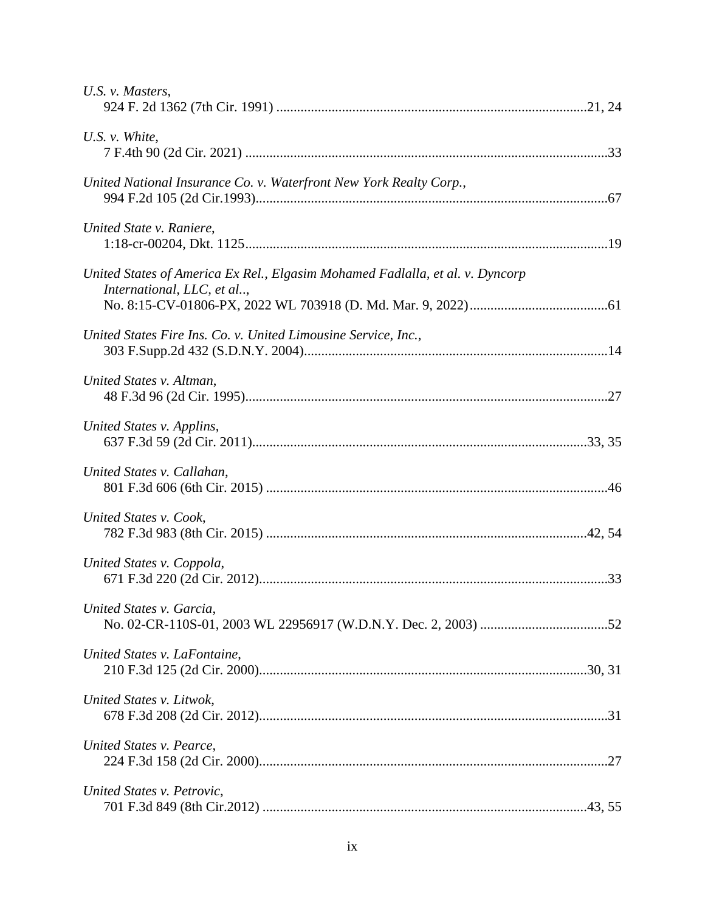*U.S. v. Masters*,
924 F. 2d 1362 (7th Cir. 1991) ..........................................................................................21, 24

*U.S. v. White*,
7 F.4th 90 (2d Cir. 2021) ..........................................................................................................33

*United National Insurance Co. v. Waterfront New York Realty Corp.*,
994 F.2d 105 (2d Cir.1993)........................................................................................................67

*United State v. Raniere*,
1:18-cr-00204, Dkt. 1125...........................................................................................................19

*United States of America Ex Rel., Elgasim Mohamed Fadlalla, et al. v. Dyncorp International, LLC, et al.*.,
No. 8:15-CV-01806-PX, 2022 WL 703918 (D. Md. Mar. 9, 2022).........................................61

*United States Fire Ins. Co. v. United Limousine Service, Inc.*,
303 F.Supp.2d 432 (S.D.N.Y. 2004)..........................................................................................14

*United States v. Altman*,
48 F.3d 96 (2d Cir. 1995)...........................................................................................................27

*United States v. Applins*,
637 F.3d 59 (2d Cir. 2011)....................................................................................................33, 35

*United States v. Callahan*,
801 F.3d 606 (6th Cir. 2015) .....................................................................................................46

*United States v. Cook*,
782 F.3d 983 (8th Cir. 2015) ...............................................................................................42, 54

*United States v. Coppola*,
671 F.3d 220 (2d Cir. 2012).......................................................................................................33

*United States v. Garcia*,
No. 02-CR-110S-01, 2003 WL 22956917 (W.D.N.Y. Dec. 2, 2003) .....................................52

*United States v. LaFontaine*,
210 F.3d 125 (2d Cir. 2000)..................................................................................................30, 31

*United States v. Litwok*,
678 F.3d 208 (2d Cir. 2012).......................................................................................................31

*United States v. Pearce*,
224 F.3d 158 (2d Cir. 2000).......................................................................................................27

*United States v. Petrovic*,
701 F.3d 849 (8th Cir.2012) ................................................................................................43, 55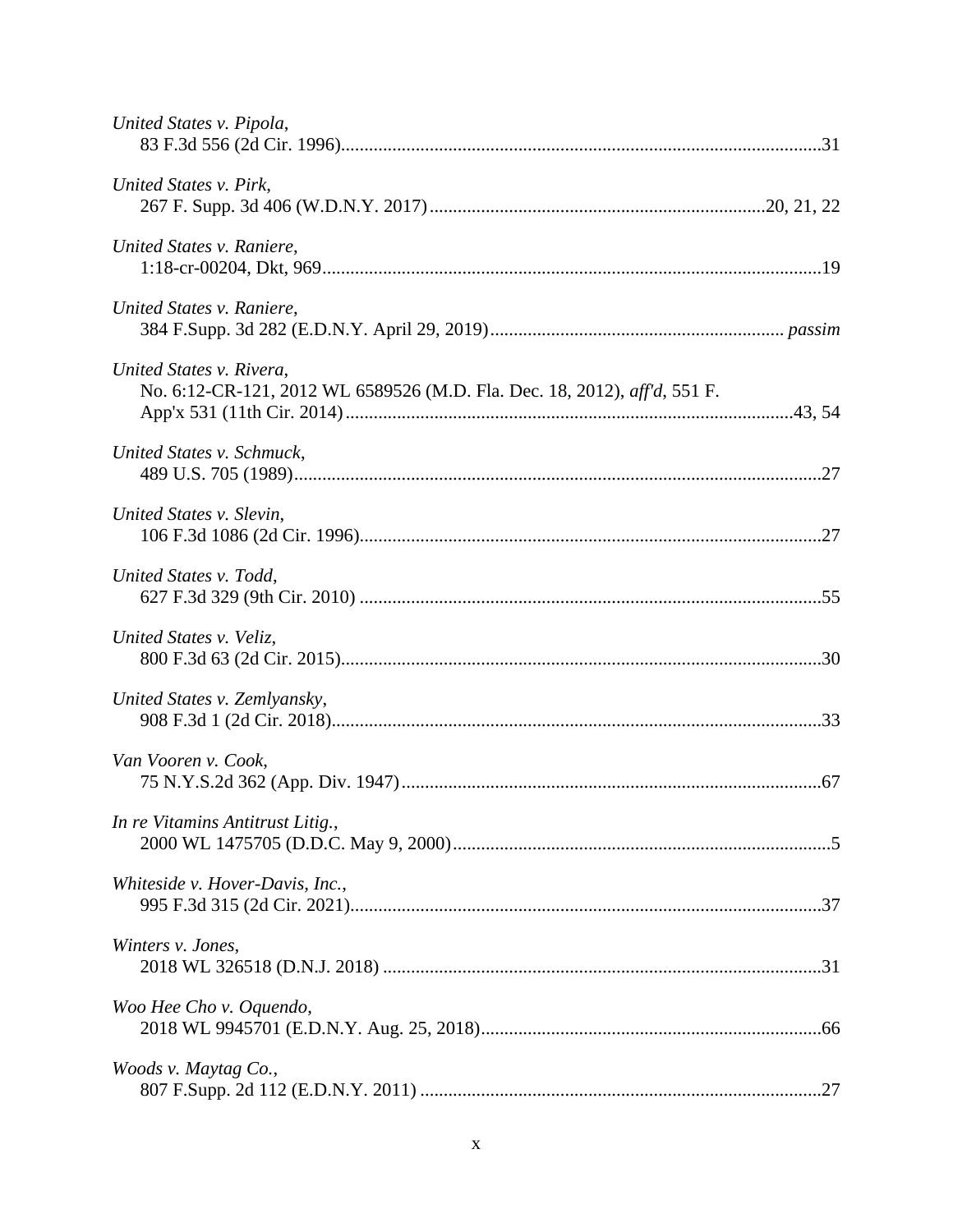*United States v. Pipola*,
83 F.3d 556 (2d Cir. 1996)........................................................................................................31

*United States v. Pirk*,
267 F. Supp. 3d 406 (W.D.N.Y. 2017)........................................................................20, 21, 22

*United States v. Raniere*,
1:18-cr-00204, Dkt, 969...........................................................................................................19

*United States v. Raniere*,
384 F.Supp. 3d 282 (E.D.N.Y. April 29, 2019)............................................................... *passim*

*United States v. Rivera*,
No. 6:12-CR-121, 2012 WL 6589526 (M.D. Fla. Dec. 18, 2012), *aff'd*, 551 F. App'x 531 (11th Cir. 2014)................................................................................................43, 54

*United States v. Schmuck*,
489 U.S. 705 (1989)..................................................................................................................27

*United States v. Slevin*,
106 F.3d 1086 (2d Cir. 1996)....................................................................................................27

*United States v. Todd*,
627 F.3d 329 (9th Cir. 2010) ....................................................................................................55

*United States v. Veliz*,
800 F.3d 63 (2d Cir. 2015)........................................................................................................30

*United States v. Zemlyansky*,
908 F.3d 1 (2d Cir. 2018)..........................................................................................................33

*Van Vooren v. Cook*,
75 N.Y.S.2d 362 (App. Div. 1947)...........................................................................................67

*In re Vitamins Antitrust Litig.*,
2000 WL 1475705 (D.D.C. May 9, 2000)..................................................................................5

*Whiteside v. Hover-Davis, Inc.*,
995 F.3d 315 (2d Cir. 2021).....................................................................................................37

*Winters v. Jones*,
2018 WL 326518 (D.N.J. 2018) ...............................................................................................31

*Woo Hee Cho v. Oquendo*,
2018 WL 9945701 (E.D.N.Y. Aug. 25, 2018)..........................................................................66

*Woods v. Maytag Co.*,
807 F.Supp. 2d 112 (E.D.N.Y. 2011) .......................................................................................27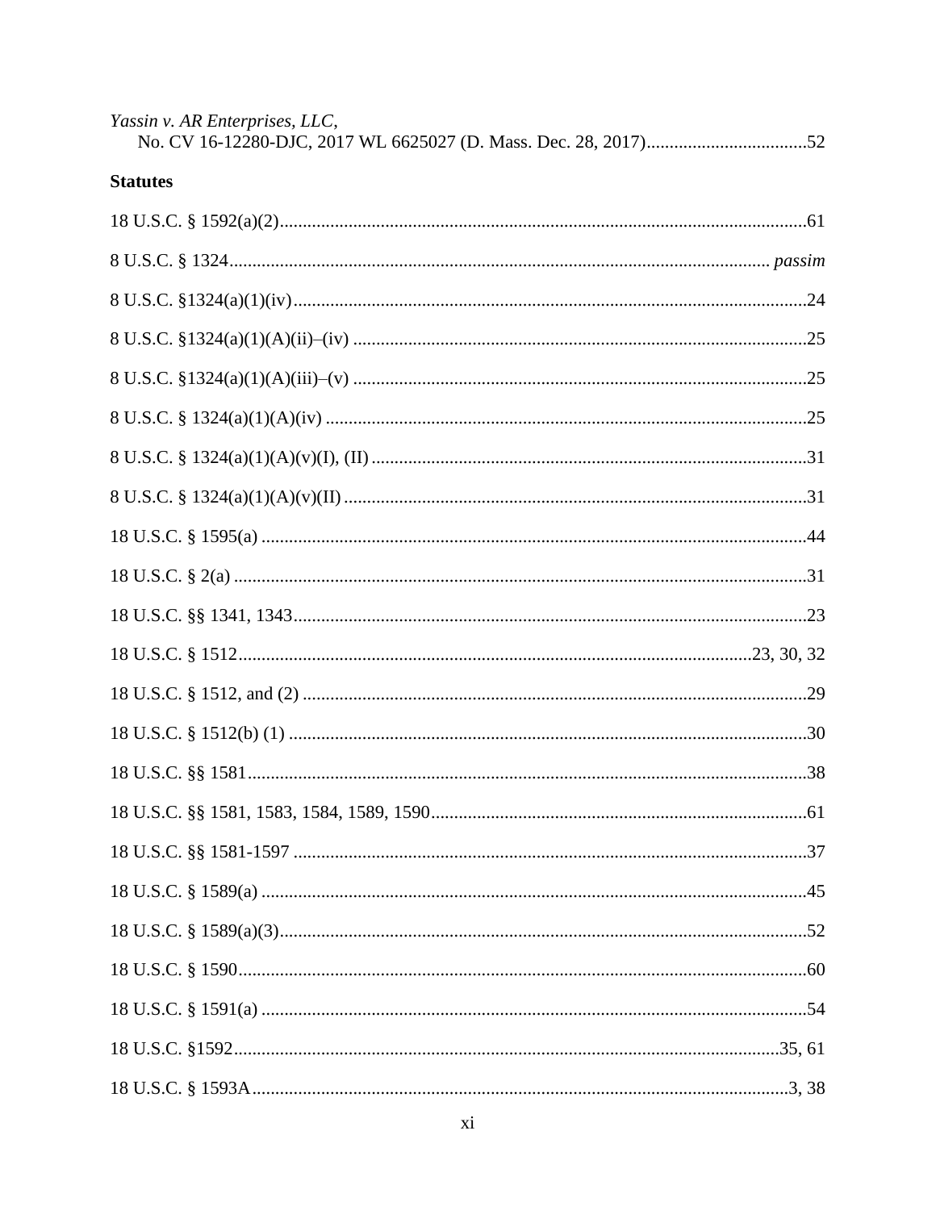*Yassin v. AR Enterprises, LLC*,
No. CV 16-12280-DJC, 2017 WL 6625027 (D. Mass. Dec. 28, 2017)....................................52

**Statutes**

18 U.S.C. § 1592(a)(2)....................................................................................................................61

8 U.S.C. § 1324.................................................................................................................... *passim*

8 U.S.C. §1324(a)(1)(iv)................................................................................................................24

8 U.S.C. §1324(a)(1)(A)(ii)–(iv) ...................................................................................................25

8 U.S.C. §1324(a)(1)(A)(iii)–(v) ...................................................................................................25

8 U.S.C. § 1324(a)(1)(A)(iv) .........................................................................................................25

8 U.S.C. § 1324(a)(1)(A)(v)(I), (II) ...............................................................................................31

8 U.S.C. § 1324(a)(1)(A)(v)(II) .....................................................................................................31

18 U.S.C. § 1595(a) .......................................................................................................................44

18 U.S.C. § 2(a) .............................................................................................................................31

18 U.S.C. §§ 1341, 1343................................................................................................................23

18 U.S.C. § 1512.............................................................................................................23, 30, 32

18 U.S.C. § 1512, and (2) ..............................................................................................................29

18 U.S.C. § 1512(b) (1) .................................................................................................................30

18 U.S.C. §§ 1581..........................................................................................................................38

18 U.S.C. §§ 1581, 1583, 1584, 1589, 1590..................................................................................61

18 U.S.C. §§ 1581-1597 .................................................................................................................37

18 U.S.C. § 1589(a) .......................................................................................................................45

18 U.S.C. § 1589(a)(3)...................................................................................................................52

18 U.S.C. § 1590............................................................................................................................60

18 U.S.C. § 1591(a) .......................................................................................................................54

18 U.S.C. §1592.......................................................................................................................35, 61

18 U.S.C. § 1593A.....................................................................................................................3, 38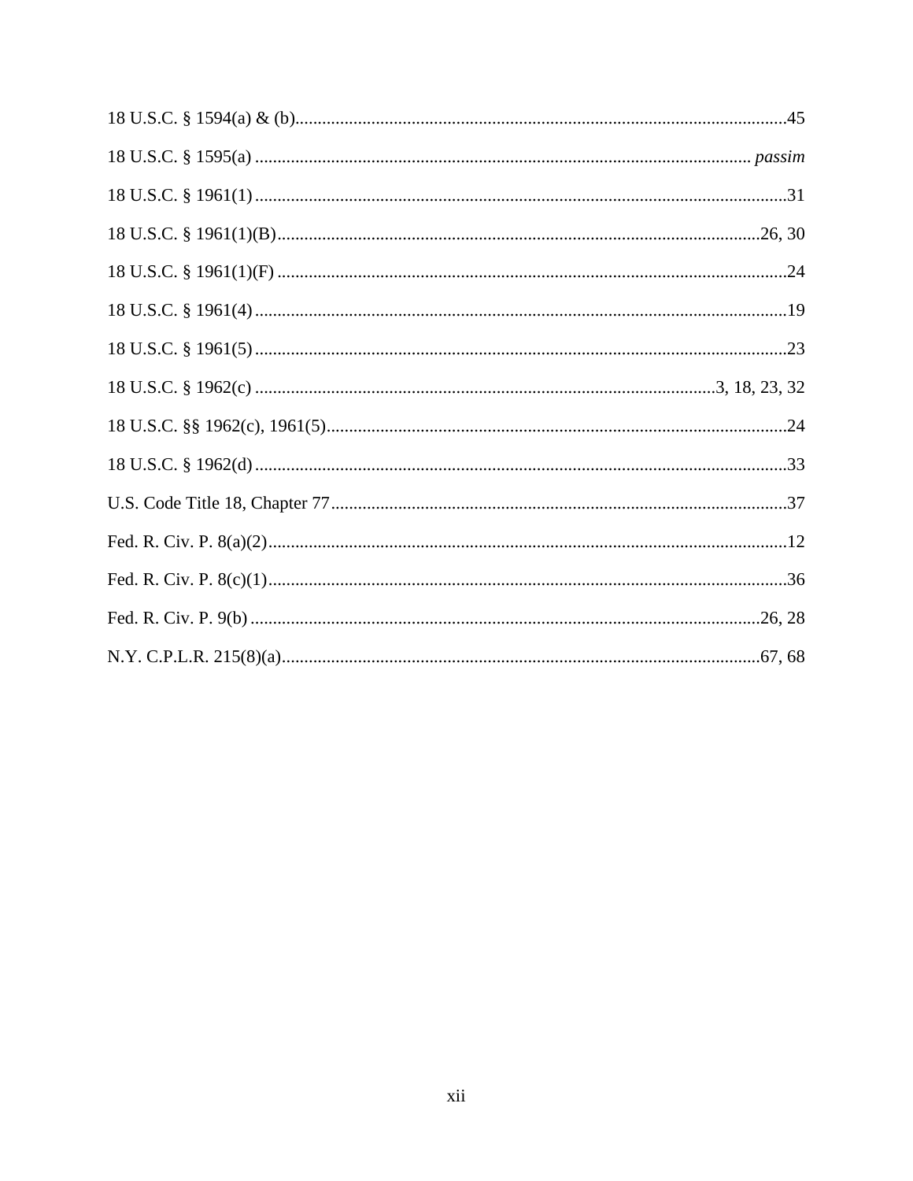18 U.S.C. § 1594(a) & (b)......................................................................................................45

18 U.S.C. § 1595(a) ......................................................................................................... *passim*

18 U.S.C. § 1961(1) ..................................................................................................................31

18 U.S.C. § 1961(1)(B).......................................................................................................26, 30

18 U.S.C. § 1961(1)(F) ..............................................................................................................24

18 U.S.C. § 1961(4) ..................................................................................................................19

18 U.S.C. § 1961(5) ..................................................................................................................23

18 U.S.C. § 1962(c) ..................................................................................................3, 18, 23, 32

18 U.S.C. §§ 1962(c), 1961(5)...................................................................................................24

18 U.S.C. § 1962(d) ..................................................................................................................33

U.S. Code Title 18, Chapter 77..................................................................................................37

Fed. R. Civ. P. 8(a)(2)................................................................................................................12

Fed. R. Civ. P. 8(c)(1)................................................................................................................36

Fed. R. Civ. P. 9(b) .............................................................................................................26, 28

N.Y. C.P.L.R. 215(8)(a).......................................................................................................67, 68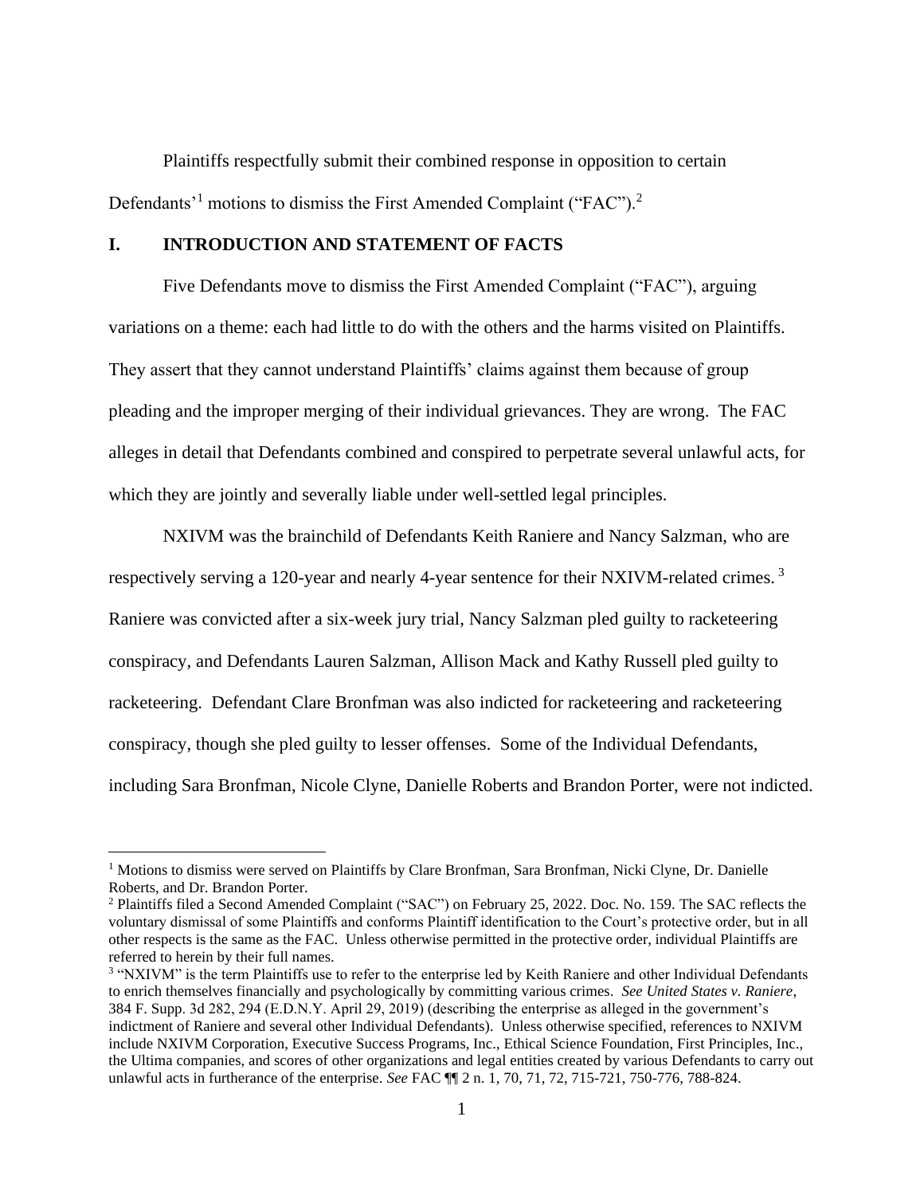Plaintiffs respectfully submit their combined response in opposition to certain Defendants'[1] motions to dismiss the First Amended Complaint ("FAC").[2]

## I. INTRODUCTION AND STATEMENT OF FACTS

Five Defendants move to dismiss the First Amended Complaint ("FAC"), arguing variations on a theme: each had little to do with the others and the harms visited on Plaintiffs. They assert that they cannot understand Plaintiffs' claims against them because of group pleading and the improper merging of their individual grievances. They are wrong. The FAC alleges in detail that Defendants combined and conspired to perpetrate several unlawful acts, for which they are jointly and severally liable under well-settled legal principles.

NXIVM was the brainchild of Defendants Keith Raniere and Nancy Salzman, who are respectively serving a 120-year and nearly 4-year sentence for their NXIVM-related crimes.[3] Raniere was convicted after a six-week jury trial, Nancy Salzman pled guilty to racketeering conspiracy, and Defendants Lauren Salzman, Allison Mack and Kathy Russell pled guilty to racketeering. Defendant Clare Bronfman was also indicted for racketeering and racketeering conspiracy, though she pled guilty to lesser offenses. Some of the Individual Defendants, including Sara Bronfman, Nicole Clyne, Danielle Roberts and Brandon Porter, were not indicted.

---

[1] Motions to dismiss were served on Plaintiffs by Clare Bronfman, Sara Bronfman, Nicki Clyne, Dr. Danielle Roberts, and Dr. Brandon Porter.

[2] Plaintiffs filed a Second Amended Complaint ("SAC") on February 25, 2022. Doc. No. 159. The SAC reflects the voluntary dismissal of some Plaintiffs and conforms Plaintiff identification to the Court's protective order, but in all other respects is the same as the FAC. Unless otherwise permitted in the protective order, individual Plaintiffs are referred to herein by their full names.

[3] "NXIVM" is the term Plaintiffs use to refer to the enterprise led by Keith Raniere and other Individual Defendants to enrich themselves financially and psychologically by committing various crimes. *See United States v. Raniere*, 384 F. Supp. 3d 282, 294 (E.D.N.Y. April 29, 2019) (describing the enterprise as alleged in the government's indictment of Raniere and several other Individual Defendants). Unless otherwise specified, references to NXIVM include NXIVM Corporation, Executive Success Programs, Inc., Ethical Science Foundation, First Principles, Inc., the Ultima companies, and scores of other organizations and legal entities created by various Defendants to carry out unlawful acts in furtherance of the enterprise. *See* FAC ¶¶ 2 n. 1, 70, 71, 72, 715-721, 750-776, 788-824.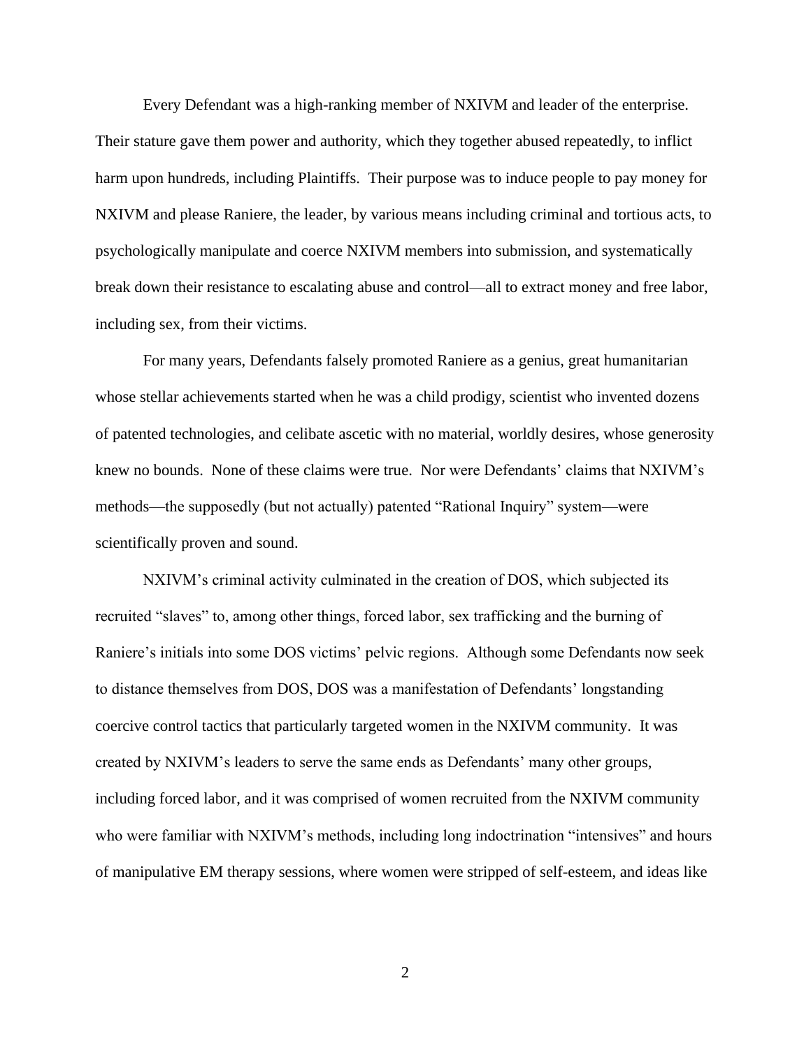Every Defendant was a high-ranking member of NXIVM and leader of the enterprise. Their stature gave them power and authority, which they together abused repeatedly, to inflict harm upon hundreds, including Plaintiffs. Their purpose was to induce people to pay money for NXIVM and please Raniere, the leader, by various means including criminal and tortious acts, to psychologically manipulate and coerce NXIVM members into submission, and systematically break down their resistance to escalating abuse and control—all to extract money and free labor, including sex, from their victims.

For many years, Defendants falsely promoted Raniere as a genius, great humanitarian whose stellar achievements started when he was a child prodigy, scientist who invented dozens of patented technologies, and celibate ascetic with no material, worldly desires, whose generosity knew no bounds. None of these claims were true. Nor were Defendants' claims that NXIVM's methods—the supposedly (but not actually) patented "Rational Inquiry" system—were scientifically proven and sound.

NXIVM's criminal activity culminated in the creation of DOS, which subjected its recruited "slaves" to, among other things, forced labor, sex trafficking and the burning of Raniere's initials into some DOS victims' pelvic regions. Although some Defendants now seek to distance themselves from DOS, DOS was a manifestation of Defendants' longstanding coercive control tactics that particularly targeted women in the NXIVM community. It was created by NXIVM's leaders to serve the same ends as Defendants' many other groups, including forced labor, and it was comprised of women recruited from the NXIVM community who were familiar with NXIVM's methods, including long indoctrination "intensives" and hours of manipulative EM therapy sessions, where women were stripped of self-esteem, and ideas like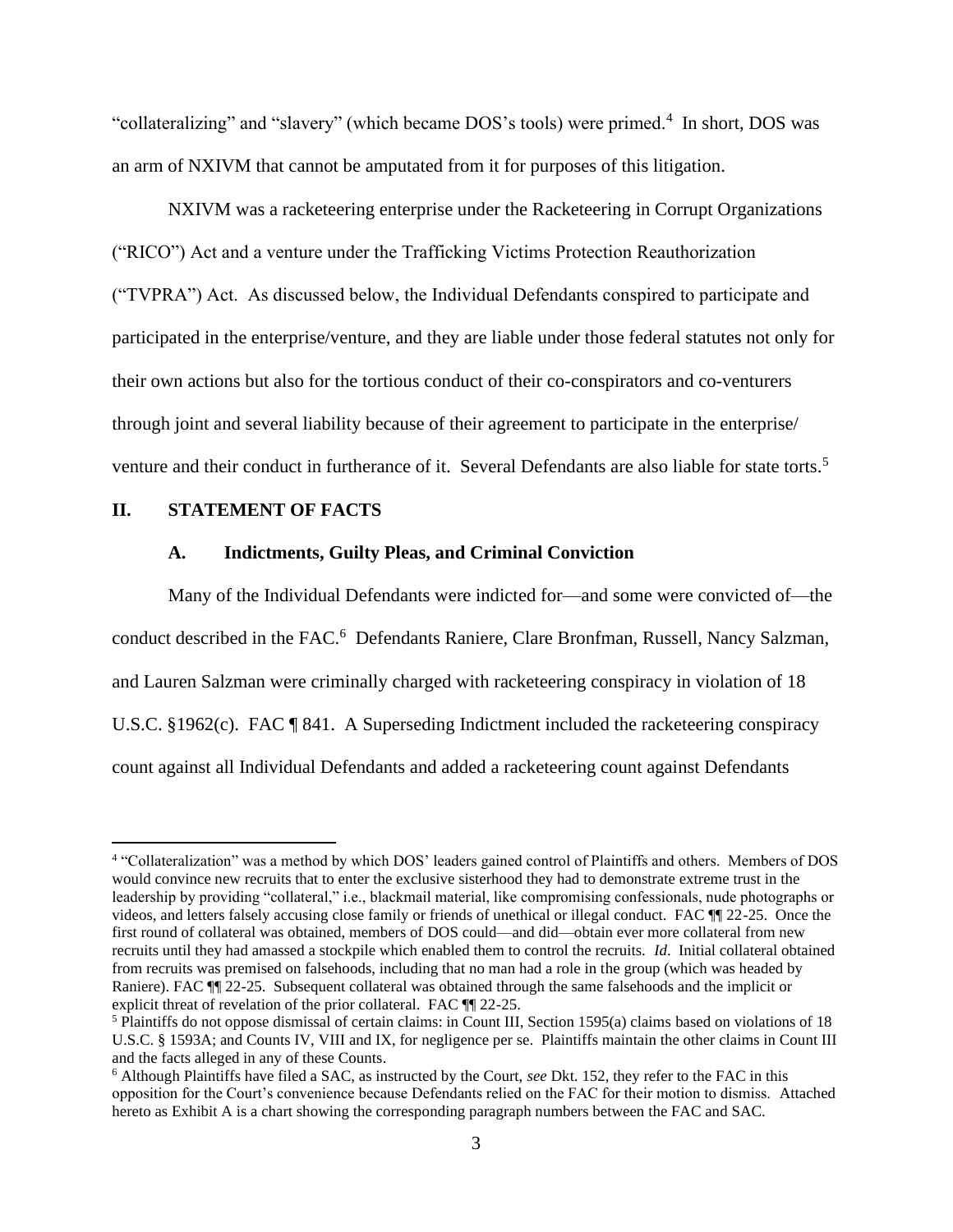"collateralizing" and "slavery" (which became DOS's tools) were primed.[4] In short, DOS was an arm of NXIVM that cannot be amputated from it for purposes of this litigation.

NXIVM was a racketeering enterprise under the Racketeering in Corrupt Organizations ("RICO") Act and a venture under the Trafficking Victims Protection Reauthorization ("TVPRA") Act. As discussed below, the Individual Defendants conspired to participate and participated in the enterprise/venture, and they are liable under those federal statutes not only for their own actions but also for the tortious conduct of their co-conspirators and co-venturers through joint and several liability because of their agreement to participate in the enterprise/ venture and their conduct in furtherance of it. Several Defendants are also liable for state torts.[5]

## II. STATEMENT OF FACTS

### A. Indictments, Guilty Pleas, and Criminal Conviction

Many of the Individual Defendants were indicted for—and some were convicted of—the conduct described in the FAC.[6] Defendants Raniere, Clare Bronfman, Russell, Nancy Salzman, and Lauren Salzman were criminally charged with racketeering conspiracy in violation of 18 U.S.C. §1962(c). FAC ¶ 841. A Superseding Indictment included the racketeering conspiracy count against all Individual Defendants and added a racketeering count against Defendants

---

[4] "Collateralization" was a method by which DOS' leaders gained control of Plaintiffs and others. Members of DOS would convince new recruits that to enter the exclusive sisterhood they had to demonstrate extreme trust in the leadership by providing "collateral," i.e., blackmail material, like compromising confessionals, nude photographs or videos, and letters falsely accusing close family or friends of unethical or illegal conduct. FAC ¶¶ 22-25. Once the first round of collateral was obtained, members of DOS could—and did—obtain ever more collateral from new recruits until they had amassed a stockpile which enabled them to control the recruits. *Id*. Initial collateral obtained from recruits was premised on falsehoods, including that no man had a role in the group (which was headed by Raniere). FAC ¶¶ 22-25. Subsequent collateral was obtained through the same falsehoods and the implicit or explicit threat of revelation of the prior collateral. FAC ¶¶ 22-25.

[5] Plaintiffs do not oppose dismissal of certain claims: in Count III, Section 1595(a) claims based on violations of 18 U.S.C. § 1593A; and Counts IV, VIII and IX, for negligence per se. Plaintiffs maintain the other claims in Count III and the facts alleged in any of these Counts.

[6] Although Plaintiffs have filed a SAC, as instructed by the Court, *see* Dkt. 152, they refer to the FAC in this opposition for the Court's convenience because Defendants relied on the FAC for their motion to dismiss. Attached hereto as Exhibit A is a chart showing the corresponding paragraph numbers between the FAC and SAC.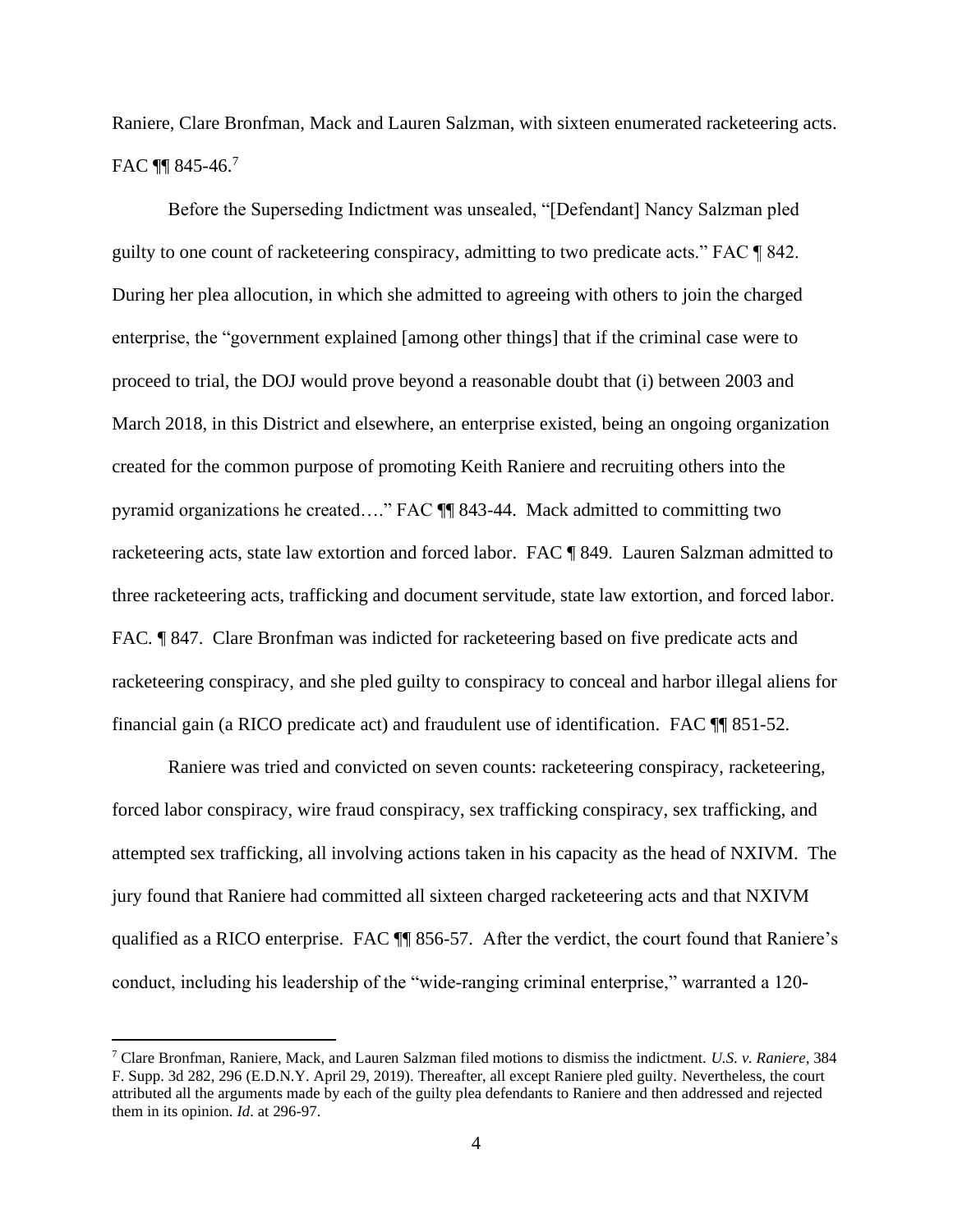Raniere, Clare Bronfman, Mack and Lauren Salzman, with sixteen enumerated racketeering acts. FAC ¶¶ 845-46.[7]

Before the Superseding Indictment was unsealed, "[Defendant] Nancy Salzman pled guilty to one count of racketeering conspiracy, admitting to two predicate acts." FAC ¶ 842. During her plea allocution, in which she admitted to agreeing with others to join the charged enterprise, the "government explained [among other things] that if the criminal case were to proceed to trial, the DOJ would prove beyond a reasonable doubt that (i) between 2003 and March 2018, in this District and elsewhere, an enterprise existed, being an ongoing organization created for the common purpose of promoting Keith Raniere and recruiting others into the pyramid organizations he created…." FAC ¶¶ 843-44. Mack admitted to committing two racketeering acts, state law extortion and forced labor. FAC ¶ 849. Lauren Salzman admitted to three racketeering acts, trafficking and document servitude, state law extortion, and forced labor. FAC. ¶ 847. Clare Bronfman was indicted for racketeering based on five predicate acts and racketeering conspiracy, and she pled guilty to conspiracy to conceal and harbor illegal aliens for financial gain (a RICO predicate act) and fraudulent use of identification. FAC ¶¶ 851-52.

Raniere was tried and convicted on seven counts: racketeering conspiracy, racketeering, forced labor conspiracy, wire fraud conspiracy, sex trafficking conspiracy, sex trafficking, and attempted sex trafficking, all involving actions taken in his capacity as the head of NXIVM. The jury found that Raniere had committed all sixteen charged racketeering acts and that NXIVM qualified as a RICO enterprise. FAC ¶¶ 856-57. After the verdict, the court found that Raniere's conduct, including his leadership of the "wide-ranging criminal enterprise," warranted a 120-

[7] Clare Bronfman, Raniere, Mack, and Lauren Salzman filed motions to dismiss the indictment. *U.S. v. Raniere*, 384 F. Supp. 3d 282, 296 (E.D.N.Y. April 29, 2019). Thereafter, all except Raniere pled guilty. Nevertheless, the court attributed all the arguments made by each of the guilty plea defendants to Raniere and then addressed and rejected them in its opinion. *Id*. at 296-97.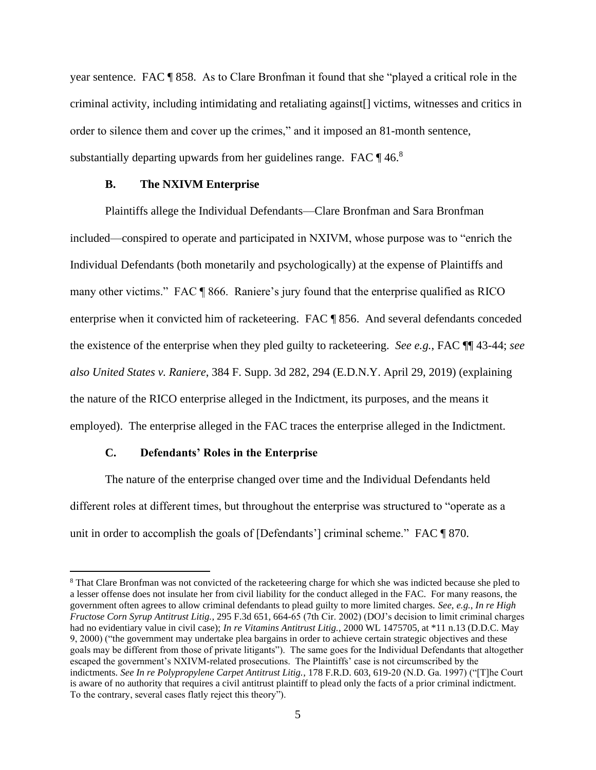year sentence. FAC ¶ 858. As to Clare Bronfman it found that she "played a critical role in the criminal activity, including intimidating and retaliating against[] victims, witnesses and critics in order to silence them and cover up the crimes," and it imposed an 81-month sentence, substantially departing upwards from her guidelines range. FAC ¶ 46.[8]

### B. The NXIVM Enterprise

Plaintiffs allege the Individual Defendants—Clare Bronfman and Sara Bronfman included—conspired to operate and participated in NXIVM, whose purpose was to "enrich the Individual Defendants (both monetarily and psychologically) at the expense of Plaintiffs and many other victims." FAC ¶ 866. Raniere's jury found that the enterprise qualified as RICO enterprise when it convicted him of racketeering. FAC ¶ 856. And several defendants conceded the existence of the enterprise when they pled guilty to racketeering. *See e.g.*, FAC ¶¶ 43-44; *see also United States v. Raniere*, 384 F. Supp. 3d 282, 294 (E.D.N.Y. April 29, 2019) (explaining the nature of the RICO enterprise alleged in the Indictment, its purposes, and the means it employed). The enterprise alleged in the FAC traces the enterprise alleged in the Indictment.

### C. Defendants' Roles in the Enterprise

The nature of the enterprise changed over time and the Individual Defendants held different roles at different times, but throughout the enterprise was structured to "operate as a unit in order to accomplish the goals of [Defendants'] criminal scheme." FAC ¶ 870.

---

[8] That Clare Bronfman was not convicted of the racketeering charge for which she was indicted because she pled to a lesser offense does not insulate her from civil liability for the conduct alleged in the FAC. For many reasons, the government often agrees to allow criminal defendants to plead guilty to more limited charges. *See, e.g., In re High Fructose Corn Syrup Antitrust Litig.*, 295 F.3d 651, 664-65 (7th Cir. 2002) (DOJ's decision to limit criminal charges had no evidentiary value in civil case); *In re Vitamins Antitrust Litig.*, 2000 WL 1475705, at *11 n.13 (D.D.C. May 9, 2000) ("the government may undertake plea bargains in order to achieve certain strategic objectives and these goals may be different from those of private litigants"). The same goes for the Individual Defendants that altogether escaped the government's NXIVM-related prosecutions. The Plaintiffs' case is not circumscribed by the indictments. *See In re Polypropylene Carpet Antitrust Litig.*, 178 F.R.D. 603, 619-20 (N.D. Ga. 1997) ("[T]he Court is aware of no authority that requires a civil antitrust plaintiff to plead only the facts of a prior criminal indictment. To the contrary, several cases flatly reject this theory").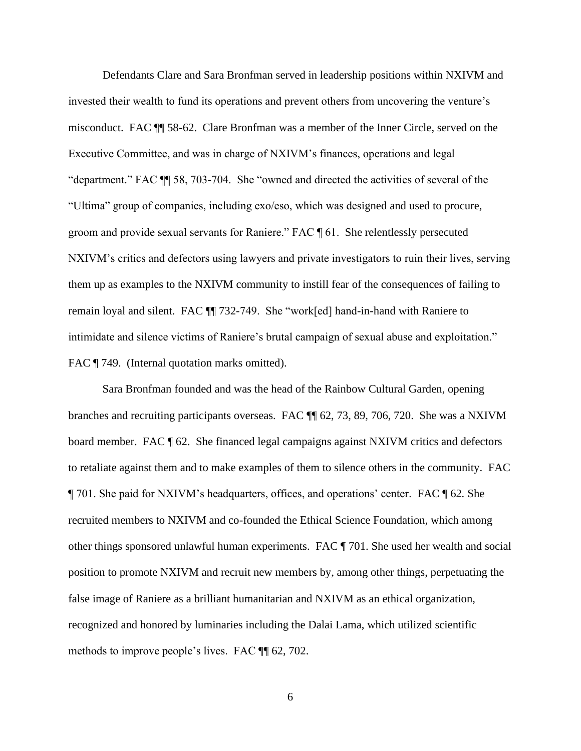Defendants Clare and Sara Bronfman served in leadership positions within NXIVM and invested their wealth to fund its operations and prevent others from uncovering the venture's misconduct. FAC ¶¶ 58-62. Clare Bronfman was a member of the Inner Circle, served on the Executive Committee, and was in charge of NXIVM's finances, operations and legal "department." FAC ¶¶ 58, 703-704. She "owned and directed the activities of several of the "Ultima" group of companies, including exo/eso, which was designed and used to procure, groom and provide sexual servants for Raniere." FAC ¶ 61. She relentlessly persecuted NXIVM's critics and defectors using lawyers and private investigators to ruin their lives, serving them up as examples to the NXIVM community to instill fear of the consequences of failing to remain loyal and silent. FAC ¶¶ 732-749. She "work[ed] hand-in-hand with Raniere to intimidate and silence victims of Raniere's brutal campaign of sexual abuse and exploitation." FAC ¶ 749. (Internal quotation marks omitted).

Sara Bronfman founded and was the head of the Rainbow Cultural Garden, opening branches and recruiting participants overseas. FAC ¶¶ 62, 73, 89, 706, 720. She was a NXIVM board member. FAC ¶ 62. She financed legal campaigns against NXIVM critics and defectors to retaliate against them and to make examples of them to silence others in the community. FAC ¶ 701. She paid for NXIVM's headquarters, offices, and operations' center. FAC ¶ 62. She recruited members to NXIVM and co-founded the Ethical Science Foundation, which among other things sponsored unlawful human experiments. FAC ¶ 701. She used her wealth and social position to promote NXIVM and recruit new members by, among other things, perpetuating the false image of Raniere as a brilliant humanitarian and NXIVM as an ethical organization, recognized and honored by luminaries including the Dalai Lama, which utilized scientific methods to improve people's lives. FAC ¶¶ 62, 702.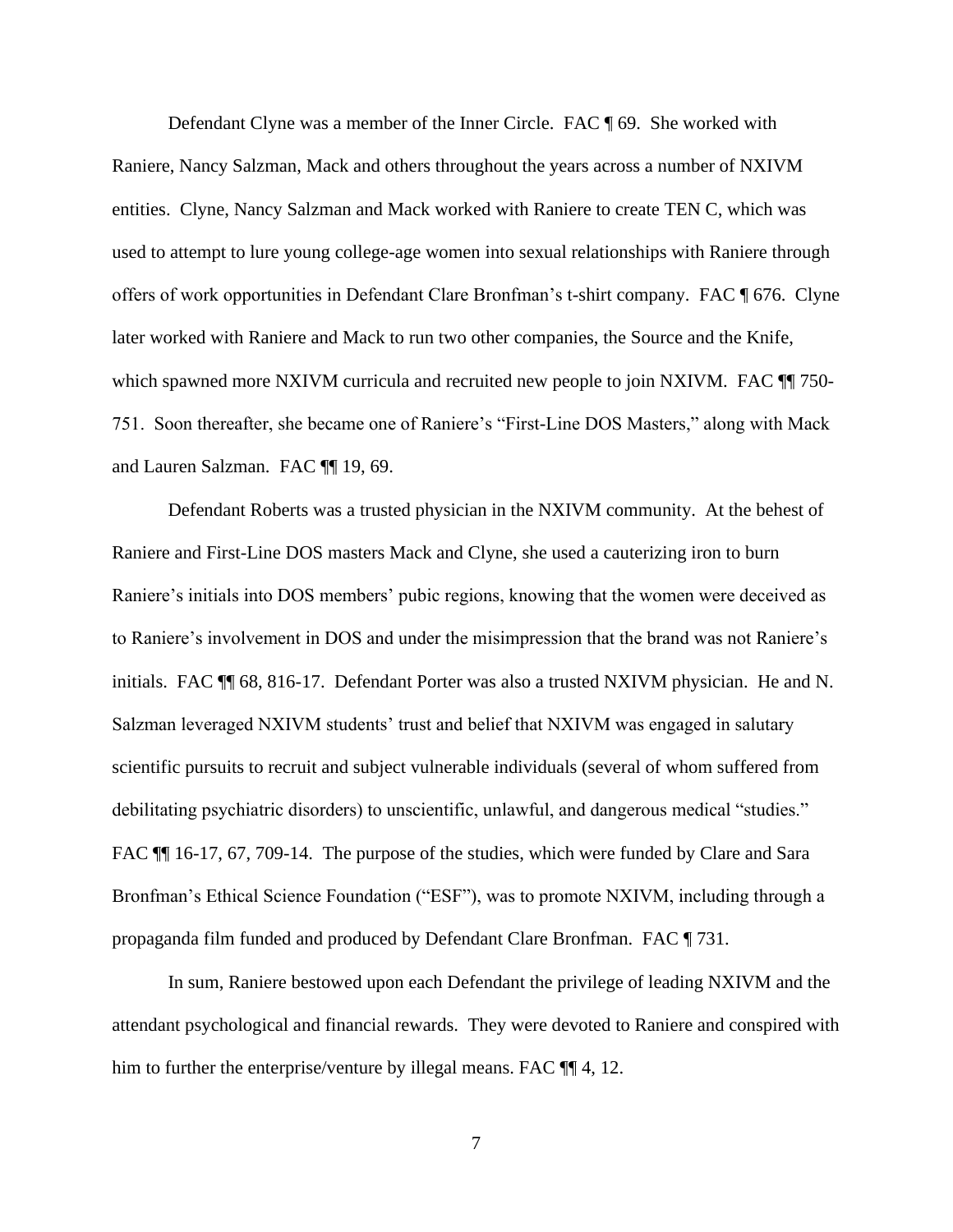Defendant Clyne was a member of the Inner Circle. FAC ¶ 69. She worked with Raniere, Nancy Salzman, Mack and others throughout the years across a number of NXIVM entities. Clyne, Nancy Salzman and Mack worked with Raniere to create TEN C, which was used to attempt to lure young college-age women into sexual relationships with Raniere through offers of work opportunities in Defendant Clare Bronfman's t-shirt company. FAC ¶ 676. Clyne later worked with Raniere and Mack to run two other companies, the Source and the Knife, which spawned more NXIVM curricula and recruited new people to join NXIVM. FAC ¶¶ 750-751. Soon thereafter, she became one of Raniere's "First-Line DOS Masters," along with Mack and Lauren Salzman. FAC ¶¶ 19, 69.

Defendant Roberts was a trusted physician in the NXIVM community. At the behest of Raniere and First-Line DOS masters Mack and Clyne, she used a cauterizing iron to burn Raniere's initials into DOS members' pubic regions, knowing that the women were deceived as to Raniere's involvement in DOS and under the misimpression that the brand was not Raniere's initials. FAC ¶¶ 68, 816-17. Defendant Porter was also a trusted NXIVM physician. He and N. Salzman leveraged NXIVM students' trust and belief that NXIVM was engaged in salutary scientific pursuits to recruit and subject vulnerable individuals (several of whom suffered from debilitating psychiatric disorders) to unscientific, unlawful, and dangerous medical "studies." FAC ¶¶ 16-17, 67, 709-14. The purpose of the studies, which were funded by Clare and Sara Bronfman's Ethical Science Foundation ("ESF"), was to promote NXIVM, including through a propaganda film funded and produced by Defendant Clare Bronfman. FAC ¶ 731.

In sum, Raniere bestowed upon each Defendant the privilege of leading NXIVM and the attendant psychological and financial rewards. They were devoted to Raniere and conspired with him to further the enterprise/venture by illegal means. FAC ¶¶ 4, 12.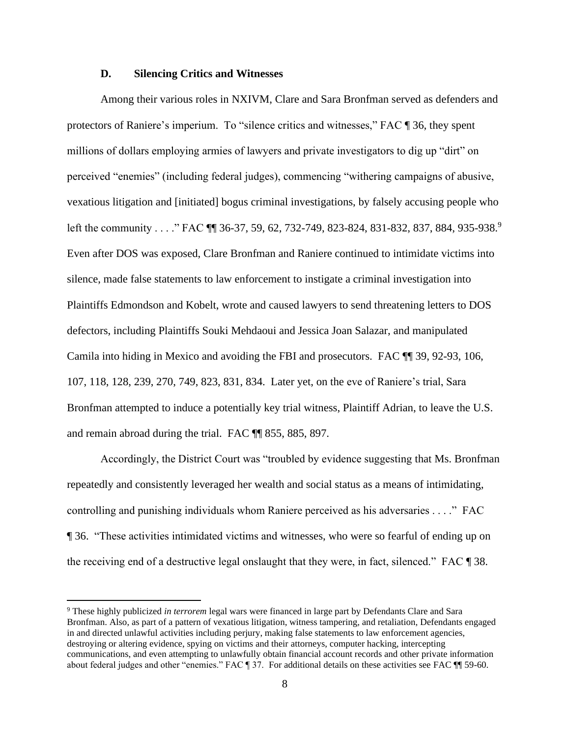### D. Silencing Critics and Witnesses

Among their various roles in NXIVM, Clare and Sara Bronfman served as defenders and protectors of Raniere's imperium. To "silence critics and witnesses," FAC ¶ 36, they spent millions of dollars employing armies of lawyers and private investigators to dig up "dirt" on perceived "enemies" (including federal judges), commencing "withering campaigns of abusive, vexatious litigation and [initiated] bogus criminal investigations, by falsely accusing people who left the community . . . ." FAC ¶¶ 36-37, 59, 62, 732-749, 823-824, 831-832, 837, 884, 935-938.[9] Even after DOS was exposed, Clare Bronfman and Raniere continued to intimidate victims into silence, made false statements to law enforcement to instigate a criminal investigation into Plaintiffs Edmondson and Kobelt, wrote and caused lawyers to send threatening letters to DOS defectors, including Plaintiffs Souki Mehdaoui and Jessica Joan Salazar, and manipulated Camila into hiding in Mexico and avoiding the FBI and prosecutors. FAC ¶¶ 39, 92-93, 106, 107, 118, 128, 239, 270, 749, 823, 831, 834. Later yet, on the eve of Raniere's trial, Sara Bronfman attempted to induce a potentially key trial witness, Plaintiff Adrian, to leave the U.S. and remain abroad during the trial. FAC ¶¶ 855, 885, 897.

Accordingly, the District Court was "troubled by evidence suggesting that Ms. Bronfman repeatedly and consistently leveraged her wealth and social status as a means of intimidating, controlling and punishing individuals whom Raniere perceived as his adversaries . . . ." FAC ¶ 36. "These activities intimidated victims and witnesses, who were so fearful of ending up on the receiving end of a destructive legal onslaught that they were, in fact, silenced." FAC ¶ 38.

---

[9] These highly publicized *in terrorem* legal wars were financed in large part by Defendants Clare and Sara Bronfman. Also, as part of a pattern of vexatious litigation, witness tampering, and retaliation, Defendants engaged in and directed unlawful activities including perjury, making false statements to law enforcement agencies, destroying or altering evidence, spying on victims and their attorneys, computer hacking, intercepting communications, and even attempting to unlawfully obtain financial account records and other private information about federal judges and other "enemies." FAC ¶ 37. For additional details on these activities see FAC ¶¶ 59-60.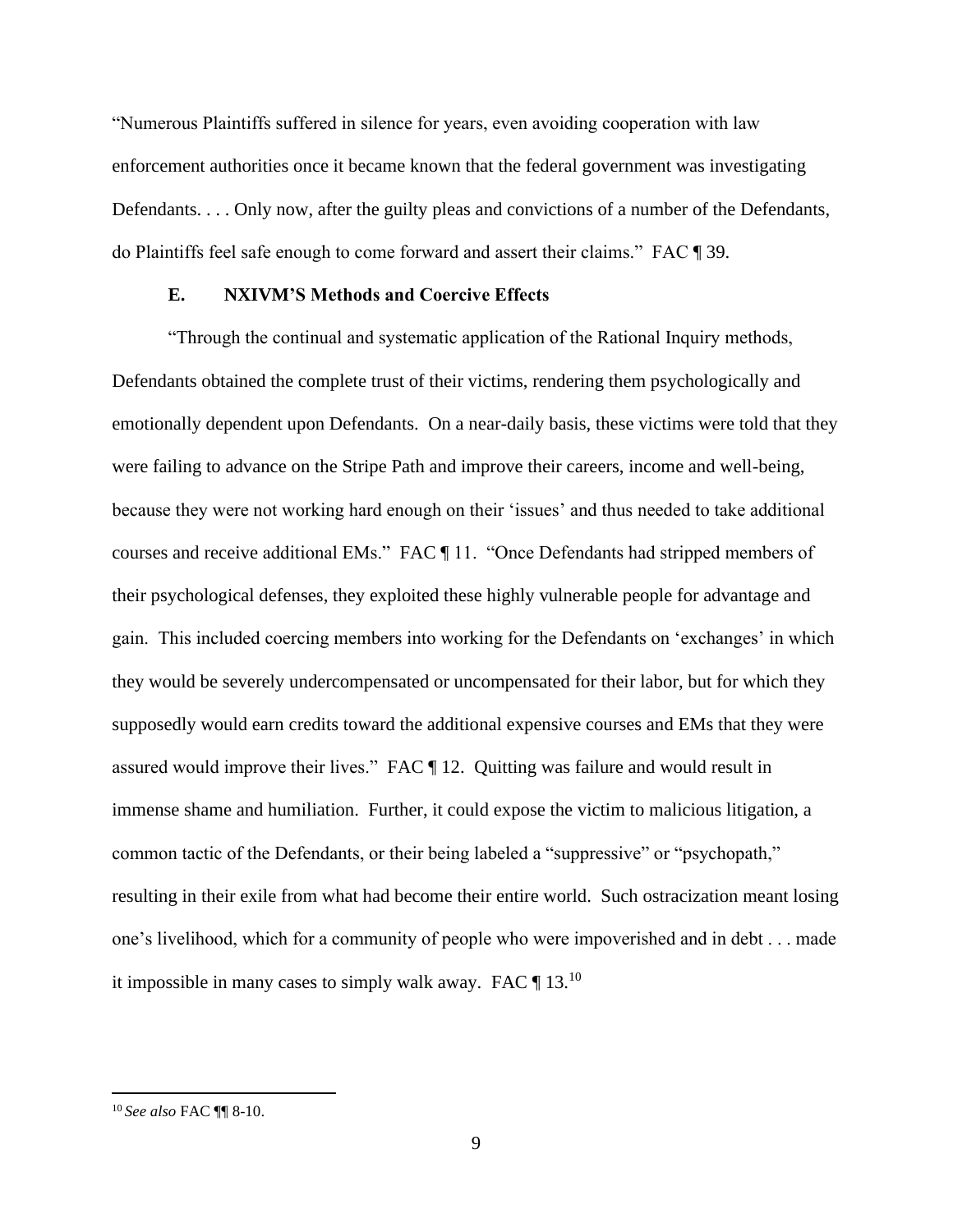"Numerous Plaintiffs suffered in silence for years, even avoiding cooperation with law enforcement authorities once it became known that the federal government was investigating Defendants. . . . Only now, after the guilty pleas and convictions of a number of the Defendants, do Plaintiffs feel safe enough to come forward and assert their claims." FAC ¶ 39.

### E. NXIVM'S Methods and Coercive Effects

"Through the continual and systematic application of the Rational Inquiry methods, Defendants obtained the complete trust of their victims, rendering them psychologically and emotionally dependent upon Defendants. On a near-daily basis, these victims were told that they were failing to advance on the Stripe Path and improve their careers, income and well-being, because they were not working hard enough on their 'issues' and thus needed to take additional courses and receive additional EMs." FAC ¶ 11. "Once Defendants had stripped members of their psychological defenses, they exploited these highly vulnerable people for advantage and gain. This included coercing members into working for the Defendants on 'exchanges' in which they would be severely undercompensated or uncompensated for their labor, but for which they supposedly would earn credits toward the additional expensive courses and EMs that they were assured would improve their lives." FAC ¶ 12. Quitting was failure and would result in immense shame and humiliation. Further, it could expose the victim to malicious litigation, a common tactic of the Defendants, or their being labeled a "suppressive" or "psychopath," resulting in their exile from what had become their entire world. Such ostracization meant losing one's livelihood, which for a community of people who were impoverished and in debt . . . made it impossible in many cases to simply walk away. FAC ¶ 13.[10]

---

[10] *See also* FAC ¶¶ 8-10.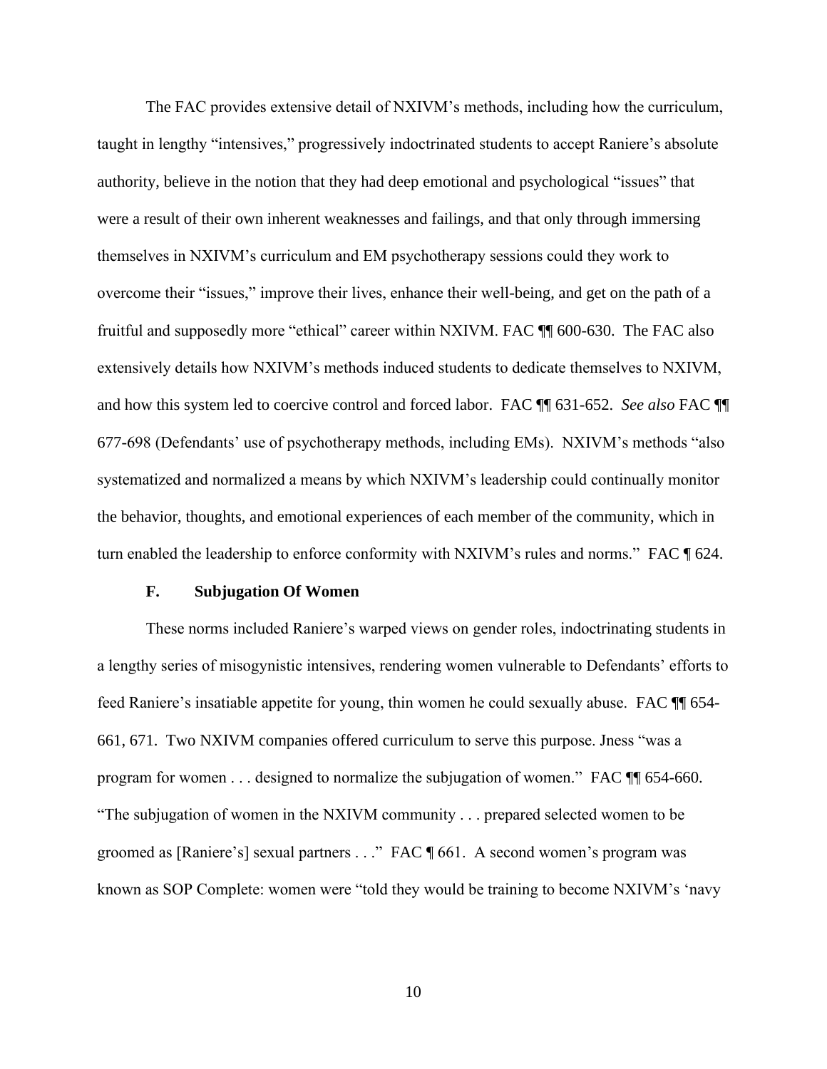The FAC provides extensive detail of NXIVM's methods, including how the curriculum, taught in lengthy "intensives," progressively indoctrinated students to accept Raniere's absolute authority, believe in the notion that they had deep emotional and psychological "issues" that were a result of their own inherent weaknesses and failings, and that only through immersing themselves in NXIVM's curriculum and EM psychotherapy sessions could they work to overcome their "issues," improve their lives, enhance their well-being, and get on the path of a fruitful and supposedly more "ethical" career within NXIVM. FAC ¶¶ 600-630. The FAC also extensively details how NXIVM's methods induced students to dedicate themselves to NXIVM, and how this system led to coercive control and forced labor. FAC ¶¶ 631-652. *See also* FAC ¶¶ 677-698 (Defendants' use of psychotherapy methods, including EMs). NXIVM's methods "also systematized and normalized a means by which NXIVM's leadership could continually monitor the behavior, thoughts, and emotional experiences of each member of the community, which in turn enabled the leadership to enforce conformity with NXIVM's rules and norms." FAC ¶ 624.

### F. Subjugation Of Women

These norms included Raniere's warped views on gender roles, indoctrinating students in a lengthy series of misogynistic intensives, rendering women vulnerable to Defendants' efforts to feed Raniere's insatiable appetite for young, thin women he could sexually abuse. FAC ¶¶ 654-661, 671. Two NXIVM companies offered curriculum to serve this purpose. Jness "was a program for women . . . designed to normalize the subjugation of women." FAC ¶¶ 654-660. "The subjugation of women in the NXIVM community . . . prepared selected women to be groomed as [Raniere's] sexual partners . . ." FAC ¶ 661. A second women's program was known as SOP Complete: women were "told they would be training to become NXIVM's 'navy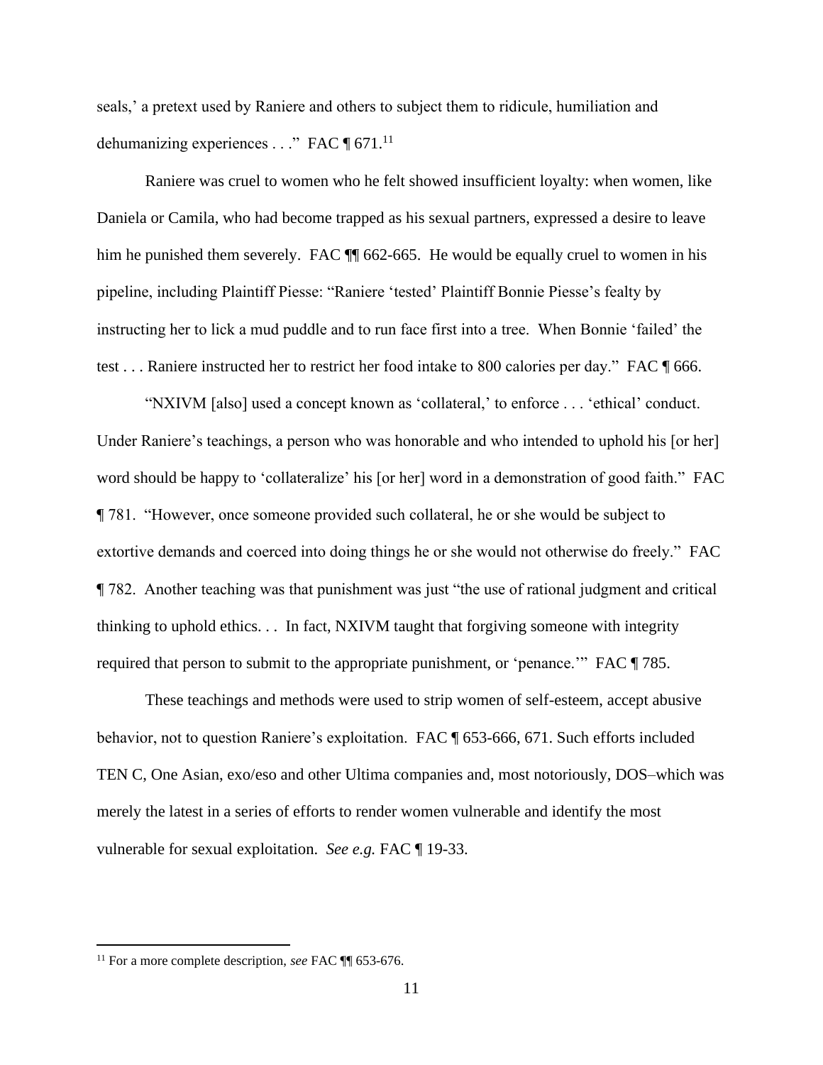seals,' a pretext used by Raniere and others to subject them to ridicule, humiliation and dehumanizing experiences . . ." FAC ¶ 671.[11]

Raniere was cruel to women who he felt showed insufficient loyalty: when women, like Daniela or Camila, who had become trapped as his sexual partners, expressed a desire to leave him he punished them severely. FAC ¶¶ 662-665. He would be equally cruel to women in his pipeline, including Plaintiff Piesse: "Raniere 'tested' Plaintiff Bonnie Piesse's fealty by instructing her to lick a mud puddle and to run face first into a tree. When Bonnie 'failed' the test . . . Raniere instructed her to restrict her food intake to 800 calories per day." FAC ¶ 666.

"NXIVM [also] used a concept known as 'collateral,' to enforce . . . 'ethical' conduct. Under Raniere's teachings, a person who was honorable and who intended to uphold his [or her] word should be happy to 'collateralize' his [or her] word in a demonstration of good faith." FAC ¶ 781. "However, once someone provided such collateral, he or she would be subject to extortive demands and coerced into doing things he or she would not otherwise do freely." FAC ¶ 782. Another teaching was that punishment was just "the use of rational judgment and critical thinking to uphold ethics. . . In fact, NXIVM taught that forgiving someone with integrity required that person to submit to the appropriate punishment, or 'penance.'" FAC ¶ 785.

These teachings and methods were used to strip women of self-esteem, accept abusive behavior, not to question Raniere's exploitation. FAC ¶ 653-666, 671. Such efforts included TEN C, One Asian, exo/eso and other Ultima companies and, most notoriously, DOS–which was merely the latest in a series of efforts to render women vulnerable and identify the most vulnerable for sexual exploitation. *See e.g.* FAC ¶ 19-33.

---

[11] For a more complete description, *see* FAC ¶¶ 653-676.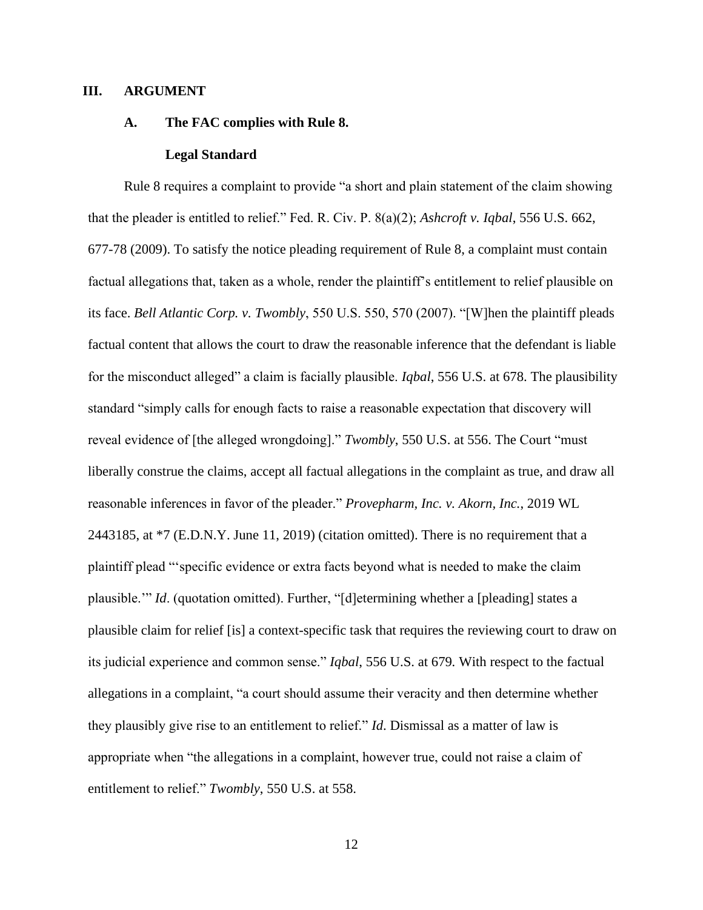## III. ARGUMENT

### A. The FAC complies with Rule 8.

#### Legal Standard

Rule 8 requires a complaint to provide "a short and plain statement of the claim showing that the pleader is entitled to relief." Fed. R. Civ. P. 8(a)(2); *Ashcroft v. Iqbal*, 556 U.S. 662, 677-78 (2009). To satisfy the notice pleading requirement of Rule 8, a complaint must contain factual allegations that, taken as a whole, render the plaintiff's entitlement to relief plausible on its face. *Bell Atlantic Corp. v. Twombly*, 550 U.S. 550, 570 (2007). "[W]hen the plaintiff pleads factual content that allows the court to draw the reasonable inference that the defendant is liable for the misconduct alleged" a claim is facially plausible. *Iqbal*, 556 U.S. at 678. The plausibility standard "simply calls for enough facts to raise a reasonable expectation that discovery will reveal evidence of [the alleged wrongdoing]." *Twombly*, 550 U.S. at 556. The Court "must liberally construe the claims, accept all factual allegations in the complaint as true, and draw all reasonable inferences in favor of the pleader." *Provepharm, Inc. v. Akorn, Inc.*, 2019 WL 2443185, at *7 (E.D.N.Y. June 11, 2019) (citation omitted). There is no requirement that a plaintiff plead "'specific evidence or extra facts beyond what is needed to make the claim plausible.'" *Id*. (quotation omitted). Further, "[d]etermining whether a [pleading] states a plausible claim for relief [is] a context-specific task that requires the reviewing court to draw on its judicial experience and common sense." *Iqbal*, 556 U.S. at 679. With respect to the factual allegations in a complaint, "a court should assume their veracity and then determine whether they plausibly give rise to an entitlement to relief." *Id.* Dismissal as a matter of law is appropriate when "the allegations in a complaint, however true, could not raise a claim of entitlement to relief." *Twombly*, 550 U.S. at 558.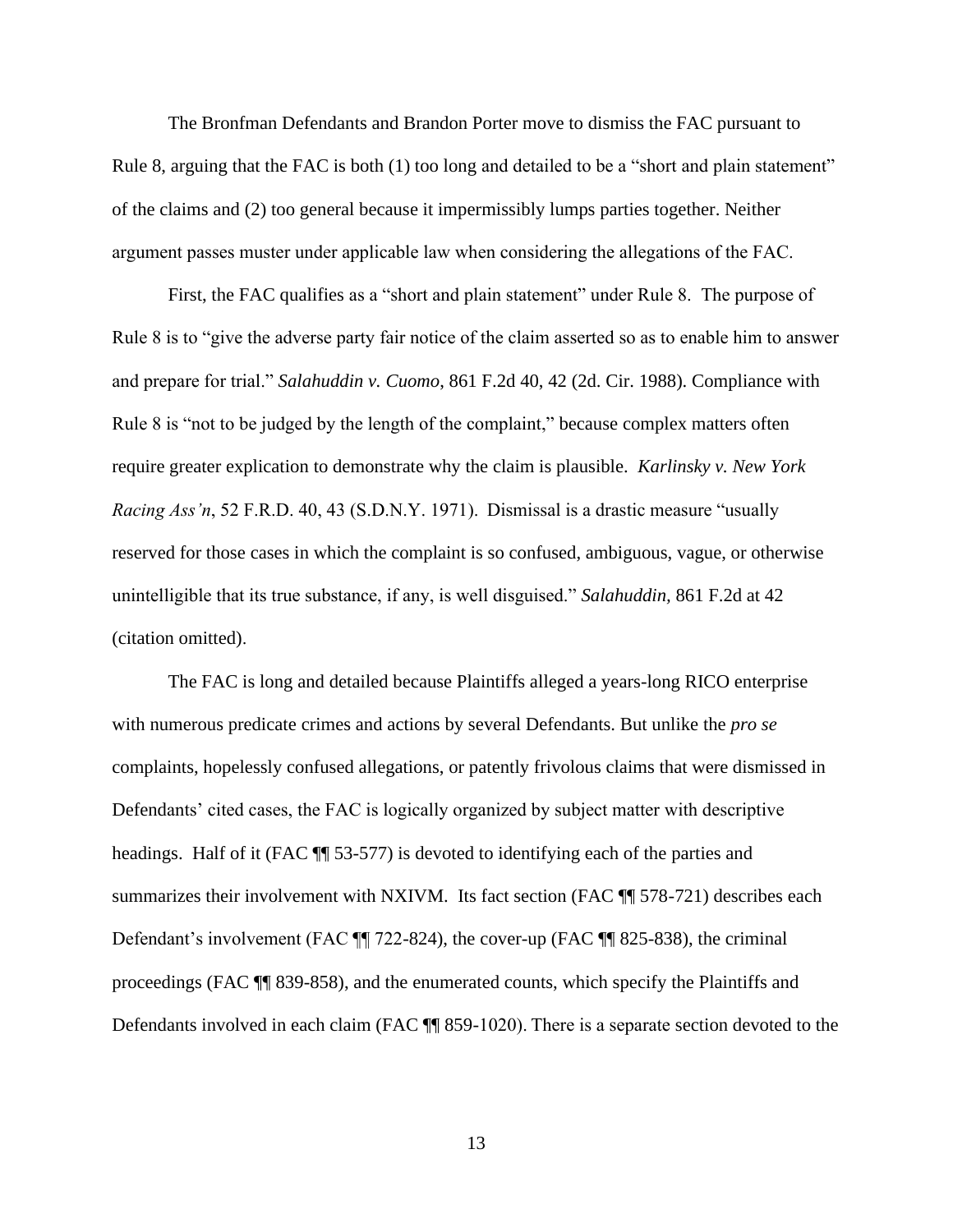The Bronfman Defendants and Brandon Porter move to dismiss the FAC pursuant to Rule 8, arguing that the FAC is both (1) too long and detailed to be a "short and plain statement" of the claims and (2) too general because it impermissibly lumps parties together. Neither argument passes muster under applicable law when considering the allegations of the FAC.

First, the FAC qualifies as a "short and plain statement" under Rule 8. The purpose of Rule 8 is to "give the adverse party fair notice of the claim asserted so as to enable him to answer and prepare for trial." *Salahuddin v. Cuomo*, 861 F.2d 40, 42 (2d. Cir. 1988). Compliance with Rule 8 is "not to be judged by the length of the complaint," because complex matters often require greater explication to demonstrate why the claim is plausible. *Karlinsky v. New York Racing Ass'n*, 52 F.R.D. 40, 43 (S.D.N.Y. 1971). Dismissal is a drastic measure "usually reserved for those cases in which the complaint is so confused, ambiguous, vague, or otherwise unintelligible that its true substance, if any, is well disguised." *Salahuddin,* 861 F.2d at 42 (citation omitted).

The FAC is long and detailed because Plaintiffs alleged a years-long RICO enterprise with numerous predicate crimes and actions by several Defendants. But unlike the *pro se* complaints, hopelessly confused allegations, or patently frivolous claims that were dismissed in Defendants' cited cases, the FAC is logically organized by subject matter with descriptive headings. Half of it (FAC ¶¶ 53-577) is devoted to identifying each of the parties and summarizes their involvement with NXIVM. Its fact section (FAC ¶¶ 578-721) describes each Defendant's involvement (FAC ¶¶ 722-824), the cover-up (FAC ¶¶ 825-838), the criminal proceedings (FAC ¶¶ 839-858), and the enumerated counts, which specify the Plaintiffs and Defendants involved in each claim (FAC ¶¶ 859-1020). There is a separate section devoted to the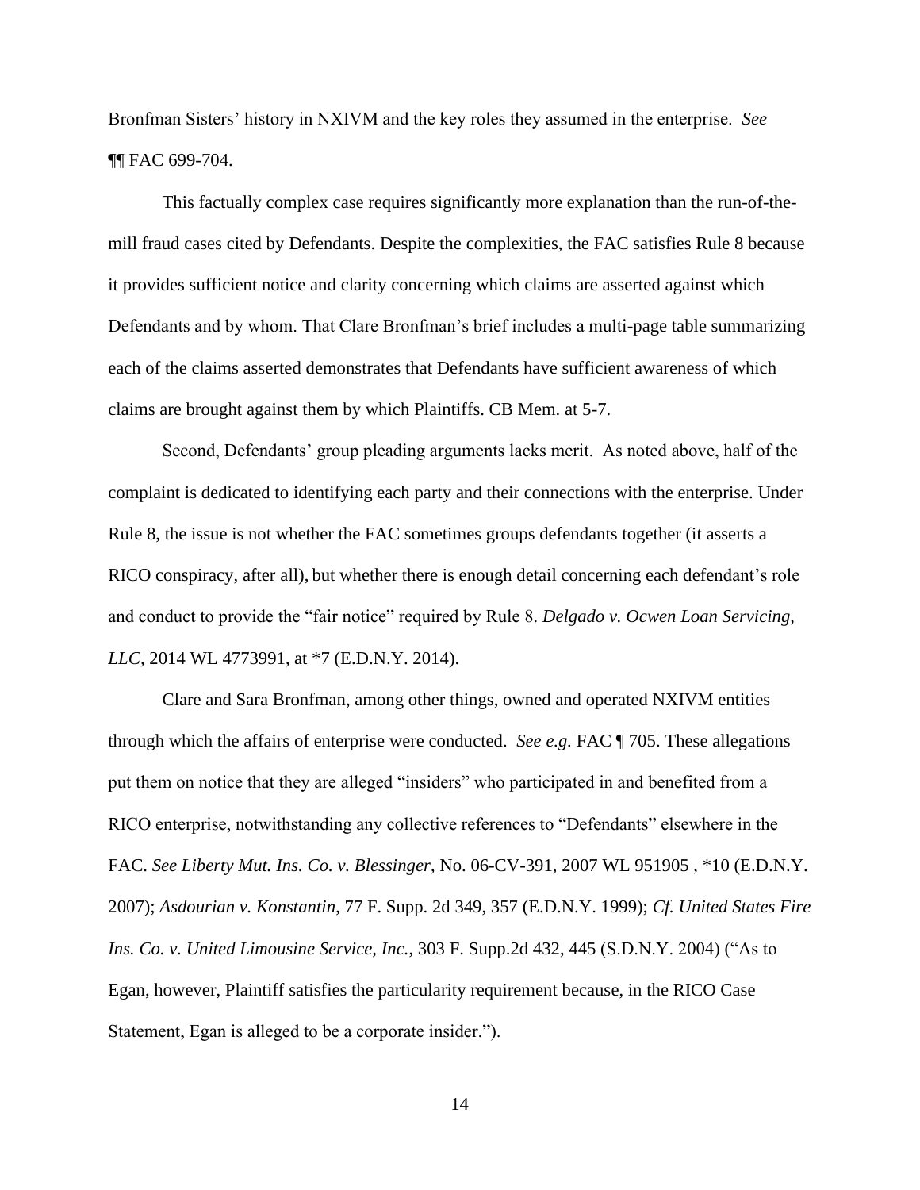Bronfman Sisters' history in NXIVM and the key roles they assumed in the enterprise. *See* ¶¶ FAC 699-704.

This factually complex case requires significantly more explanation than the run-of-the-mill fraud cases cited by Defendants. Despite the complexities, the FAC satisfies Rule 8 because it provides sufficient notice and clarity concerning which claims are asserted against which Defendants and by whom. That Clare Bronfman's brief includes a multi-page table summarizing each of the claims asserted demonstrates that Defendants have sufficient awareness of which claims are brought against them by which Plaintiffs. CB Mem. at 5-7.

Second, Defendants' group pleading arguments lacks merit. As noted above, half of the complaint is dedicated to identifying each party and their connections with the enterprise. Under Rule 8, the issue is not whether the FAC sometimes groups defendants together (it asserts a RICO conspiracy, after all), but whether there is enough detail concerning each defendant's role and conduct to provide the "fair notice" required by Rule 8. *Delgado v. Ocwen Loan Servicing, LLC*, 2014 WL 4773991, at *7 (E.D.N.Y. 2014).

Clare and Sara Bronfman, among other things, owned and operated NXIVM entities through which the affairs of enterprise were conducted. *See e.g.* FAC ¶ 705. These allegations put them on notice that they are alleged "insiders" who participated in and benefited from a RICO enterprise, notwithstanding any collective references to "Defendants" elsewhere in the FAC. *See Liberty Mut. Ins. Co. v. Blessinger*, No. 06-CV-391, 2007 WL 951905 , *10 (E.D.N.Y. 2007); *Asdourian v. Konstantin*, 77 F. Supp. 2d 349, 357 (E.D.N.Y. 1999); *Cf. United States Fire Ins. Co. v. United Limousine Service, Inc.*, 303 F. Supp.2d 432, 445 (S.D.N.Y. 2004) ("As to Egan, however, Plaintiff satisfies the particularity requirement because, in the RICO Case Statement, Egan is alleged to be a corporate insider.").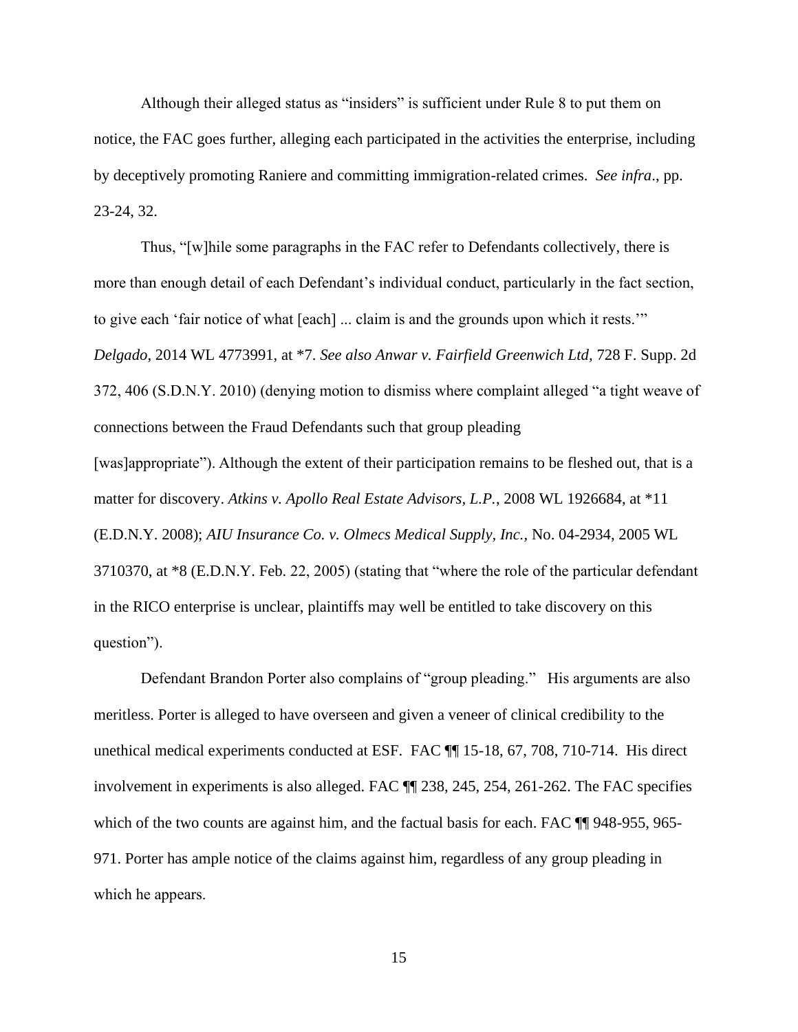Although their alleged status as "insiders" is sufficient under Rule 8 to put them on notice, the FAC goes further, alleging each participated in the activities the enterprise, including by deceptively promoting Raniere and committing immigration-related crimes. *See infra*., pp. 23-24, 32.

Thus, "[w]hile some paragraphs in the FAC refer to Defendants collectively, there is more than enough detail of each Defendant's individual conduct, particularly in the fact section, to give each 'fair notice of what [each] ... claim is and the grounds upon which it rests.'" *Delgado*, 2014 WL 4773991, at *7. *See also Anwar v. Fairfield Greenwich Ltd,* 728 F. Supp. 2d 372, 406 (S.D.N.Y. 2010) (denying motion to dismiss where complaint alleged "a tight weave of connections between the Fraud Defendants such that group pleading [was]appropriate"). Although the extent of their participation remains to be fleshed out, that is a matter for discovery. *Atkins v. Apollo Real Estate Advisors, L.P.*, 2008 WL 1926684, at *11 (E.D.N.Y. 2008); *AIU Insurance Co. v. Olmecs Medical Supply, Inc.,* No. 04-2934, 2005 WL 3710370, at *8 (E.D.N.Y. Feb. 22, 2005) (stating that "where the role of the particular defendant in the RICO enterprise is unclear, plaintiffs may well be entitled to take discovery on this question").

Defendant Brandon Porter also complains of "group pleading." His arguments are also meritless. Porter is alleged to have overseen and given a veneer of clinical credibility to the unethical medical experiments conducted at ESF. FAC ¶¶ 15-18, 67, 708, 710-714. His direct involvement in experiments is also alleged. FAC ¶¶ 238, 245, 254, 261-262. The FAC specifies which of the two counts are against him, and the factual basis for each. FAC ¶¶ 948-955, 965-971. Porter has ample notice of the claims against him, regardless of any group pleading in which he appears.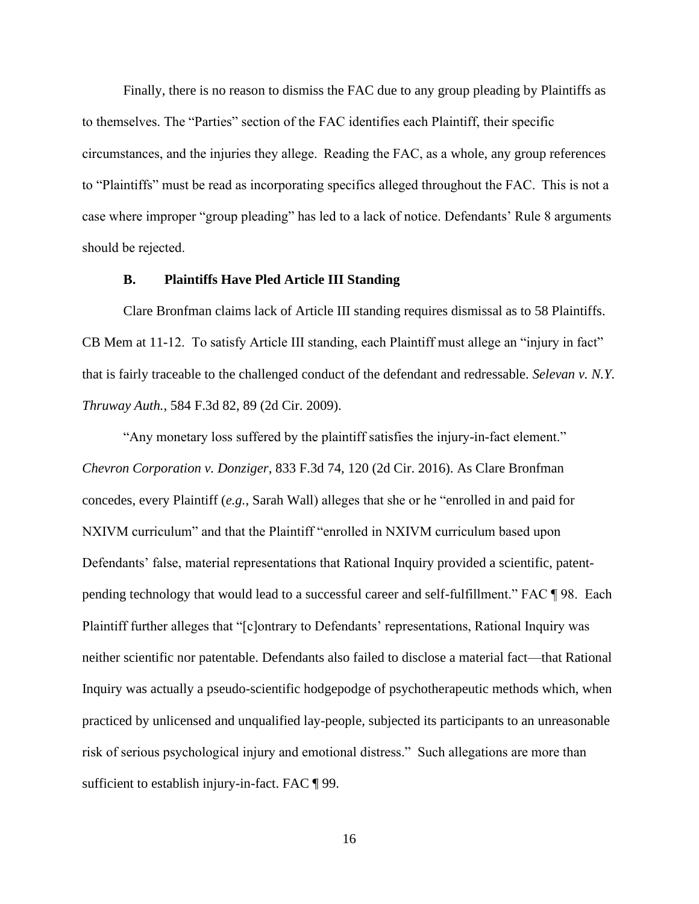Finally, there is no reason to dismiss the FAC due to any group pleading by Plaintiffs as to themselves. The "Parties" section of the FAC identifies each Plaintiff, their specific circumstances, and the injuries they allege. Reading the FAC, as a whole, any group references to "Plaintiffs" must be read as incorporating specifics alleged throughout the FAC. This is not a case where improper "group pleading" has led to a lack of notice. Defendants' Rule 8 arguments should be rejected.

### B. Plaintiffs Have Pled Article III Standing

Clare Bronfman claims lack of Article III standing requires dismissal as to 58 Plaintiffs. CB Mem at 11-12. To satisfy Article III standing, each Plaintiff must allege an "injury in fact" that is fairly traceable to the challenged conduct of the defendant and redressable. *Selevan v. N.Y. Thruway Auth.*, 584 F.3d 82, 89 (2d Cir. 2009).

"Any monetary loss suffered by the plaintiff satisfies the injury-in-fact element." *Chevron Corporation v. Donziger*, 833 F.3d 74, 120 (2d Cir. 2016). As Clare Bronfman concedes, every Plaintiff (*e.g.*, Sarah Wall) alleges that she or he "enrolled in and paid for NXIVM curriculum" and that the Plaintiff "enrolled in NXIVM curriculum based upon Defendants' false, material representations that Rational Inquiry provided a scientific, patent-pending technology that would lead to a successful career and self-fulfillment." FAC ¶ 98. Each Plaintiff further alleges that "[c]ontrary to Defendants' representations, Rational Inquiry was neither scientific nor patentable. Defendants also failed to disclose a material fact—that Rational Inquiry was actually a pseudo-scientific hodgepodge of psychotherapeutic methods which, when practiced by unlicensed and unqualified lay-people, subjected its participants to an unreasonable risk of serious psychological injury and emotional distress." Such allegations are more than sufficient to establish injury-in-fact. FAC ¶ 99.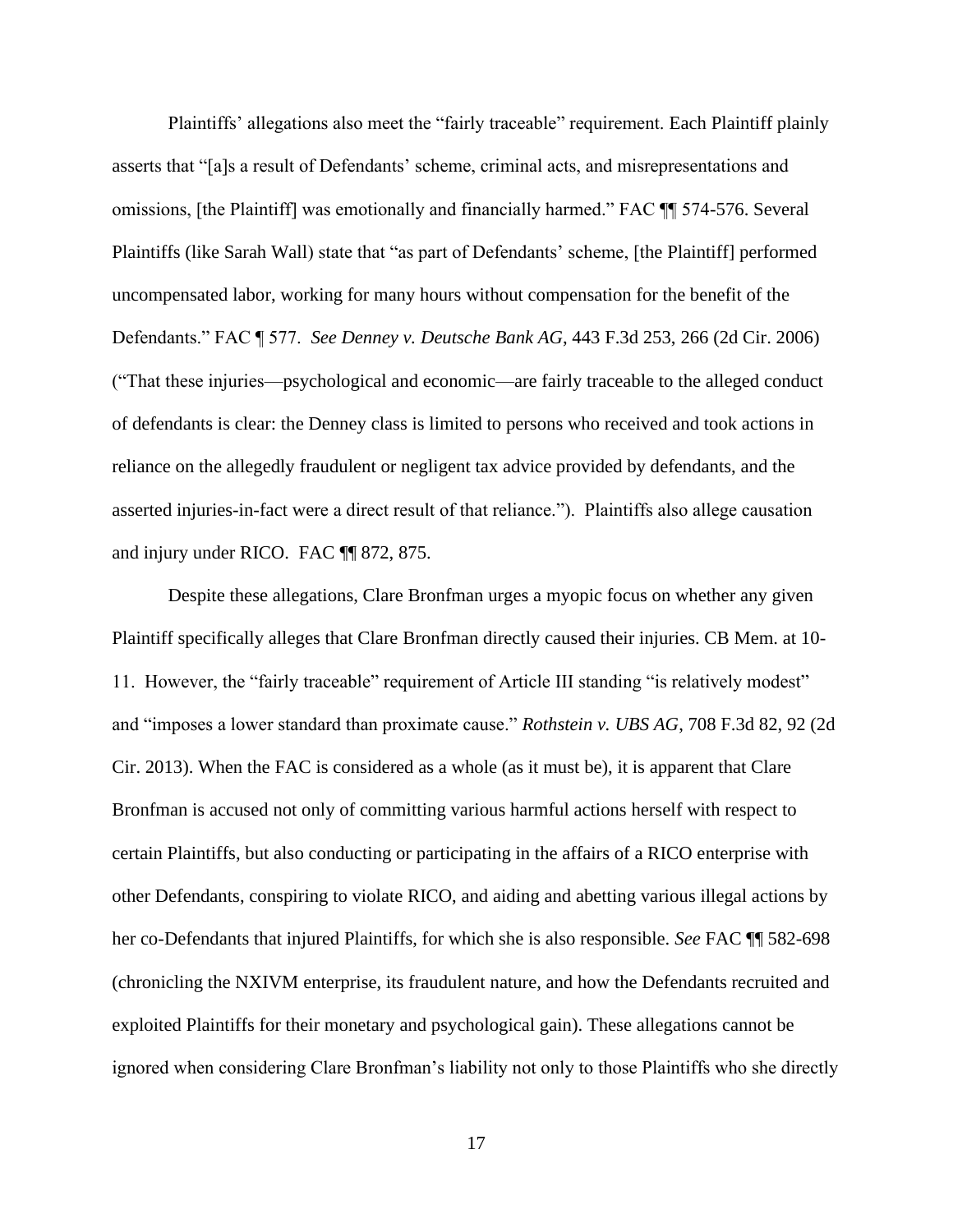Plaintiffs' allegations also meet the "fairly traceable" requirement. Each Plaintiff plainly asserts that "[a]s a result of Defendants' scheme, criminal acts, and misrepresentations and omissions, [the Plaintiff] was emotionally and financially harmed." FAC ¶¶ 574-576. Several Plaintiffs (like Sarah Wall) state that "as part of Defendants' scheme, [the Plaintiff] performed uncompensated labor, working for many hours without compensation for the benefit of the Defendants." FAC ¶ 577. *See Denney v. Deutsche Bank AG*, 443 F.3d 253, 266 (2d Cir. 2006) ("That these injuries—psychological and economic—are fairly traceable to the alleged conduct of defendants is clear: the Denney class is limited to persons who received and took actions in reliance on the allegedly fraudulent or negligent tax advice provided by defendants, and the asserted injuries-in-fact were a direct result of that reliance."). Plaintiffs also allege causation and injury under RICO. FAC ¶¶ 872, 875.

Despite these allegations, Clare Bronfman urges a myopic focus on whether any given Plaintiff specifically alleges that Clare Bronfman directly caused their injuries. CB Mem. at 10-11. However, the "fairly traceable" requirement of Article III standing "is relatively modest" and "imposes a lower standard than proximate cause." *Rothstein v. UBS AG*, 708 F.3d 82, 92 (2d Cir. 2013). When the FAC is considered as a whole (as it must be), it is apparent that Clare Bronfman is accused not only of committing various harmful actions herself with respect to certain Plaintiffs, but also conducting or participating in the affairs of a RICO enterprise with other Defendants, conspiring to violate RICO, and aiding and abetting various illegal actions by her co-Defendants that injured Plaintiffs, for which she is also responsible. *See* FAC ¶¶ 582-698 (chronicling the NXIVM enterprise, its fraudulent nature, and how the Defendants recruited and exploited Plaintiffs for their monetary and psychological gain). These allegations cannot be ignored when considering Clare Bronfman's liability not only to those Plaintiffs who she directly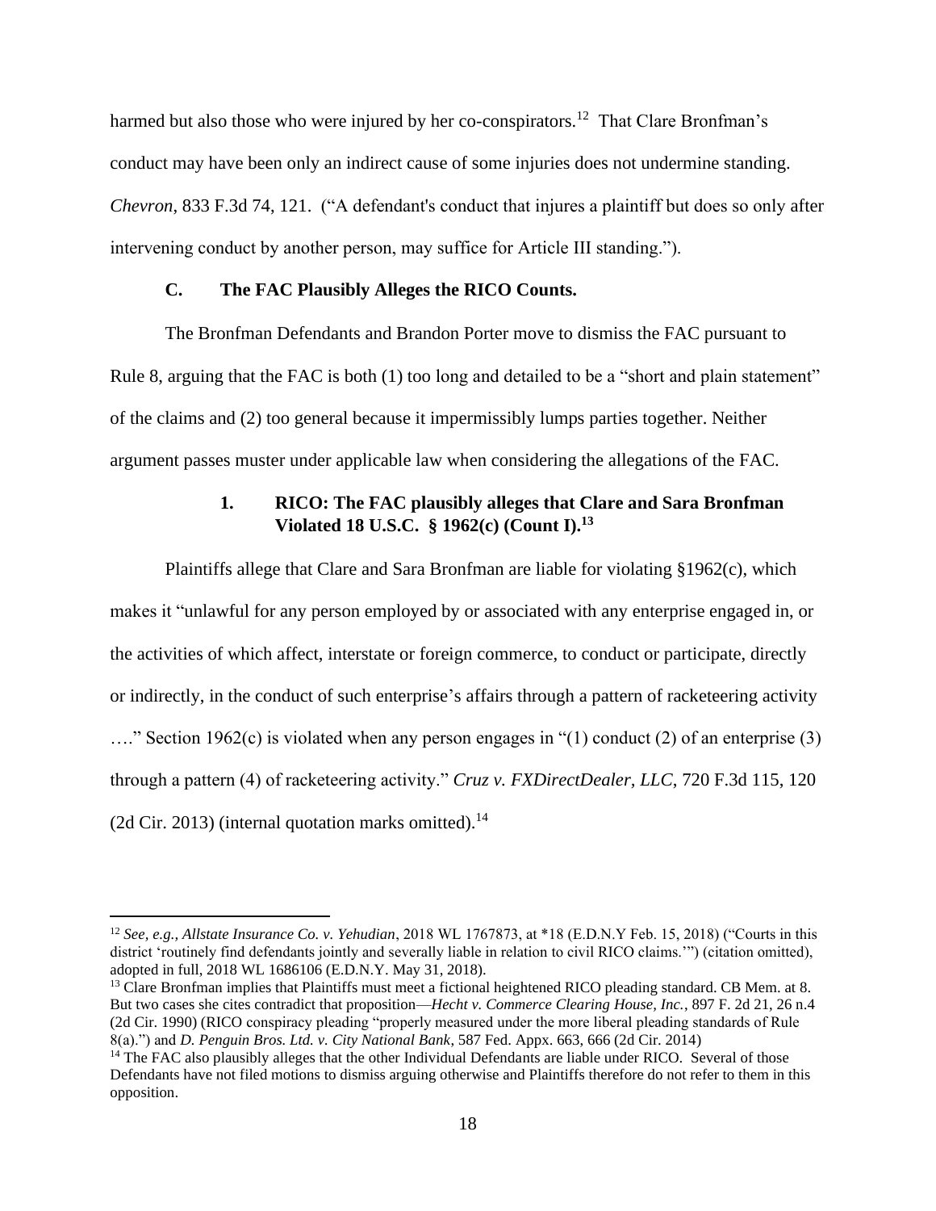harmed but also those who were injured by her co-conspirators.[12] That Clare Bronfman's conduct may have been only an indirect cause of some injuries does not undermine standing. *Chevron*, 833 F.3d 74, 121. ("A defendant's conduct that injures a plaintiff but does so only after intervening conduct by another person, may suffice for Article III standing.").

### C. The FAC Plausibly Alleges the RICO Counts.

The Bronfman Defendants and Brandon Porter move to dismiss the FAC pursuant to Rule 8, arguing that the FAC is both (1) too long and detailed to be a "short and plain statement" of the claims and (2) too general because it impermissibly lumps parties together. Neither argument passes muster under applicable law when considering the allegations of the FAC.

#### 1. RICO: The FAC plausibly alleges that Clare and Sara Bronfman Violated 18 U.S.C. § 1962(c) (Count I).[13]

Plaintiffs allege that Clare and Sara Bronfman are liable for violating §1962(c), which makes it "unlawful for any person employed by or associated with any enterprise engaged in, or the activities of which affect, interstate or foreign commerce, to conduct or participate, directly or indirectly, in the conduct of such enterprise's affairs through a pattern of racketeering activity …." Section 1962(c) is violated when any person engages in "(1) conduct (2) of an enterprise (3) through a pattern (4) of racketeering activity." *Cruz v. FXDirectDealer, LLC*, 720 F.3d 115, 120 (2d Cir. 2013) (internal quotation marks omitted).[14]

---

[12] *See, e.g., Allstate Insurance Co. v. Yehudian*, 2018 WL 1767873, at *18 (E.D.N.Y Feb. 15, 2018) ("Courts in this district 'routinely find defendants jointly and severally liable in relation to civil RICO claims.'") (citation omitted), adopted in full, 2018 WL 1686106 (E.D.N.Y. May 31, 2018).

[13] Clare Bronfman implies that Plaintiffs must meet a fictional heightened RICO pleading standard. CB Mem. at 8. But two cases she cites contradict that proposition—*Hecht v. Commerce Clearing House, Inc.*, 897 F. 2d 21, 26 n.4 (2d Cir. 1990) (RICO conspiracy pleading "properly measured under the more liberal pleading standards of Rule 8(a).") and *D. Penguin Bros. Ltd. v. City National Bank*, 587 Fed. Appx. 663, 666 (2d Cir. 2014)

[14] The FAC also plausibly alleges that the other Individual Defendants are liable under RICO. Several of those Defendants have not filed motions to dismiss arguing otherwise and Plaintiffs therefore do not refer to them in this opposition.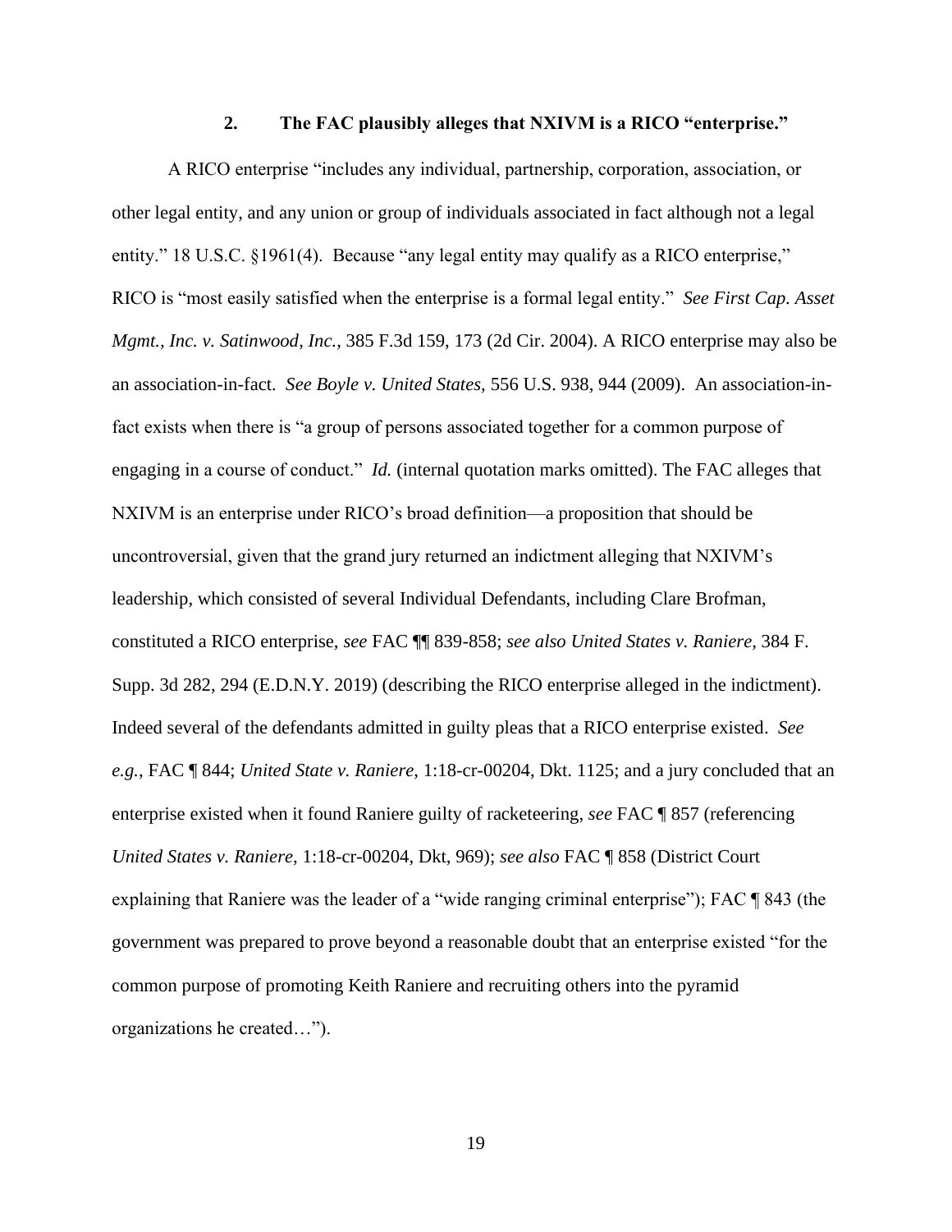### 2. The FAC plausibly alleges that NXIVM is a RICO "enterprise."

A RICO enterprise "includes any individual, partnership, corporation, association, or other legal entity, and any union or group of individuals associated in fact although not a legal entity." 18 U.S.C. §1961(4). Because "any legal entity may qualify as a RICO enterprise," RICO is "most easily satisfied when the enterprise is a formal legal entity." *See First Cap. Asset Mgmt., Inc. v. Satinwood, Inc.*, 385 F.3d 159, 173 (2d Cir. 2004). A RICO enterprise may also be an association-in-fact. *See Boyle v. United States*, 556 U.S. 938, 944 (2009). An association-in-fact exists when there is "a group of persons associated together for a common purpose of engaging in a course of conduct." *Id.* (internal quotation marks omitted). The FAC alleges that NXIVM is an enterprise under RICO's broad definition—a proposition that should be uncontroversial, given that the grand jury returned an indictment alleging that NXIVM's leadership, which consisted of several Individual Defendants, including Clare Brofman, constituted a RICO enterprise, *see* FAC ¶¶ 839-858; *see also United States v. Raniere*, 384 F. Supp. 3d 282, 294 (E.D.N.Y. 2019) (describing the RICO enterprise alleged in the indictment). Indeed several of the defendants admitted in guilty pleas that a RICO enterprise existed. *See e.g.*, FAC ¶ 844; *United State v. Raniere*, 1:18-cr-00204, Dkt. 1125; and a jury concluded that an enterprise existed when it found Raniere guilty of racketeering, *see* FAC ¶ 857 (referencing *United States v. Raniere*, 1:18-cr-00204, Dkt, 969); *see also* FAC ¶ 858 (District Court explaining that Raniere was the leader of a "wide ranging criminal enterprise"); FAC ¶ 843 (the government was prepared to prove beyond a reasonable doubt that an enterprise existed "for the common purpose of promoting Keith Raniere and recruiting others into the pyramid organizations he created…").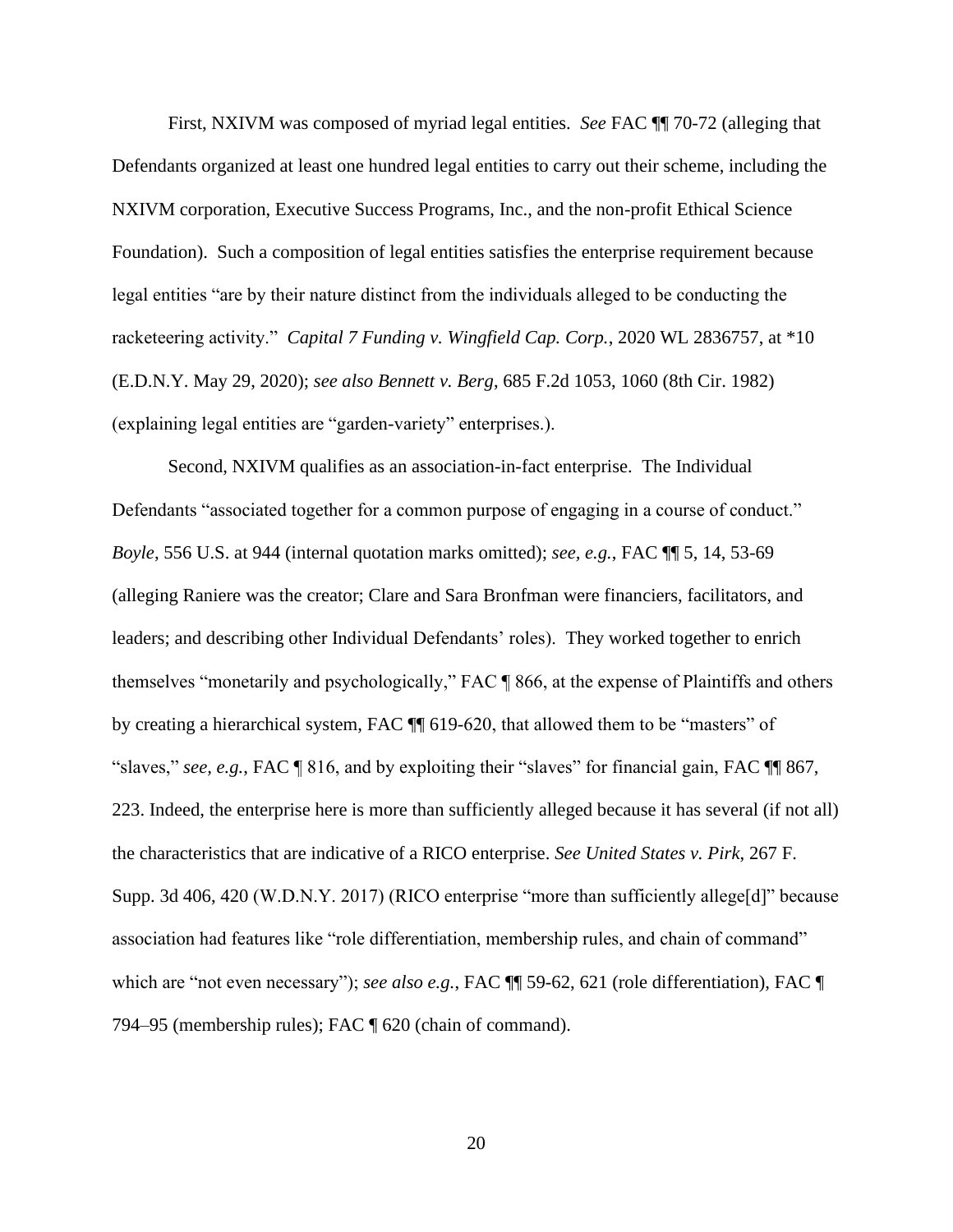First, NXIVM was composed of myriad legal entities. *See* FAC ¶¶ 70-72 (alleging that Defendants organized at least one hundred legal entities to carry out their scheme, including the NXIVM corporation, Executive Success Programs, Inc., and the non-profit Ethical Science Foundation). Such a composition of legal entities satisfies the enterprise requirement because legal entities "are by their nature distinct from the individuals alleged to be conducting the racketeering activity." *Capital 7 Funding v. Wingfield Cap. Corp.*, 2020 WL 2836757, at *10 (E.D.N.Y. May 29, 2020); *see also Bennett v. Berg*, 685 F.2d 1053, 1060 (8th Cir. 1982) (explaining legal entities are "garden-variety" enterprises.).

Second, NXIVM qualifies as an association-in-fact enterprise. The Individual Defendants "associated together for a common purpose of engaging in a course of conduct." *Boyle*, 556 U.S. at 944 (internal quotation marks omitted); *see, e.g.*, FAC ¶¶ 5, 14, 53-69 (alleging Raniere was the creator; Clare and Sara Bronfman were financiers, facilitators, and leaders; and describing other Individual Defendants' roles). They worked together to enrich themselves "monetarily and psychologically," FAC ¶ 866, at the expense of Plaintiffs and others by creating a hierarchical system, FAC ¶¶ 619-620, that allowed them to be "masters" of "slaves," *see, e.g.*, FAC ¶ 816, and by exploiting their "slaves" for financial gain, FAC ¶¶ 867, 223. Indeed, the enterprise here is more than sufficiently alleged because it has several (if not all) the characteristics that are indicative of a RICO enterprise. *See United States v. Pirk*, 267 F. Supp. 3d 406, 420 (W.D.N.Y. 2017) (RICO enterprise "more than sufficiently allege[d]" because association had features like "role differentiation, membership rules, and chain of command" which are "not even necessary"); *see also e.g.*, FAC ¶¶ 59-62, 621 (role differentiation), FAC ¶ 794–95 (membership rules); FAC ¶ 620 (chain of command).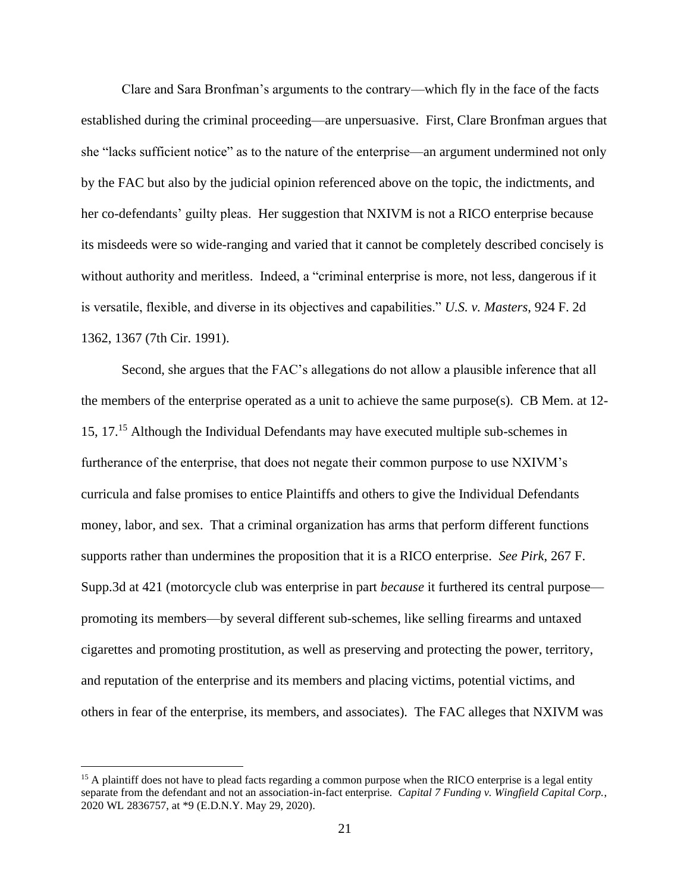Clare and Sara Bronfman's arguments to the contrary—which fly in the face of the facts established during the criminal proceeding—are unpersuasive. First, Clare Bronfman argues that she "lacks sufficient notice" as to the nature of the enterprise—an argument undermined not only by the FAC but also by the judicial opinion referenced above on the topic, the indictments, and her co-defendants' guilty pleas. Her suggestion that NXIVM is not a RICO enterprise because its misdeeds were so wide-ranging and varied that it cannot be completely described concisely is without authority and meritless. Indeed, a "criminal enterprise is more, not less, dangerous if it is versatile, flexible, and diverse in its objectives and capabilities." *U.S. v. Masters*, 924 F. 2d 1362, 1367 (7th Cir. 1991).

Second, she argues that the FAC's allegations do not allow a plausible inference that all the members of the enterprise operated as a unit to achieve the same purpose(s). CB Mem. at 12-15, 17.[15] Although the Individual Defendants may have executed multiple sub-schemes in furtherance of the enterprise, that does not negate their common purpose to use NXIVM's curricula and false promises to entice Plaintiffs and others to give the Individual Defendants money, labor, and sex. That a criminal organization has arms that perform different functions supports rather than undermines the proposition that it is a RICO enterprise. *See Pirk*, 267 F. Supp.3d at 421 (motorcycle club was enterprise in part *because* it furthered its central purpose—promoting its members—by several different sub-schemes, like selling firearms and untaxed cigarettes and promoting prostitution, as well as preserving and protecting the power, territory, and reputation of the enterprise and its members and placing victims, potential victims, and others in fear of the enterprise, its members, and associates). The FAC alleges that NXIVM was

[15] A plaintiff does not have to plead facts regarding a common purpose when the RICO enterprise is a legal entity separate from the defendant and not an association-in-fact enterprise. *Capital 7 Funding v. Wingfield Capital Corp.*, 2020 WL 2836757, at *9 (E.D.N.Y. May 29, 2020).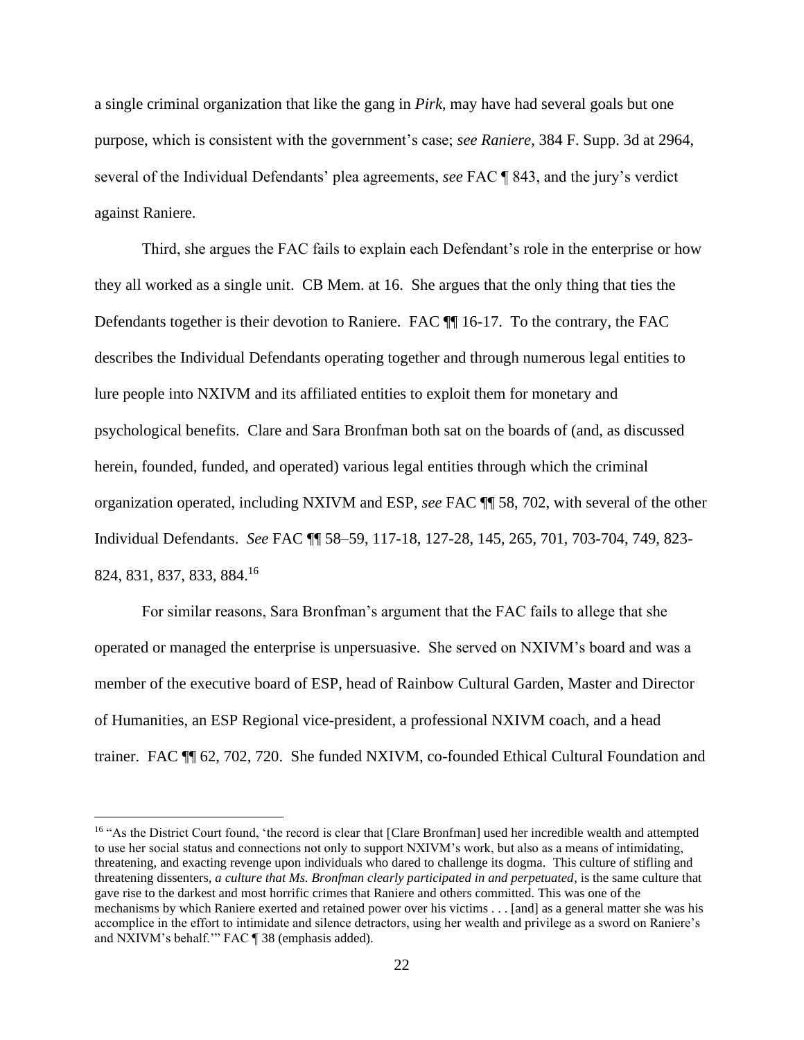a single criminal organization that like the gang in *Pirk*, may have had several goals but one purpose, which is consistent with the government's case; *see Raniere*, 384 F. Supp. 3d at 2964, several of the Individual Defendants' plea agreements, *see* FAC ¶ 843, and the jury's verdict against Raniere.

Third, she argues the FAC fails to explain each Defendant's role in the enterprise or how they all worked as a single unit. CB Mem. at 16. She argues that the only thing that ties the Defendants together is their devotion to Raniere. FAC ¶¶ 16-17. To the contrary, the FAC describes the Individual Defendants operating together and through numerous legal entities to lure people into NXIVM and its affiliated entities to exploit them for monetary and psychological benefits. Clare and Sara Bronfman both sat on the boards of (and, as discussed herein, founded, funded, and operated) various legal entities through which the criminal organization operated, including NXIVM and ESP, *see* FAC ¶¶ 58, 702, with several of the other Individual Defendants. *See* FAC ¶¶ 58–59, 117-18, 127-28, 145, 265, 701, 703-704, 749, 823-824, 831, 837, 833, 884.[16]

For similar reasons, Sara Bronfman's argument that the FAC fails to allege that she operated or managed the enterprise is unpersuasive. She served on NXIVM's board and was a member of the executive board of ESP, head of Rainbow Cultural Garden, Master and Director of Humanities, an ESP Regional vice-president, a professional NXIVM coach, and a head trainer. FAC ¶¶ 62, 702, 720. She funded NXIVM, co-founded Ethical Cultural Foundation and

[16] "As the District Court found, 'the record is clear that [Clare Bronfman] used her incredible wealth and attempted to use her social status and connections not only to support NXIVM's work, but also as a means of intimidating, threatening, and exacting revenge upon individuals who dared to challenge its dogma. This culture of stifling and threatening dissenters, *a culture that Ms. Bronfman clearly participated in and perpetuated*, is the same culture that gave rise to the darkest and most horrific crimes that Raniere and others committed. This was one of the mechanisms by which Raniere exerted and retained power over his victims . . . [and] as a general matter she was his accomplice in the effort to intimidate and silence detractors, using her wealth and privilege as a sword on Raniere's and NXIVM's behalf.'" FAC ¶ 38 (emphasis added).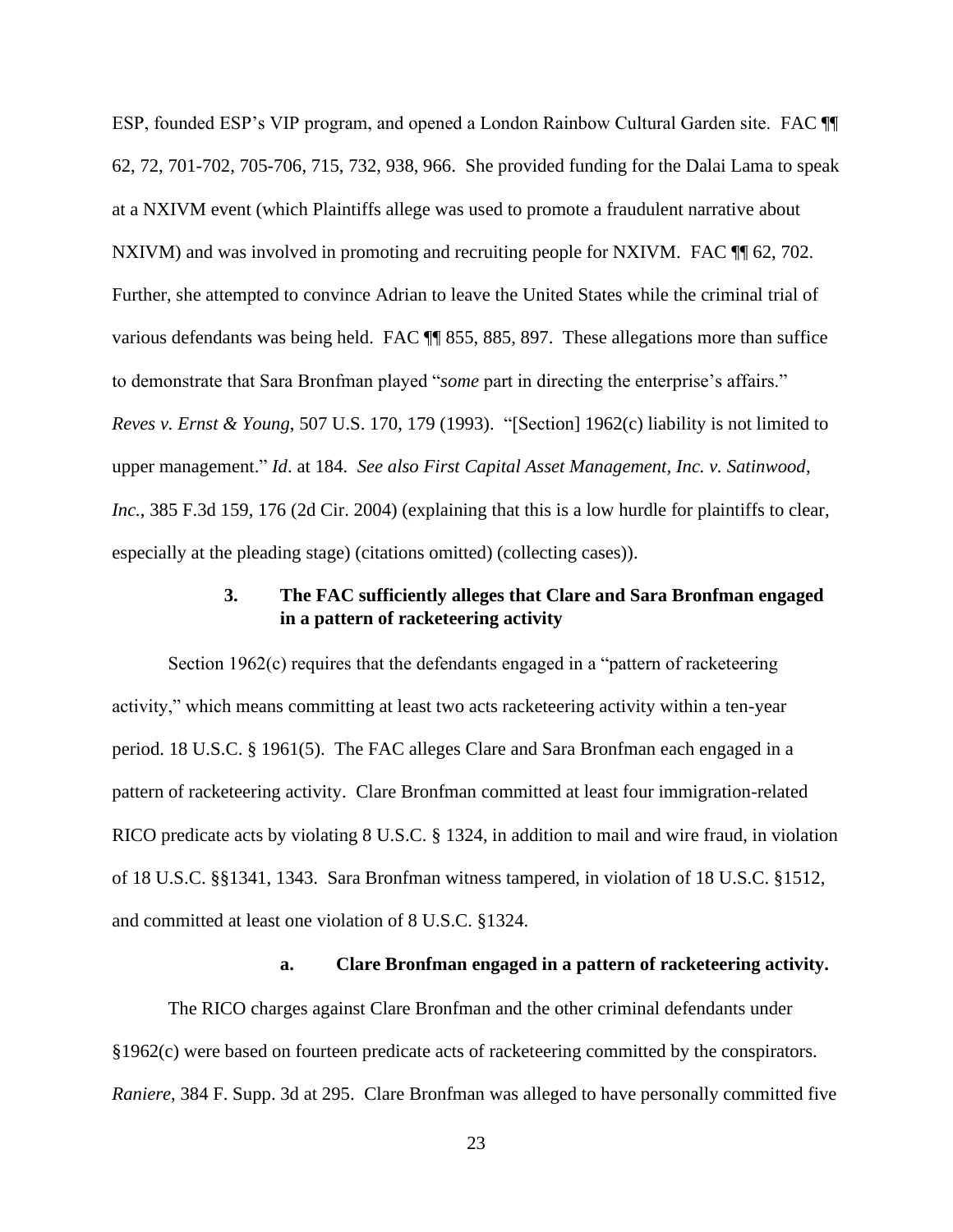ESP, founded ESP's VIP program, and opened a London Rainbow Cultural Garden site. FAC ¶¶ 62, 72, 701-702, 705-706, 715, 732, 938, 966. She provided funding for the Dalai Lama to speak at a NXIVM event (which Plaintiffs allege was used to promote a fraudulent narrative about NXIVM) and was involved in promoting and recruiting people for NXIVM. FAC ¶¶ 62, 702. Further, she attempted to convince Adrian to leave the United States while the criminal trial of various defendants was being held. FAC ¶¶ 855, 885, 897. These allegations more than suffice to demonstrate that Sara Bronfman played "*some* part in directing the enterprise's affairs." *Reves v. Ernst & Young*, 507 U.S. 170, 179 (1993). "[Section] 1962(c) liability is not limited to upper management." *Id*. at 184. *See also First Capital Asset Management, Inc. v. Satinwood, Inc.*, 385 F.3d 159, 176 (2d Cir. 2004) (explaining that this is a low hurdle for plaintiffs to clear, especially at the pleading stage) (citations omitted) (collecting cases)).

### 3. The FAC sufficiently alleges that Clare and Sara Bronfman engaged in a pattern of racketeering activity

Section 1962(c) requires that the defendants engaged in a "pattern of racketeering activity," which means committing at least two acts racketeering activity within a ten-year period. 18 U.S.C. § 1961(5). The FAC alleges Clare and Sara Bronfman each engaged in a pattern of racketeering activity. Clare Bronfman committed at least four immigration-related RICO predicate acts by violating 8 U.S.C. § 1324, in addition to mail and wire fraud, in violation of 18 U.S.C. §§1341, 1343. Sara Bronfman witness tampered, in violation of 18 U.S.C. §1512, and committed at least one violation of 8 U.S.C. §1324.

#### a. Clare Bronfman engaged in a pattern of racketeering activity.

The RICO charges against Clare Bronfman and the other criminal defendants under §1962(c) were based on fourteen predicate acts of racketeering committed by the conspirators. *Raniere*, 384 F. Supp. 3d at 295. Clare Bronfman was alleged to have personally committed five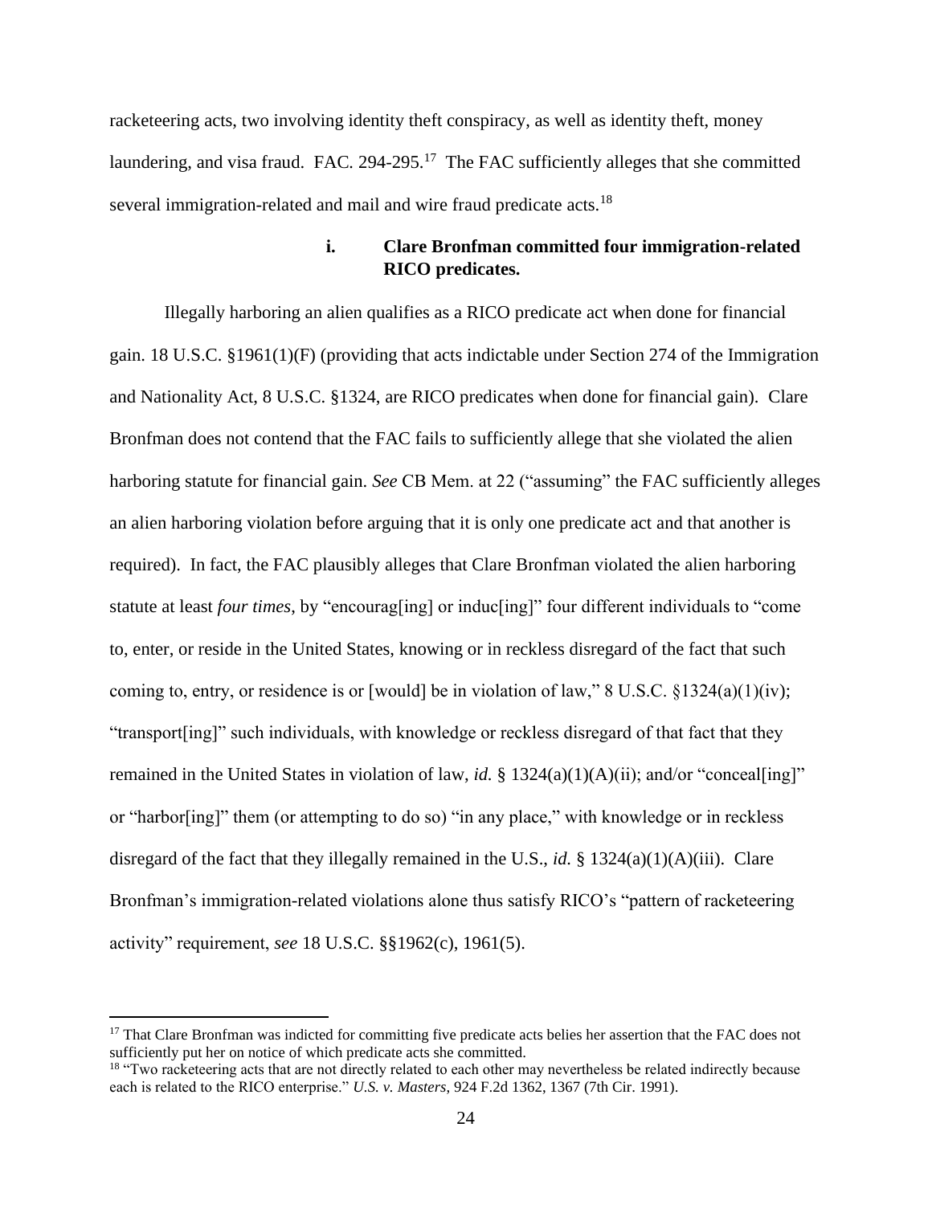racketeering acts, two involving identity theft conspiracy, as well as identity theft, money laundering, and visa fraud. FAC. 294-295.[17] The FAC sufficiently alleges that she committed several immigration-related and mail and wire fraud predicate acts.[18]

### i. Clare Bronfman committed four immigration-related RICO predicates.

Illegally harboring an alien qualifies as a RICO predicate act when done for financial gain. 18 U.S.C. §1961(1)(F) (providing that acts indictable under Section 274 of the Immigration and Nationality Act, 8 U.S.C. §1324, are RICO predicates when done for financial gain). Clare Bronfman does not contend that the FAC fails to sufficiently allege that she violated the alien harboring statute for financial gain. *See* CB Mem. at 22 ("assuming" the FAC sufficiently alleges an alien harboring violation before arguing that it is only one predicate act and that another is required). In fact, the FAC plausibly alleges that Clare Bronfman violated the alien harboring statute at least *four times*, by "encourag[ing] or induc[ing]" four different individuals to "come to, enter, or reside in the United States, knowing or in reckless disregard of the fact that such coming to, entry, or residence is or [would] be in violation of law," 8 U.S.C. §1324(a)(1)(iv); "transport[ing]" such individuals, with knowledge or reckless disregard of that fact that they remained in the United States in violation of law, *id.* § 1324(a)(1)(A)(ii); and/or "conceal[ing]" or "harbor[ing]" them (or attempting to do so) "in any place," with knowledge or in reckless disregard of the fact that they illegally remained in the U.S., *id.* § 1324(a)(1)(A)(iii). Clare Bronfman's immigration-related violations alone thus satisfy RICO's "pattern of racketeering activity" requirement, *see* 18 U.S.C. §§1962(c), 1961(5).

---

[17] That Clare Bronfman was indicted for committing five predicate acts belies her assertion that the FAC does not sufficiently put her on notice of which predicate acts she committed.

[18] "Two racketeering acts that are not directly related to each other may nevertheless be related indirectly because each is related to the RICO enterprise." *U.S. v. Masters*, 924 F.2d 1362, 1367 (7th Cir. 1991).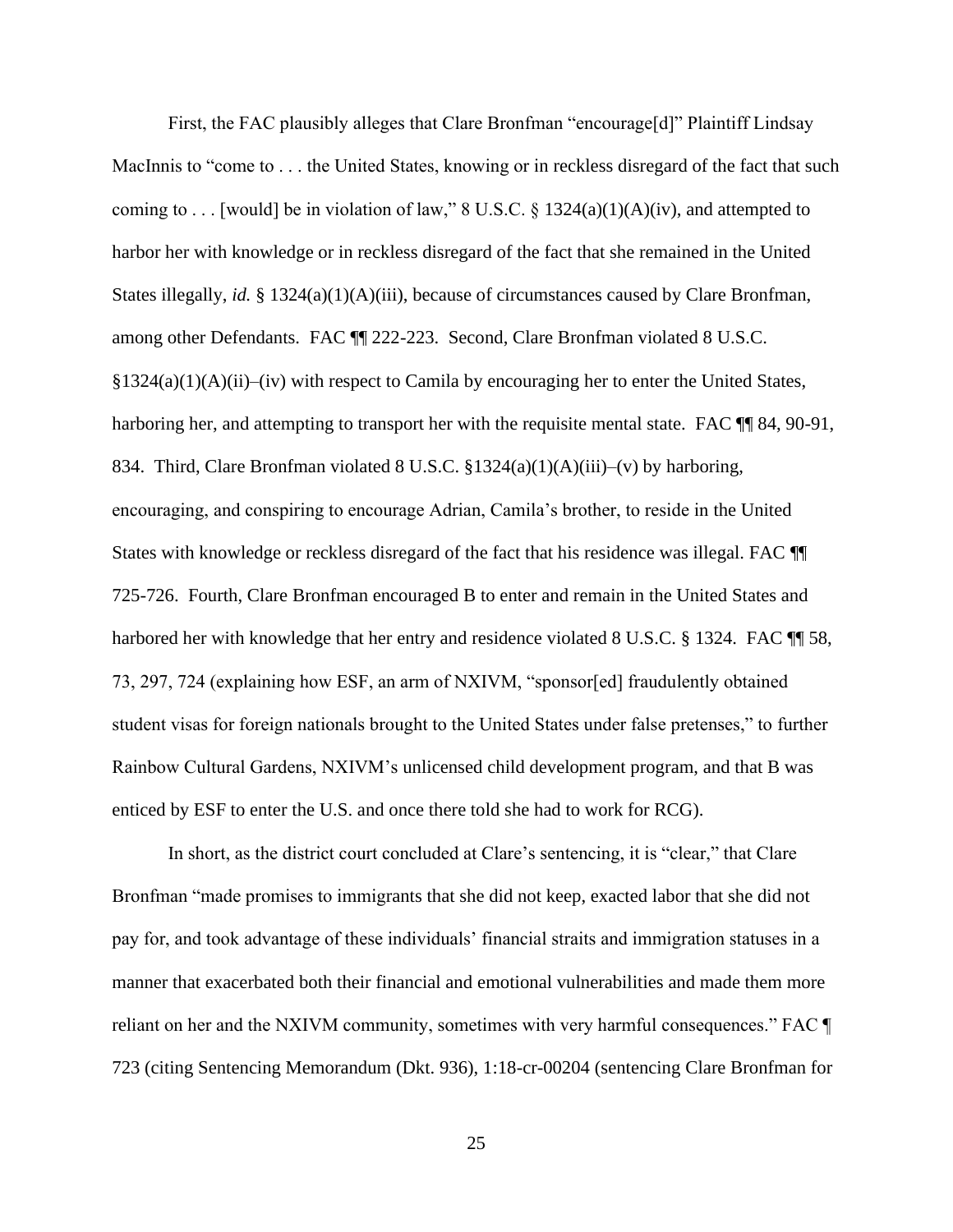First, the FAC plausibly alleges that Clare Bronfman "encourage[d]" Plaintiff Lindsay MacInnis to "come to . . . the United States, knowing or in reckless disregard of the fact that such coming to . . . [would] be in violation of law," 8 U.S.C. § 1324(a)(1)(A)(iv), and attempted to harbor her with knowledge or in reckless disregard of the fact that she remained in the United States illegally, *id.* § 1324(a)(1)(A)(iii), because of circumstances caused by Clare Bronfman, among other Defendants. FAC ¶¶ 222-223. Second, Clare Bronfman violated 8 U.S.C. §1324(a)(1)(A)(ii)–(iv) with respect to Camila by encouraging her to enter the United States, harboring her, and attempting to transport her with the requisite mental state. FAC ¶¶ 84, 90-91, 834. Third, Clare Bronfman violated 8 U.S.C. §1324(a)(1)(A)(iii)–(v) by harboring, encouraging, and conspiring to encourage Adrian, Camila's brother, to reside in the United States with knowledge or reckless disregard of the fact that his residence was illegal. FAC ¶¶ 725-726. Fourth, Clare Bronfman encouraged B to enter and remain in the United States and harbored her with knowledge that her entry and residence violated 8 U.S.C. § 1324. FAC ¶¶ 58, 73, 297, 724 (explaining how ESF, an arm of NXIVM, "sponsor[ed] fraudulently obtained student visas for foreign nationals brought to the United States under false pretenses," to further Rainbow Cultural Gardens, NXIVM's unlicensed child development program, and that B was enticed by ESF to enter the U.S. and once there told she had to work for RCG).

In short, as the district court concluded at Clare's sentencing, it is "clear," that Clare Bronfman "made promises to immigrants that she did not keep, exacted labor that she did not pay for, and took advantage of these individuals' financial straits and immigration statuses in a manner that exacerbated both their financial and emotional vulnerabilities and made them more reliant on her and the NXIVM community, sometimes with very harmful consequences." FAC ¶ 723 (citing Sentencing Memorandum (Dkt. 936), 1:18-cr-00204 (sentencing Clare Bronfman for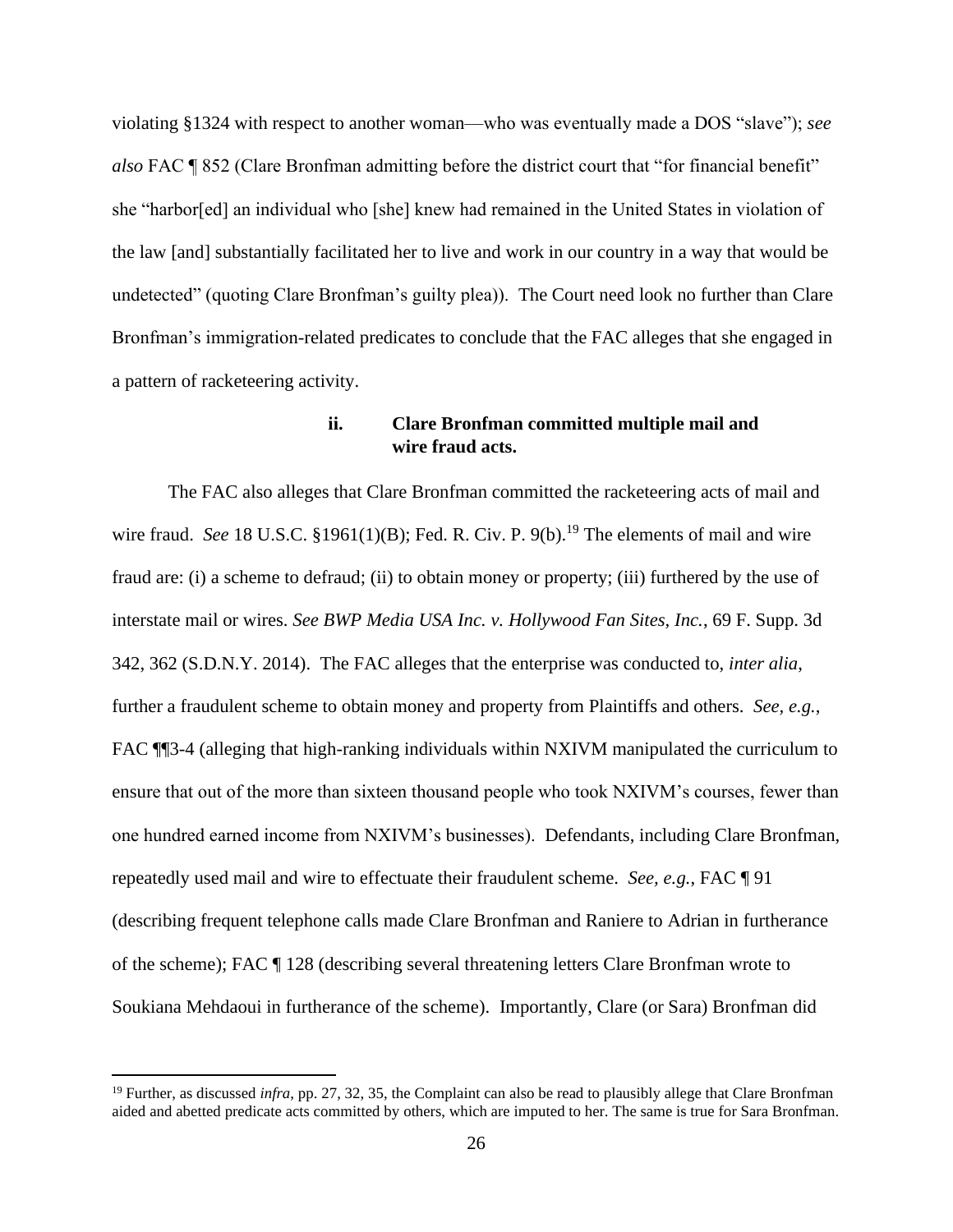violating §1324 with respect to another woman—who was eventually made a DOS "slave"); *see also* FAC ¶ 852 (Clare Bronfman admitting before the district court that "for financial benefit" she "harbor[ed] an individual who [she] knew had remained in the United States in violation of the law [and] substantially facilitated her to live and work in our country in a way that would be undetected" (quoting Clare Bronfman's guilty plea)). The Court need look no further than Clare Bronfman's immigration-related predicates to conclude that the FAC alleges that she engaged in a pattern of racketeering activity.

**ii. Clare Bronfman committed multiple mail and wire fraud acts.**

The FAC also alleges that Clare Bronfman committed the racketeering acts of mail and wire fraud. *See* 18 U.S.C. §1961(1)(B); Fed. R. Civ. P. 9(b).[19] The elements of mail and wire fraud are: (i) a scheme to defraud; (ii) to obtain money or property; (iii) furthered by the use of interstate mail or wires. *See BWP Media USA Inc. v. Hollywood Fan Sites, Inc.*, 69 F. Supp. 3d 342, 362 (S.D.N.Y. 2014). The FAC alleges that the enterprise was conducted to, *inter alia*, further a fraudulent scheme to obtain money and property from Plaintiffs and others. *See, e.g.*, FAC ¶¶3-4 (alleging that high-ranking individuals within NXIVM manipulated the curriculum to ensure that out of the more than sixteen thousand people who took NXIVM's courses, fewer than one hundred earned income from NXIVM's businesses). Defendants, including Clare Bronfman, repeatedly used mail and wire to effectuate their fraudulent scheme. *See, e.g.*, FAC ¶ 91 (describing frequent telephone calls made Clare Bronfman and Raniere to Adrian in furtherance of the scheme); FAC ¶ 128 (describing several threatening letters Clare Bronfman wrote to Soukiana Mehdaoui in furtherance of the scheme). Importantly, Clare (or Sara) Bronfman did

---

[19] Further, as discussed *infra*, pp. 27, 32, 35, the Complaint can also be read to plausibly allege that Clare Bronfman aided and abetted predicate acts committed by others, which are imputed to her. The same is true for Sara Bronfman.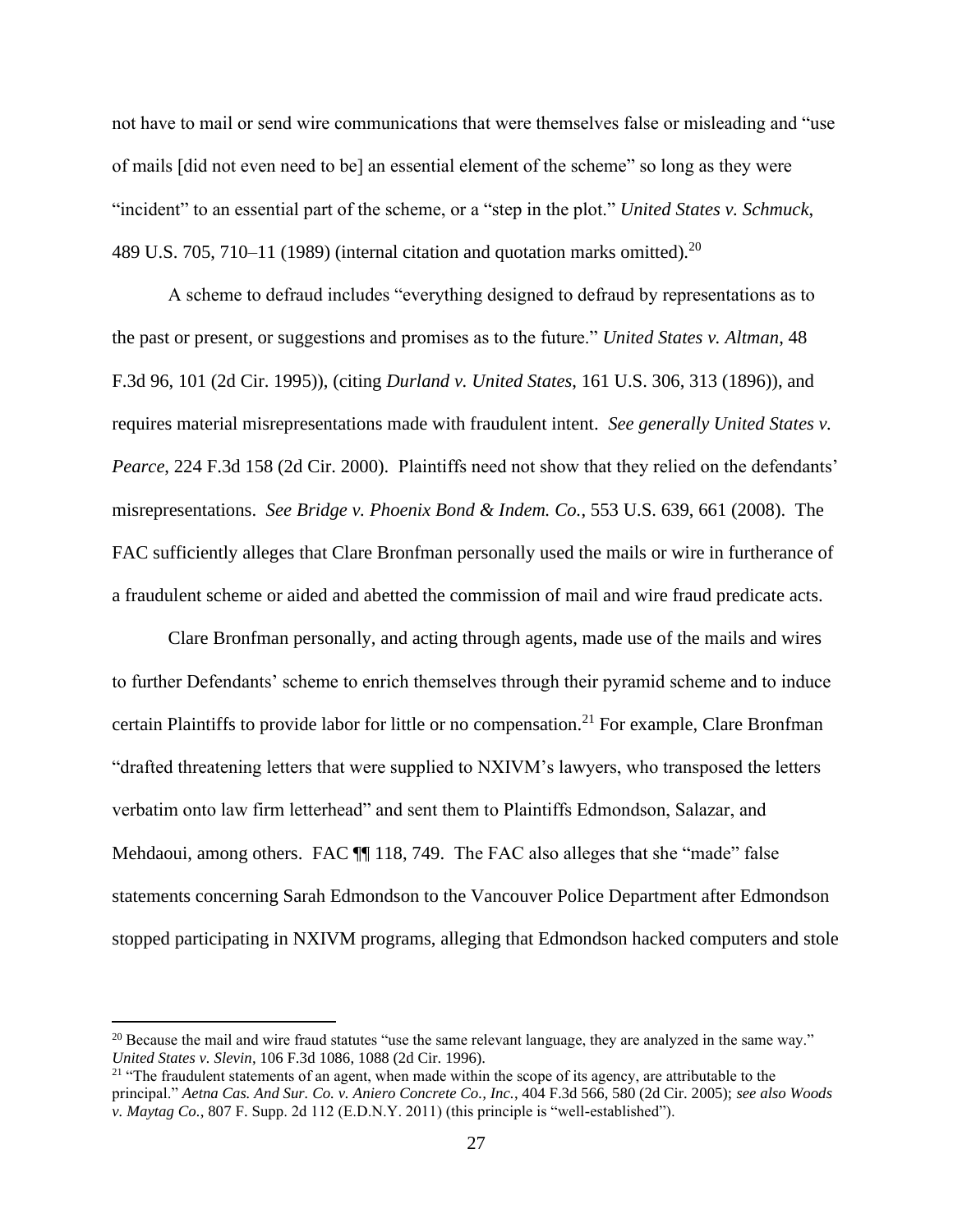not have to mail or send wire communications that were themselves false or misleading and "use of mails [did not even need to be] an essential element of the scheme" so long as they were "incident" to an essential part of the scheme, or a "step in the plot." *United States v. Schmuck*, 489 U.S. 705, 710–11 (1989) (internal citation and quotation marks omitted).[20]

A scheme to defraud includes "everything designed to defraud by representations as to the past or present, or suggestions and promises as to the future." *United States v. Altman*, 48 F.3d 96, 101 (2d Cir. 1995)), (citing *Durland v. United States*, 161 U.S. 306, 313 (1896)), and requires material misrepresentations made with fraudulent intent. *See generally United States v. Pearce*, 224 F.3d 158 (2d Cir. 2000). Plaintiffs need not show that they relied on the defendants' misrepresentations. *See Bridge v. Phoenix Bond & Indem. Co.*, 553 U.S. 639, 661 (2008). The FAC sufficiently alleges that Clare Bronfman personally used the mails or wire in furtherance of a fraudulent scheme or aided and abetted the commission of mail and wire fraud predicate acts.

Clare Bronfman personally, and acting through agents, made use of the mails and wires to further Defendants' scheme to enrich themselves through their pyramid scheme and to induce certain Plaintiffs to provide labor for little or no compensation.[21] For example, Clare Bronfman "drafted threatening letters that were supplied to NXIVM's lawyers, who transposed the letters verbatim onto law firm letterhead" and sent them to Plaintiffs Edmondson, Salazar, and Mehdaoui, among others. FAC ¶¶ 118, 749. The FAC also alleges that she "made" false statements concerning Sarah Edmondson to the Vancouver Police Department after Edmondson stopped participating in NXIVM programs, alleging that Edmondson hacked computers and stole

---

[20] Because the mail and wire fraud statutes "use the same relevant language, they are analyzed in the same way." *United States v. Slevin*, 106 F.3d 1086, 1088 (2d Cir. 1996).

[21] "The fraudulent statements of an agent, when made within the scope of its agency, are attributable to the principal." *Aetna Cas. And Sur. Co. v. Aniero Concrete Co., Inc.*, 404 F.3d 566, 580 (2d Cir. 2005); *see also Woods v. Maytag Co.*, 807 F. Supp. 2d 112 (E.D.N.Y. 2011) (this principle is "well-established").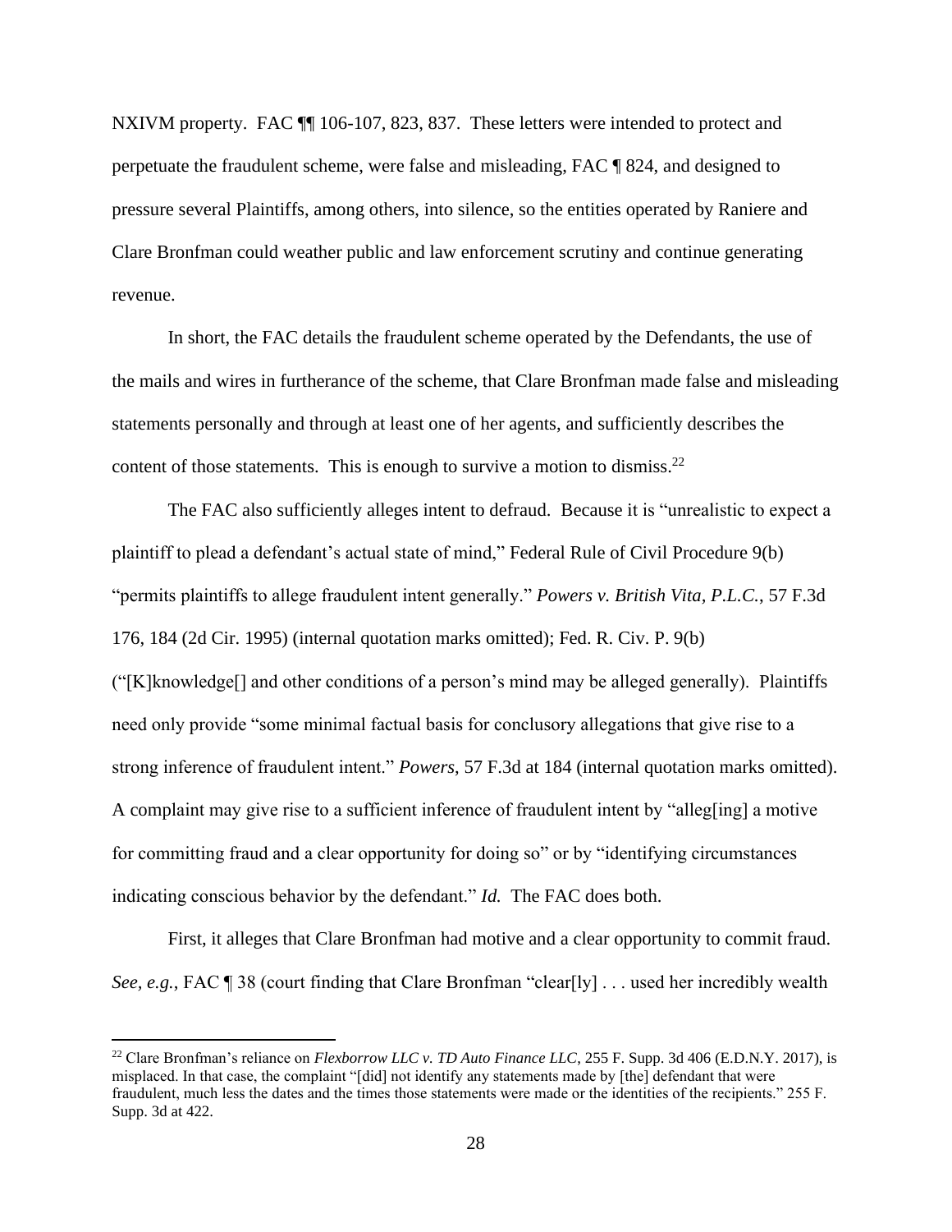NXIVM property. FAC ¶¶ 106-107, 823, 837. These letters were intended to protect and perpetuate the fraudulent scheme, were false and misleading, FAC ¶ 824, and designed to pressure several Plaintiffs, among others, into silence, so the entities operated by Raniere and Clare Bronfman could weather public and law enforcement scrutiny and continue generating revenue.

In short, the FAC details the fraudulent scheme operated by the Defendants, the use of the mails and wires in furtherance of the scheme, that Clare Bronfman made false and misleading statements personally and through at least one of her agents, and sufficiently describes the content of those statements. This is enough to survive a motion to dismiss.[22]

The FAC also sufficiently alleges intent to defraud. Because it is "unrealistic to expect a plaintiff to plead a defendant's actual state of mind," Federal Rule of Civil Procedure 9(b) "permits plaintiffs to allege fraudulent intent generally." *Powers v. British Vita, P.L.C.*, 57 F.3d 176, 184 (2d Cir. 1995) (internal quotation marks omitted); Fed. R. Civ. P. 9(b) ("[K]knowledge[] and other conditions of a person's mind may be alleged generally). Plaintiffs need only provide "some minimal factual basis for conclusory allegations that give rise to a strong inference of fraudulent intent." *Powers*, 57 F.3d at 184 (internal quotation marks omitted). A complaint may give rise to a sufficient inference of fraudulent intent by "alleg[ing] a motive for committing fraud and a clear opportunity for doing so" or by "identifying circumstances indicating conscious behavior by the defendant." *Id.* The FAC does both.

First, it alleges that Clare Bronfman had motive and a clear opportunity to commit fraud. *See, e.g.*, FAC ¶ 38 (court finding that Clare Bronfman "clear[ly] . . . used her incredibly wealth

[22] Clare Bronfman's reliance on *Flexborrow LLC v. TD Auto Finance LLC*, 255 F. Supp. 3d 406 (E.D.N.Y. 2017), is misplaced. In that case, the complaint "[did] not identify any statements made by [the] defendant that were fraudulent, much less the dates and the times those statements were made or the identities of the recipients." 255 F. Supp. 3d at 422.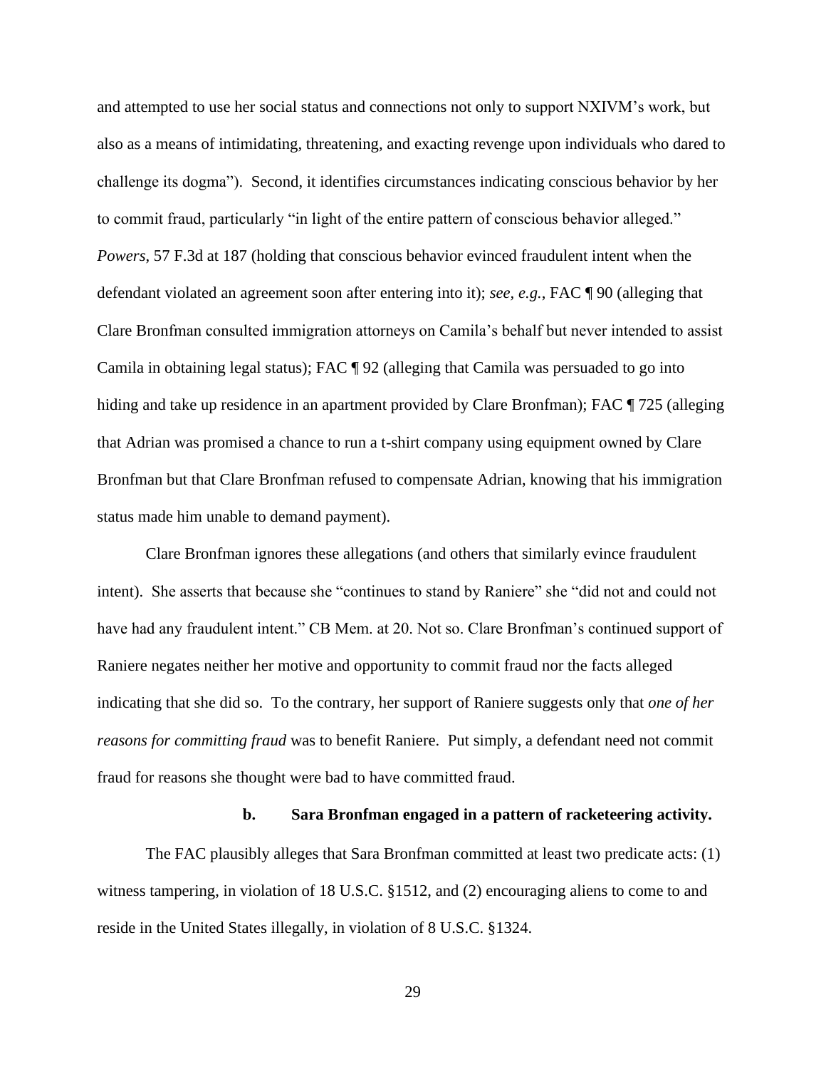and attempted to use her social status and connections not only to support NXIVM's work, but also as a means of intimidating, threatening, and exacting revenge upon individuals who dared to challenge its dogma"). Second, it identifies circumstances indicating conscious behavior by her to commit fraud, particularly "in light of the entire pattern of conscious behavior alleged." *Powers*, 57 F.3d at 187 (holding that conscious behavior evinced fraudulent intent when the defendant violated an agreement soon after entering into it); *see, e.g.*, FAC ¶ 90 (alleging that Clare Bronfman consulted immigration attorneys on Camila's behalf but never intended to assist Camila in obtaining legal status); FAC ¶ 92 (alleging that Camila was persuaded to go into hiding and take up residence in an apartment provided by Clare Bronfman); FAC ¶ 725 (alleging that Adrian was promised a chance to run a t-shirt company using equipment owned by Clare Bronfman but that Clare Bronfman refused to compensate Adrian, knowing that his immigration status made him unable to demand payment).

Clare Bronfman ignores these allegations (and others that similarly evince fraudulent intent). She asserts that because she "continues to stand by Raniere" she "did not and could not have had any fraudulent intent." CB Mem. at 20. Not so. Clare Bronfman's continued support of Raniere negates neither her motive and opportunity to commit fraud nor the facts alleged indicating that she did so. To the contrary, her support of Raniere suggests only that *one of her reasons for committing fraud* was to benefit Raniere. Put simply, a defendant need not commit fraud for reasons she thought were bad to have committed fraud.

#### b. Sara Bronfman engaged in a pattern of racketeering activity.

The FAC plausibly alleges that Sara Bronfman committed at least two predicate acts: (1) witness tampering, in violation of 18 U.S.C. §1512, and (2) encouraging aliens to come to and reside in the United States illegally, in violation of 8 U.S.C. §1324.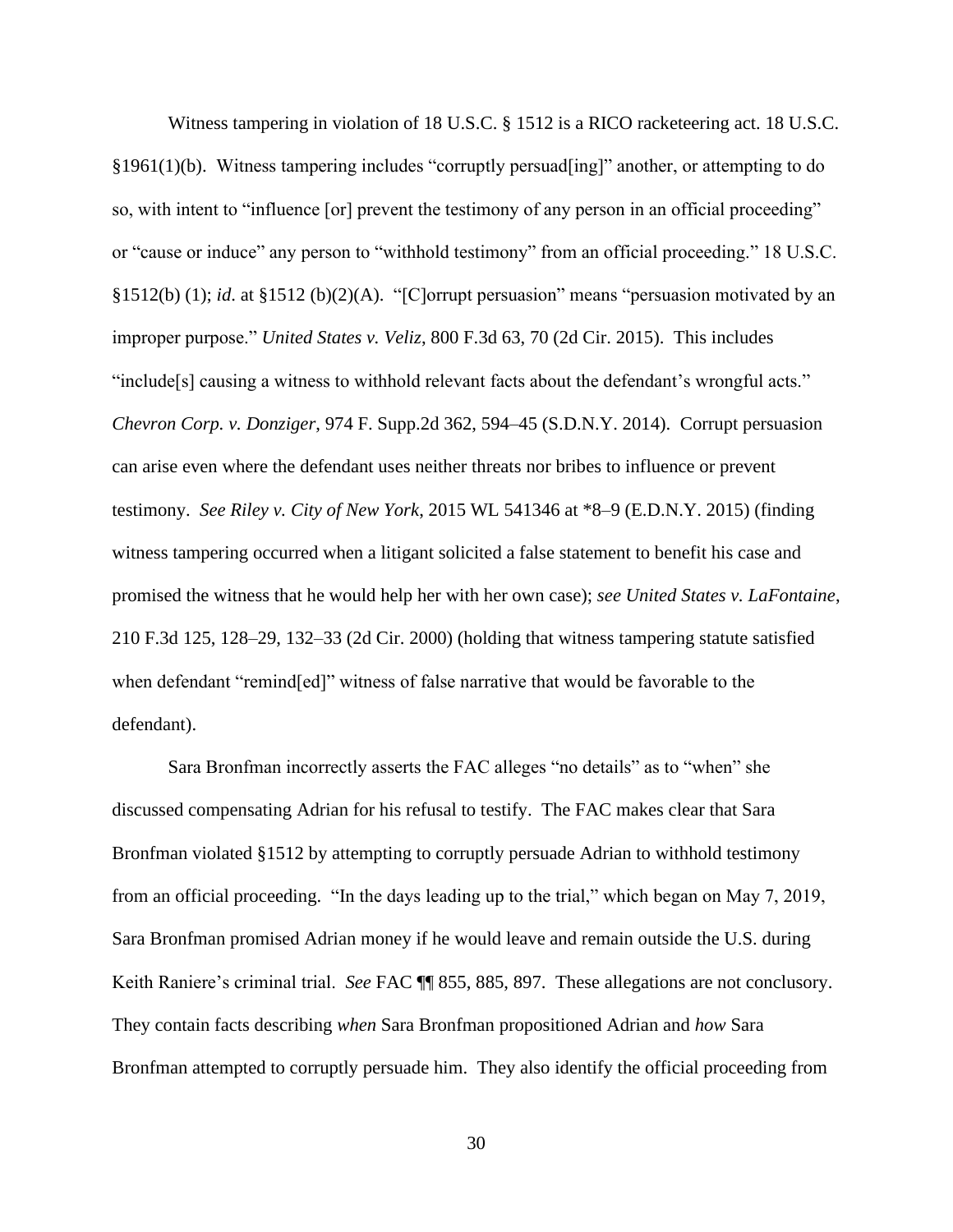Witness tampering in violation of 18 U.S.C. § 1512 is a RICO racketeering act. 18 U.S.C. §1961(1)(b). Witness tampering includes "corruptly persuad[ing]" another, or attempting to do so, with intent to "influence [or] prevent the testimony of any person in an official proceeding" or "cause or induce" any person to "withhold testimony" from an official proceeding." 18 U.S.C. §1512(b) (1); *id*. at §1512 (b)(2)(A). "[C]orrupt persuasion" means "persuasion motivated by an improper purpose." *United States v. Veliz*, 800 F.3d 63, 70 (2d Cir. 2015). This includes "include[s] causing a witness to withhold relevant facts about the defendant's wrongful acts." *Chevron Corp. v. Donziger*, 974 F. Supp.2d 362, 594–45 (S.D.N.Y. 2014). Corrupt persuasion can arise even where the defendant uses neither threats nor bribes to influence or prevent testimony. *See Riley v. City of New York*, 2015 WL 541346 at *8–9 (E.D.N.Y. 2015) (finding witness tampering occurred when a litigant solicited a false statement to benefit his case and promised the witness that he would help her with her own case); *see United States v. LaFontaine*, 210 F.3d 125, 128–29, 132–33 (2d Cir. 2000) (holding that witness tampering statute satisfied when defendant "remind[ed]" witness of false narrative that would be favorable to the defendant).

Sara Bronfman incorrectly asserts the FAC alleges "no details" as to "when" she discussed compensating Adrian for his refusal to testify. The FAC makes clear that Sara Bronfman violated §1512 by attempting to corruptly persuade Adrian to withhold testimony from an official proceeding. "In the days leading up to the trial," which began on May 7, 2019, Sara Bronfman promised Adrian money if he would leave and remain outside the U.S. during Keith Raniere's criminal trial. *See* FAC ¶¶ 855, 885, 897. These allegations are not conclusory. They contain facts describing *when* Sara Bronfman propositioned Adrian and *how* Sara Bronfman attempted to corruptly persuade him. They also identify the official proceeding from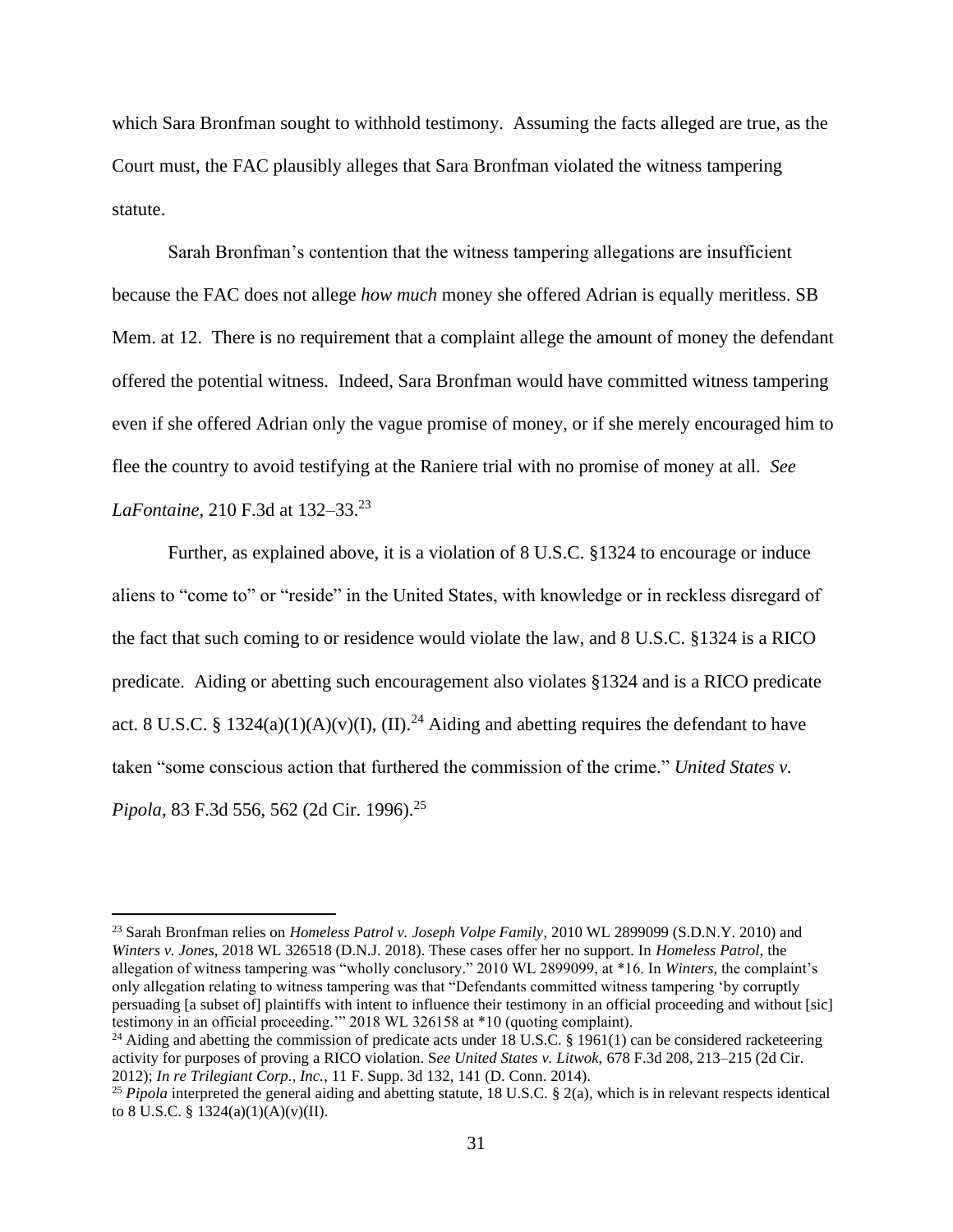which Sara Bronfman sought to withhold testimony. Assuming the facts alleged are true, as the Court must, the FAC plausibly alleges that Sara Bronfman violated the witness tampering statute.

Sarah Bronfman's contention that the witness tampering allegations are insufficient because the FAC does not allege *how much* money she offered Adrian is equally meritless. SB Mem. at 12. There is no requirement that a complaint allege the amount of money the defendant offered the potential witness. Indeed, Sara Bronfman would have committed witness tampering even if she offered Adrian only the vague promise of money, or if she merely encouraged him to flee the country to avoid testifying at the Raniere trial with no promise of money at all. *See LaFontaine*, 210 F.3d at 132–33.[23]

Further, as explained above, it is a violation of 8 U.S.C. §1324 to encourage or induce aliens to "come to" or "reside" in the United States, with knowledge or in reckless disregard of the fact that such coming to or residence would violate the law, and 8 U.S.C. §1324 is a RICO predicate. Aiding or abetting such encouragement also violates §1324 and is a RICO predicate act. 8 U.S.C. § 1324(a)(1)(A)(v)(I), (II).[24] Aiding and abetting requires the defendant to have taken "some conscious action that furthered the commission of the crime." *United States v. Pipola*, 83 F.3d 556, 562 (2d Cir. 1996).[25]

---

[23] Sarah Bronfman relies on *Homeless Patrol v. Joseph Volpe Family*, 2010 WL 2899099 (S.D.N.Y. 2010) and *Winters v. Jones*, 2018 WL 326518 (D.N.J. 2018). These cases offer her no support. In *Homeless Patrol*, the allegation of witness tampering was "wholly conclusory." 2010 WL 2899099, at *16. In *Winters*, the complaint's only allegation relating to witness tampering was that "Defendants committed witness tampering 'by corruptly persuading [a subset of] plaintiffs with intent to influence their testimony in an official proceeding and without [sic] testimony in an official proceeding.'" 2018 WL 326158 at *10 (quoting complaint).

[24] Aiding and abetting the commission of predicate acts under 18 U.S.C. § 1961(1) can be considered racketeering activity for purposes of proving a RICO violation. S*ee United States v. Litwok,* 678 F.3d 208, 213–215 (2d Cir. 2012); *In re Trilegiant Corp., Inc.*, 11 F. Supp. 3d 132, 141 (D. Conn. 2014).

[25] *Pipola* interpreted the general aiding and abetting statute, 18 U.S.C. § 2(a), which is in relevant respects identical to 8 U.S.C. § 1324(a)(1)(A)(v)(II).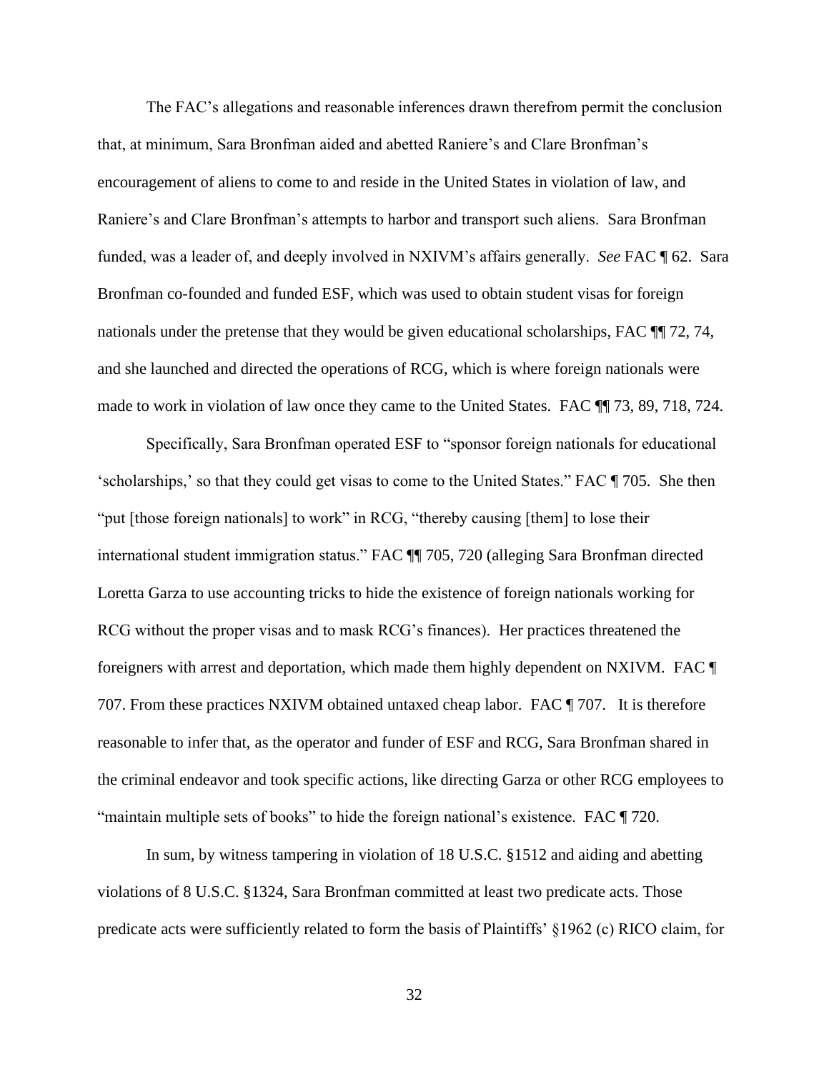The FAC's allegations and reasonable inferences drawn therefrom permit the conclusion that, at minimum, Sara Bronfman aided and abetted Raniere's and Clare Bronfman's encouragement of aliens to come to and reside in the United States in violation of law, and Raniere's and Clare Bronfman's attempts to harbor and transport such aliens. Sara Bronfman funded, was a leader of, and deeply involved in NXIVM's affairs generally. *See* FAC ¶ 62. Sara Bronfman co-founded and funded ESF, which was used to obtain student visas for foreign nationals under the pretense that they would be given educational scholarships, FAC ¶¶ 72, 74, and she launched and directed the operations of RCG, which is where foreign nationals were made to work in violation of law once they came to the United States. FAC ¶¶ 73, 89, 718, 724.

Specifically, Sara Bronfman operated ESF to "sponsor foreign nationals for educational 'scholarships,' so that they could get visas to come to the United States." FAC ¶ 705. She then "put [those foreign nationals] to work" in RCG, "thereby causing [them] to lose their international student immigration status." FAC ¶¶ 705, 720 (alleging Sara Bronfman directed Loretta Garza to use accounting tricks to hide the existence of foreign nationals working for RCG without the proper visas and to mask RCG's finances). Her practices threatened the foreigners with arrest and deportation, which made them highly dependent on NXIVM. FAC ¶ 707. From these practices NXIVM obtained untaxed cheap labor. FAC ¶ 707. It is therefore reasonable to infer that, as the operator and funder of ESF and RCG, Sara Bronfman shared in the criminal endeavor and took specific actions, like directing Garza or other RCG employees to "maintain multiple sets of books" to hide the foreign national's existence. FAC ¶ 720.

In sum, by witness tampering in violation of 18 U.S.C. §1512 and aiding and abetting violations of 8 U.S.C. §1324, Sara Bronfman committed at least two predicate acts. Those predicate acts were sufficiently related to form the basis of Plaintiffs' §1962 (c) RICO claim, for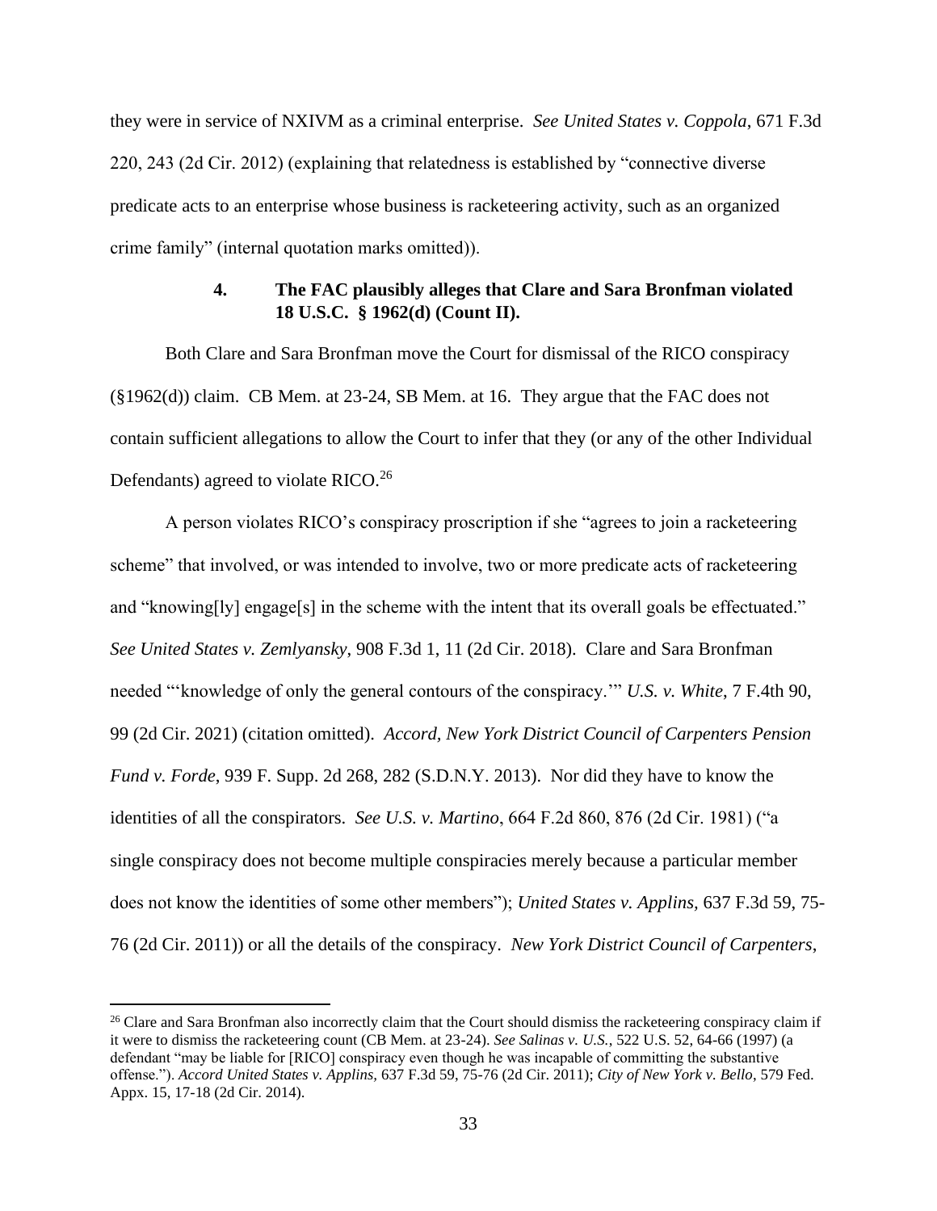they were in service of NXIVM as a criminal enterprise. *See United States v. Coppola*, 671 F.3d 220, 243 (2d Cir. 2012) (explaining that relatedness is established by "connective diverse predicate acts to an enterprise whose business is racketeering activity, such as an organized crime family" (internal quotation marks omitted)).

### 4. The FAC plausibly alleges that Clare and Sara Bronfman violated 18 U.S.C. § 1962(d) (Count II).

Both Clare and Sara Bronfman move the Court for dismissal of the RICO conspiracy (§1962(d)) claim. CB Mem. at 23-24, SB Mem. at 16. They argue that the FAC does not contain sufficient allegations to allow the Court to infer that they (or any of the other Individual Defendants) agreed to violate RICO.[26]

A person violates RICO's conspiracy proscription if she "agrees to join a racketeering scheme" that involved, or was intended to involve, two or more predicate acts of racketeering and "knowing[ly] engage[s] in the scheme with the intent that its overall goals be effectuated." *See United States v. Zemlyansky*, 908 F.3d 1, 11 (2d Cir. 2018). Clare and Sara Bronfman needed "'knowledge of only the general contours of the conspiracy.'" *U.S. v. White*, 7 F.4th 90, 99 (2d Cir. 2021) (citation omitted). *Accord, New York District Council of Carpenters Pension Fund v. Forde*, 939 F. Supp. 2d 268, 282 (S.D.N.Y. 2013). Nor did they have to know the identities of all the conspirators. *See U.S. v. Martino*, 664 F.2d 860, 876 (2d Cir. 1981) ("a single conspiracy does not become multiple conspiracies merely because a particular member does not know the identities of some other members"); *United States v. Applins,* 637 F.3d 59, 75-76 (2d Cir. 2011)) or all the details of the conspiracy. *New York District Council of Carpenters*,

[26] Clare and Sara Bronfman also incorrectly claim that the Court should dismiss the racketeering conspiracy claim if it were to dismiss the racketeering count (CB Mem. at 23-24). *See Salinas v. U.S.*, 522 U.S. 52, 64-66 (1997) (a defendant "may be liable for [RICO] conspiracy even though he was incapable of committing the substantive offense."). *Accord United States v. Applins,* 637 F.3d 59, 75-76 (2d Cir. 2011); *City of New York v. Bello*, 579 Fed. Appx. 15, 17-18 (2d Cir. 2014).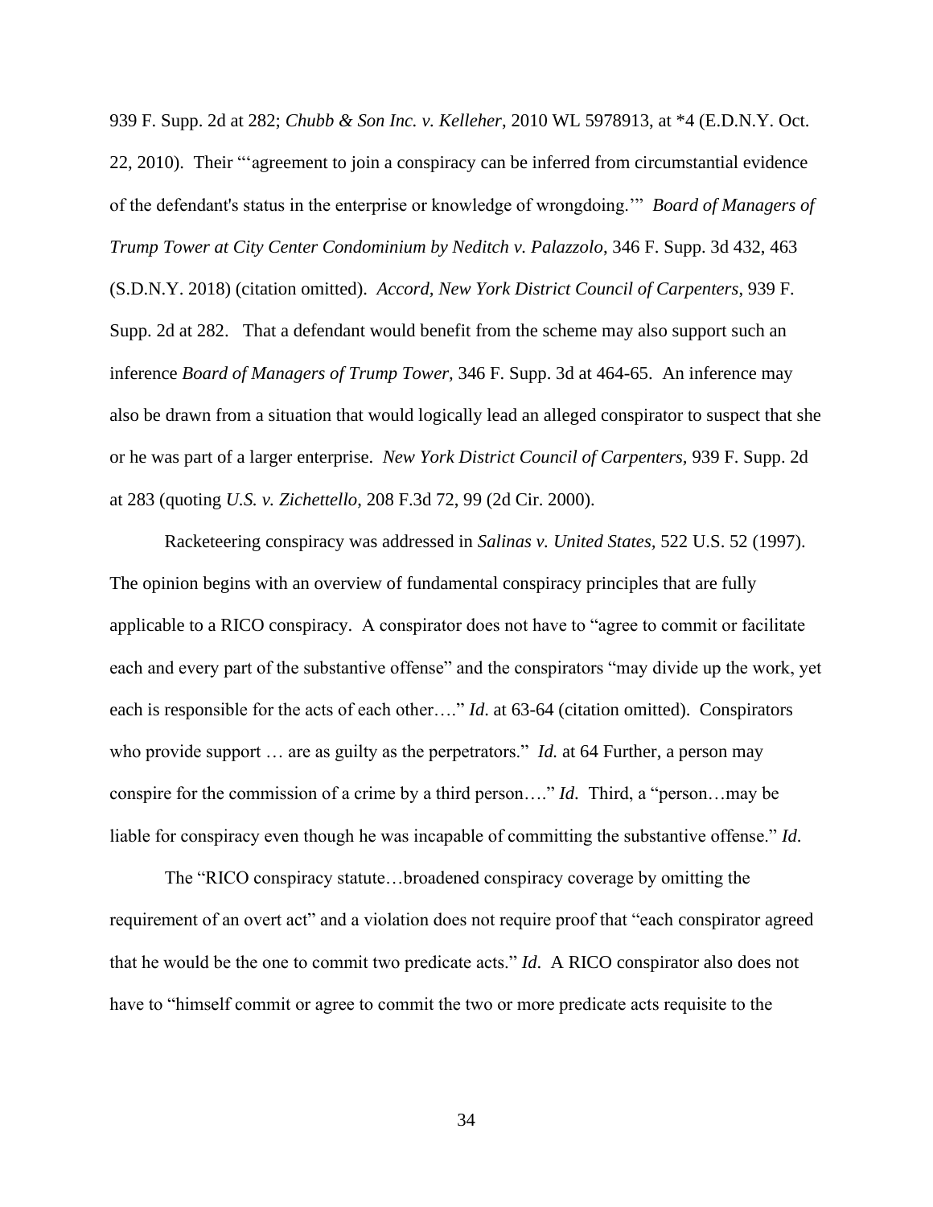939 F. Supp. 2d at 282; *Chubb & Son Inc. v. Kelleher*, 2010 WL 5978913, at *4 (E.D.N.Y. Oct. 22, 2010). Their "'agreement to join a conspiracy can be inferred from circumstantial evidence of the defendant's status in the enterprise or knowledge of wrongdoing.'" *Board of Managers of Trump Tower at City Center Condominium by Neditch v. Palazzolo*, 346 F. Supp. 3d 432, 463 (S.D.N.Y. 2018) (citation omitted). *Accord, New York District Council of Carpenters*, 939 F. Supp. 2d at 282. That a defendant would benefit from the scheme may also support such an inference *Board of Managers of Trump Tower*, 346 F. Supp. 3d at 464-65. An inference may also be drawn from a situation that would logically lead an alleged conspirator to suspect that she or he was part of a larger enterprise. *New York District Council of Carpenters*, 939 F. Supp. 2d at 283 (quoting *U.S. v. Zichettello*, 208 F.3d 72, 99 (2d Cir. 2000).

Racketeering conspiracy was addressed in *Salinas v. United States*, 522 U.S. 52 (1997). The opinion begins with an overview of fundamental conspiracy principles that are fully applicable to a RICO conspiracy. A conspirator does not have to "agree to commit or facilitate each and every part of the substantive offense" and the conspirators "may divide up the work, yet each is responsible for the acts of each other…." *Id.* at 63-64 (citation omitted). Conspirators who provide support … are as guilty as the perpetrators." *Id.* at 64 Further, a person may conspire for the commission of a crime by a third person…." *Id.* Third, a "person…may be liable for conspiracy even though he was incapable of committing the substantive offense." *Id.*

The "RICO conspiracy statute…broadened conspiracy coverage by omitting the requirement of an overt act" and a violation does not require proof that "each conspirator agreed that he would be the one to commit two predicate acts." *Id.* A RICO conspirator also does not have to "himself commit or agree to commit the two or more predicate acts requisite to the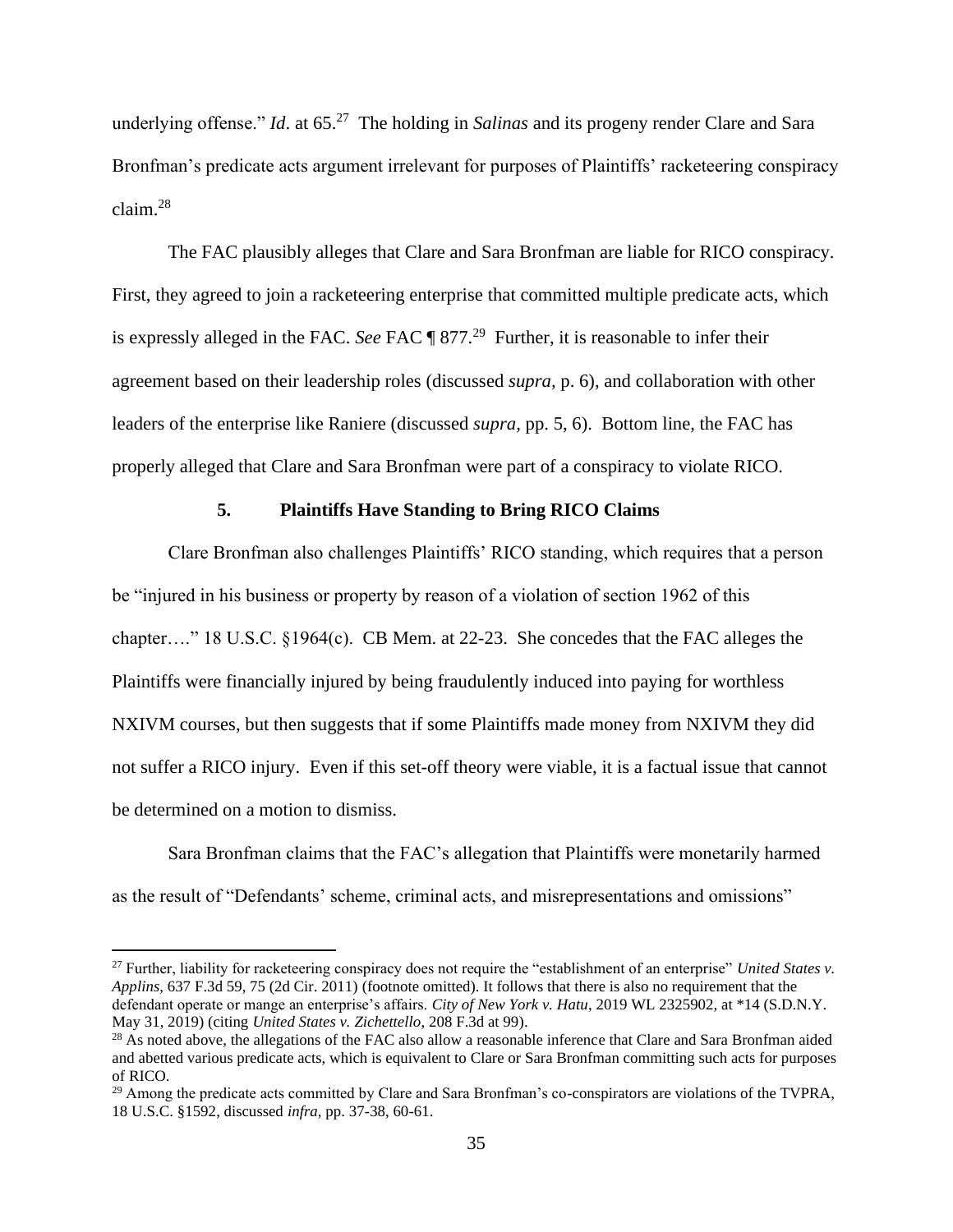underlying offense." *Id*. at 65.[27] The holding in *Salinas* and its progeny render Clare and Sara Bronfman's predicate acts argument irrelevant for purposes of Plaintiffs' racketeering conspiracy claim.[28]

The FAC plausibly alleges that Clare and Sara Bronfman are liable for RICO conspiracy. First, they agreed to join a racketeering enterprise that committed multiple predicate acts, which is expressly alleged in the FAC. *See* FAC ¶ 877.[29] Further, it is reasonable to infer their agreement based on their leadership roles (discussed *supra*, p. 6), and collaboration with other leaders of the enterprise like Raniere (discussed *supra*, pp. 5, 6). Bottom line, the FAC has properly alleged that Clare and Sara Bronfman were part of a conspiracy to violate RICO.

### 5. Plaintiffs Have Standing to Bring RICO Claims

Clare Bronfman also challenges Plaintiffs' RICO standing, which requires that a person be "injured in his business or property by reason of a violation of section 1962 of this chapter…." 18 U.S.C. §1964(c). CB Mem. at 22-23. She concedes that the FAC alleges the Plaintiffs were financially injured by being fraudulently induced into paying for worthless NXIVM courses, but then suggests that if some Plaintiffs made money from NXIVM they did not suffer a RICO injury. Even if this set-off theory were viable, it is a factual issue that cannot be determined on a motion to dismiss.

Sara Bronfman claims that the FAC's allegation that Plaintiffs were monetarily harmed as the result of "Defendants' scheme, criminal acts, and misrepresentations and omissions"

---

[27] Further, liability for racketeering conspiracy does not require the "establishment of an enterprise" *United States v. Applins*, 637 F.3d 59, 75 (2d Cir. 2011) (footnote omitted). It follows that there is also no requirement that the defendant operate or mange an enterprise's affairs. *City of New York v. Hatu*, 2019 WL 2325902, at *14 (S.D.N.Y. May 31, 2019) (citing *United States v. Zichettello*, 208 F.3d at 99).

[28] As noted above, the allegations of the FAC also allow a reasonable inference that Clare and Sara Bronfman aided and abetted various predicate acts, which is equivalent to Clare or Sara Bronfman committing such acts for purposes of RICO.

[29] Among the predicate acts committed by Clare and Sara Bronfman's co-conspirators are violations of the TVPRA, 18 U.S.C. §1592, discussed *infra*, pp. 37-38, 60-61.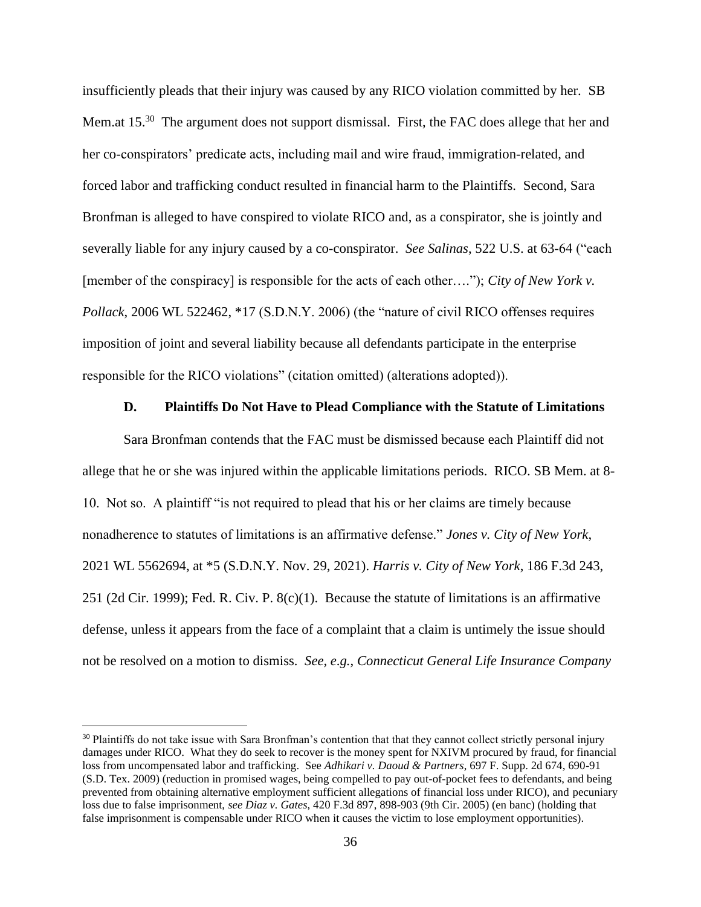insufficiently pleads that their injury was caused by any RICO violation committed by her. SB Mem.at 15.[30] The argument does not support dismissal. First, the FAC does allege that her and her co-conspirators' predicate acts, including mail and wire fraud, immigration-related, and forced labor and trafficking conduct resulted in financial harm to the Plaintiffs. Second, Sara Bronfman is alleged to have conspired to violate RICO and, as a conspirator, she is jointly and severally liable for any injury caused by a co-conspirator. *See Salinas*, 522 U.S. at 63-64 ("each [member of the conspiracy] is responsible for the acts of each other…."); *City of New York v. Pollack*, 2006 WL 522462, *17 (S.D.N.Y. 2006) (the "nature of civil RICO offenses requires imposition of joint and several liability because all defendants participate in the enterprise responsible for the RICO violations" (citation omitted) (alterations adopted)).

### D. Plaintiffs Do Not Have to Plead Compliance with the Statute of Limitations

Sara Bronfman contends that the FAC must be dismissed because each Plaintiff did not allege that he or she was injured within the applicable limitations periods. RICO. SB Mem. at 8-10. Not so. A plaintiff "is not required to plead that his or her claims are timely because nonadherence to statutes of limitations is an affirmative defense." *Jones v. City of New York*, 2021 WL 5562694, at *5 (S.D.N.Y. Nov. 29, 2021). *Harris v. City of New York*, 186 F.3d 243, 251 (2d Cir. 1999); Fed. R. Civ. P. 8(c)(1). Because the statute of limitations is an affirmative defense, unless it appears from the face of a complaint that a claim is untimely the issue should not be resolved on a motion to dismiss. *See, e.g.*, *Connecticut General Life Insurance Company*

---

[30] Plaintiffs do not take issue with Sara Bronfman's contention that that they cannot collect strictly personal injury damages under RICO. What they do seek to recover is the money spent for NXIVM procured by fraud, for financial loss from uncompensated labor and trafficking. See *Adhikari v. Daoud & Partners*, 697 F. Supp. 2d 674, 690-91 (S.D. Tex. 2009) (reduction in promised wages, being compelled to pay out-of-pocket fees to defendants, and being prevented from obtaining alternative employment sufficient allegations of financial loss under RICO), and pecuniary loss due to false imprisonment, *see Diaz v. Gates*, 420 F.3d 897, 898-903 (9th Cir. 2005) (en banc) (holding that false imprisonment is compensable under RICO when it causes the victim to lose employment opportunities).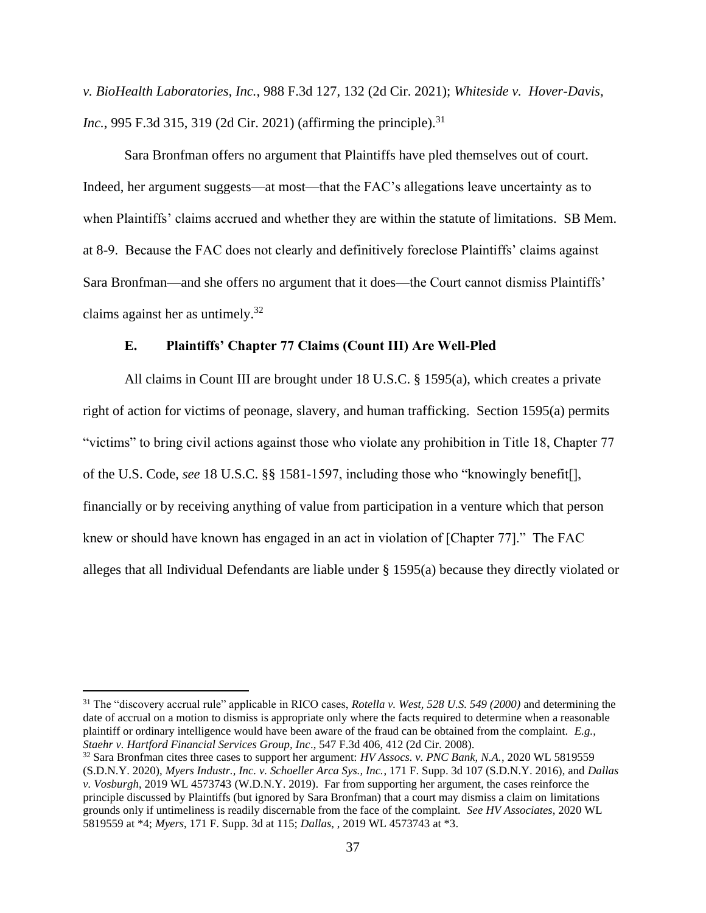*v. BioHealth Laboratories, Inc.*, 988 F.3d 127, 132 (2d Cir. 2021); *Whiteside v. Hover-Davis, Inc.*, 995 F.3d 315, 319 (2d Cir. 2021) (affirming the principle).[31]

Sara Bronfman offers no argument that Plaintiffs have pled themselves out of court. Indeed, her argument suggests—at most—that the FAC's allegations leave uncertainty as to when Plaintiffs' claims accrued and whether they are within the statute of limitations. SB Mem. at 8-9. Because the FAC does not clearly and definitively foreclose Plaintiffs' claims against Sara Bronfman—and she offers no argument that it does—the Court cannot dismiss Plaintiffs' claims against her as untimely.[32]

### E. Plaintiffs' Chapter 77 Claims (Count III) Are Well-Pled

All claims in Count III are brought under 18 U.S.C. § 1595(a), which creates a private right of action for victims of peonage, slavery, and human trafficking. Section 1595(a) permits "victims" to bring civil actions against those who violate any prohibition in Title 18, Chapter 77 of the U.S. Code, *see* 18 U.S.C. §§ 1581-1597, including those who "knowingly benefit[], financially or by receiving anything of value from participation in a venture which that person knew or should have known has engaged in an act in violation of [Chapter 77]." The FAC alleges that all Individual Defendants are liable under § 1595(a) because they directly violated or

---

[31] The "discovery accrual rule" applicable in RICO cases, *Rotella v. West, 528 U.S. 549 (2000)* and determining the date of accrual on a motion to dismiss is appropriate only where the facts required to determine when a reasonable plaintiff or ordinary intelligence would have been aware of the fraud can be obtained from the complaint. *E.g., Staehr v. Hartford Financial Services Group, Inc*., 547 F.3d 406, 412 (2d Cir. 2008).

[32] Sara Bronfman cites three cases to support her argument: *HV Assocs. v. PNC Bank, N.A.*, 2020 WL 5819559 (S.D.N.Y. 2020), *Myers Industr., Inc. v. Schoeller Arca Sys., Inc.,* 171 F. Supp. 3d 107 (S.D.N.Y. 2016), and *Dallas v. Vosburgh*, 2019 WL 4573743 (W.D.N.Y. 2019). Far from supporting her argument, the cases reinforce the principle discussed by Plaintiffs (but ignored by Sara Bronfman) that a court may dismiss a claim on limitations grounds only if untimeliness is readily discernable from the face of the complaint. *See HV Associates*, 2020 WL 5819559 at *4; *Myers*, 171 F. Supp. 3d at 115; *Dallas*, , 2019 WL 4573743 at *3.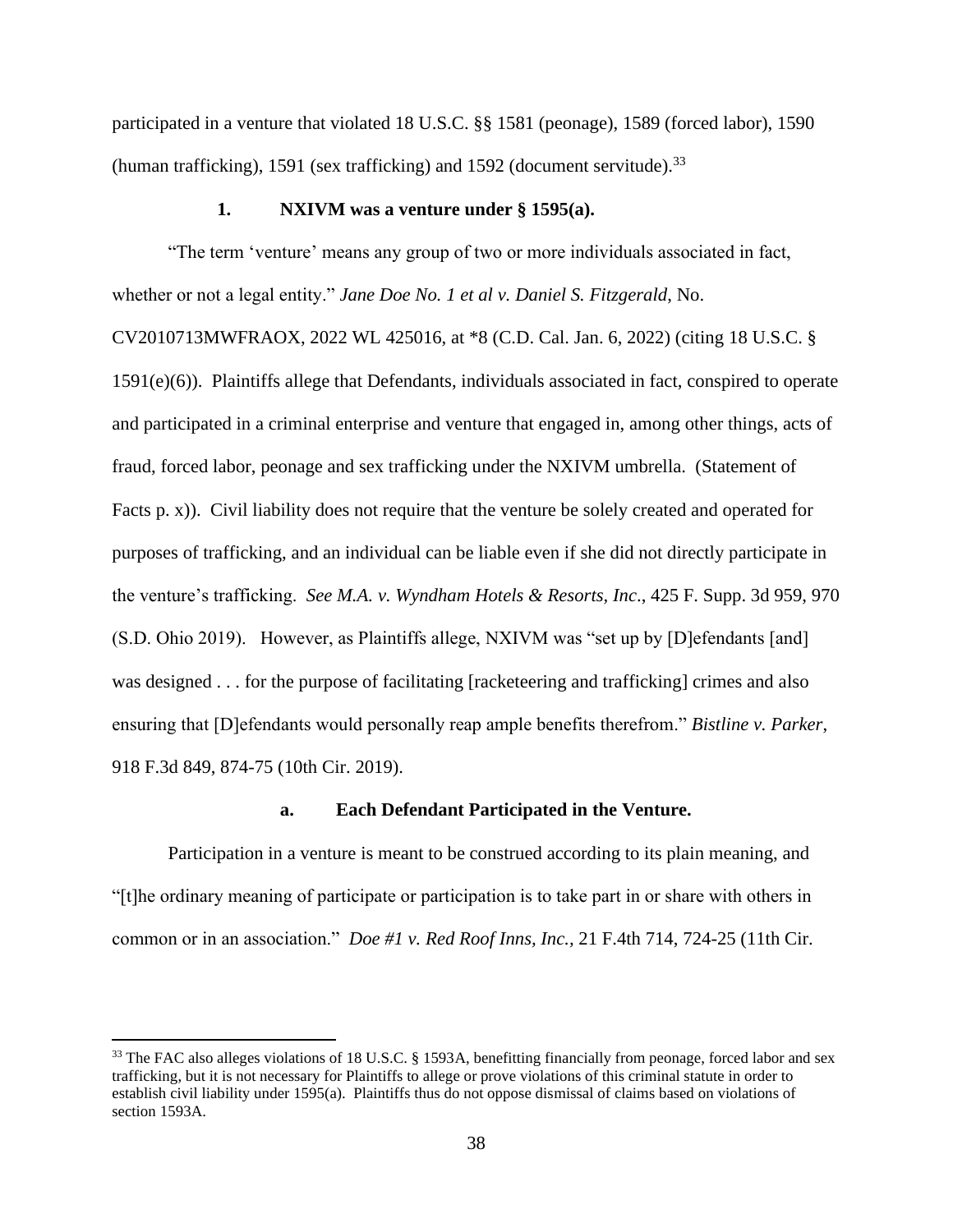participated in a venture that violated 18 U.S.C. §§ 1581 (peonage), 1589 (forced labor), 1590 (human trafficking), 1591 (sex trafficking) and 1592 (document servitude).[33]

### 1. NXIVM was a venture under § 1595(a).

"The term 'venture' means any group of two or more individuals associated in fact, whether or not a legal entity." *Jane Doe No. 1 et al v. Daniel S. Fitzgerald*, No. CV2010713MWFRAOX, 2022 WL 425016, at *8 (C.D. Cal. Jan. 6, 2022) (citing 18 U.S.C. § 1591(e)(6)). Plaintiffs allege that Defendants, individuals associated in fact, conspired to operate and participated in a criminal enterprise and venture that engaged in, among other things, acts of fraud, forced labor, peonage and sex trafficking under the NXIVM umbrella. (Statement of Facts p. x)). Civil liability does not require that the venture be solely created and operated for purposes of trafficking, and an individual can be liable even if she did not directly participate in the venture's trafficking. *See M.A. v. Wyndham Hotels & Resorts, Inc.*, 425 F. Supp. 3d 959, 970 (S.D. Ohio 2019). However, as Plaintiffs allege, NXIVM was "set up by [D]efendants [and] was designed . . . for the purpose of facilitating [racketeering and trafficking] crimes and also ensuring that [D]efendants would personally reap ample benefits therefrom." *Bistline v. Parker*, 918 F.3d 849, 874-75 (10th Cir. 2019).

#### a. Each Defendant Participated in the Venture.

Participation in a venture is meant to be construed according to its plain meaning, and "[t]he ordinary meaning of participate or participation is to take part in or share with others in common or in an association." *Doe #1 v. Red Roof Inns, Inc.*, 21 F.4th 714, 724-25 (11th Cir.

---

[33] The FAC also alleges violations of 18 U.S.C. § 1593A, benefitting financially from peonage, forced labor and sex trafficking, but it is not necessary for Plaintiffs to allege or prove violations of this criminal statute in order to establish civil liability under 1595(a). Plaintiffs thus do not oppose dismissal of claims based on violations of section 1593A.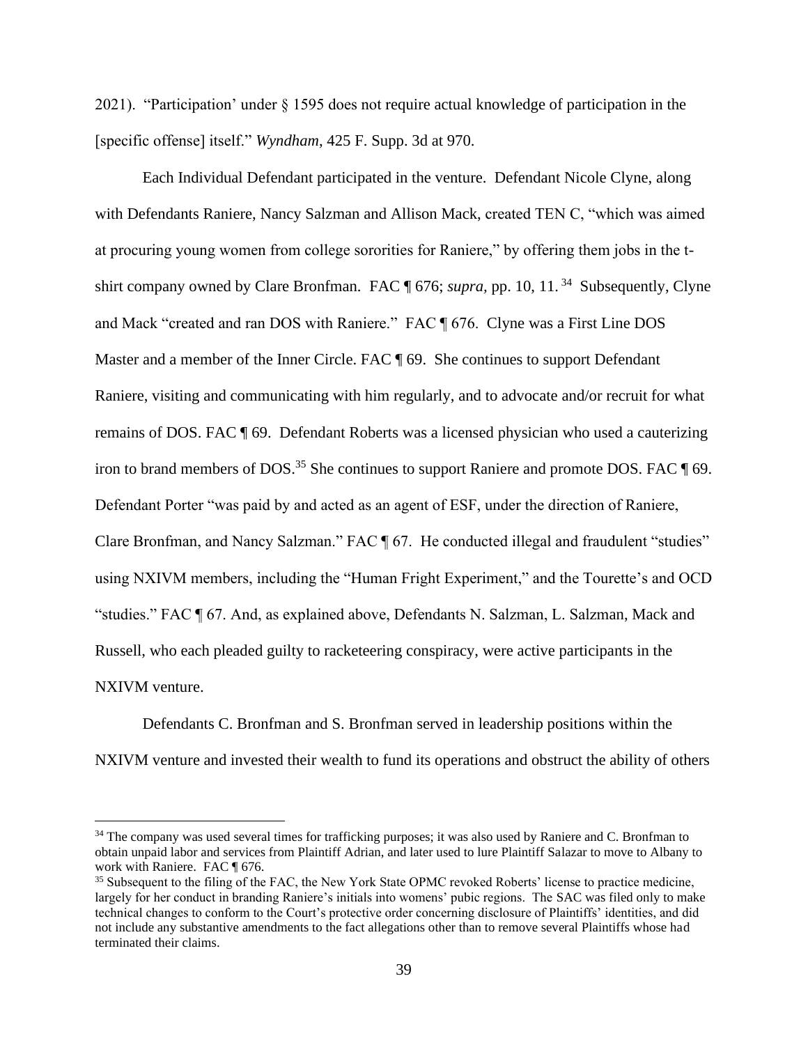2021). "Participation' under § 1595 does not require actual knowledge of participation in the [specific offense] itself." *Wyndham*, 425 F. Supp. 3d at 970.

Each Individual Defendant participated in the venture. Defendant Nicole Clyne, along with Defendants Raniere, Nancy Salzman and Allison Mack, created TEN C, "which was aimed at procuring young women from college sororities for Raniere," by offering them jobs in the t-shirt company owned by Clare Bronfman. FAC ¶ 676; *supra*, pp. 10, 11.[34] Subsequently, Clyne and Mack "created and ran DOS with Raniere." FAC ¶ 676. Clyne was a First Line DOS Master and a member of the Inner Circle. FAC ¶ 69. She continues to support Defendant Raniere, visiting and communicating with him regularly, and to advocate and/or recruit for what remains of DOS. FAC ¶ 69. Defendant Roberts was a licensed physician who used a cauterizing iron to brand members of DOS.[35] She continues to support Raniere and promote DOS. FAC ¶ 69. Defendant Porter "was paid by and acted as an agent of ESF, under the direction of Raniere, Clare Bronfman, and Nancy Salzman." FAC ¶ 67. He conducted illegal and fraudulent "studies" using NXIVM members, including the "Human Fright Experiment," and the Tourette's and OCD "studies." FAC ¶ 67. And, as explained above, Defendants N. Salzman, L. Salzman, Mack and Russell, who each pleaded guilty to racketeering conspiracy, were active participants in the NXIVM venture.

Defendants C. Bronfman and S. Bronfman served in leadership positions within the NXIVM venture and invested their wealth to fund its operations and obstruct the ability of others

[34] The company was used several times for trafficking purposes; it was also used by Raniere and C. Bronfman to obtain unpaid labor and services from Plaintiff Adrian, and later used to lure Plaintiff Salazar to move to Albany to work with Raniere. FAC ¶ 676.

[35] Subsequent to the filing of the FAC, the New York State OPMC revoked Roberts' license to practice medicine, largely for her conduct in branding Raniere's initials into womens' pubic regions. The SAC was filed only to make technical changes to conform to the Court's protective order concerning disclosure of Plaintiffs' identities, and did not include any substantive amendments to the fact allegations other than to remove several Plaintiffs whose had terminated their claims.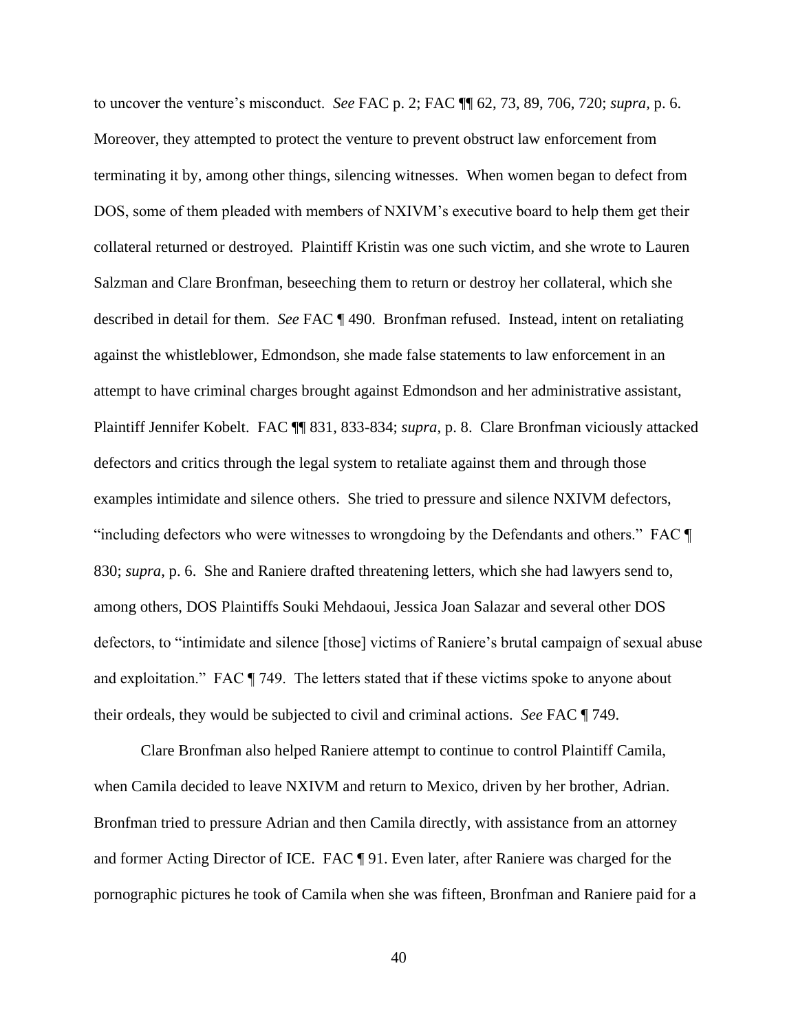to uncover the venture's misconduct. *See* FAC p. 2; FAC ¶¶ 62, 73, 89, 706, 720; *supra*, p. 6. Moreover, they attempted to protect the venture to prevent obstruct law enforcement from terminating it by, among other things, silencing witnesses. When women began to defect from DOS, some of them pleaded with members of NXIVM's executive board to help them get their collateral returned or destroyed. Plaintiff Kristin was one such victim, and she wrote to Lauren Salzman and Clare Bronfman, beseeching them to return or destroy her collateral, which she described in detail for them. *See* FAC ¶ 490. Bronfman refused. Instead, intent on retaliating against the whistleblower, Edmondson, she made false statements to law enforcement in an attempt to have criminal charges brought against Edmondson and her administrative assistant, Plaintiff Jennifer Kobelt. FAC ¶¶ 831, 833-834; *supra*, p. 8. Clare Bronfman viciously attacked defectors and critics through the legal system to retaliate against them and through those examples intimidate and silence others. She tried to pressure and silence NXIVM defectors, "including defectors who were witnesses to wrongdoing by the Defendants and others." FAC ¶ 830; *supra*, p. 6. She and Raniere drafted threatening letters, which she had lawyers send to, among others, DOS Plaintiffs Souki Mehdaoui, Jessica Joan Salazar and several other DOS defectors, to "intimidate and silence [those] victims of Raniere's brutal campaign of sexual abuse and exploitation." FAC ¶ 749. The letters stated that if these victims spoke to anyone about their ordeals, they would be subjected to civil and criminal actions. *See* FAC ¶ 749.

Clare Bronfman also helped Raniere attempt to continue to control Plaintiff Camila, when Camila decided to leave NXIVM and return to Mexico, driven by her brother, Adrian. Bronfman tried to pressure Adrian and then Camila directly, with assistance from an attorney and former Acting Director of ICE. FAC ¶ 91. Even later, after Raniere was charged for the pornographic pictures he took of Camila when she was fifteen, Bronfman and Raniere paid for a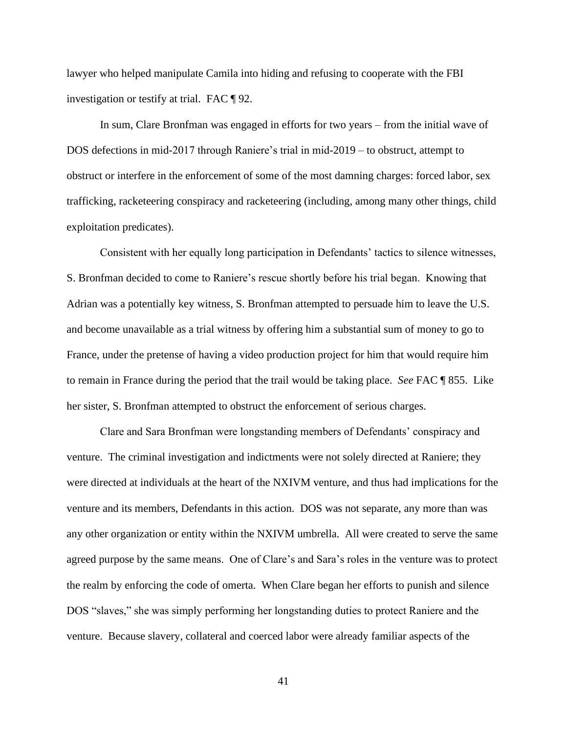lawyer who helped manipulate Camila into hiding and refusing to cooperate with the FBI investigation or testify at trial. FAC ¶ 92.

In sum, Clare Bronfman was engaged in efforts for two years – from the initial wave of DOS defections in mid-2017 through Raniere's trial in mid-2019 – to obstruct, attempt to obstruct or interfere in the enforcement of some of the most damning charges: forced labor, sex trafficking, racketeering conspiracy and racketeering (including, among many other things, child exploitation predicates).

Consistent with her equally long participation in Defendants' tactics to silence witnesses, S. Bronfman decided to come to Raniere's rescue shortly before his trial began. Knowing that Adrian was a potentially key witness, S. Bronfman attempted to persuade him to leave the U.S. and become unavailable as a trial witness by offering him a substantial sum of money to go to France, under the pretense of having a video production project for him that would require him to remain in France during the period that the trail would be taking place. *See* FAC ¶ 855. Like her sister, S. Bronfman attempted to obstruct the enforcement of serious charges.

Clare and Sara Bronfman were longstanding members of Defendants' conspiracy and venture. The criminal investigation and indictments were not solely directed at Raniere; they were directed at individuals at the heart of the NXIVM venture, and thus had implications for the venture and its members, Defendants in this action. DOS was not separate, any more than was any other organization or entity within the NXIVM umbrella. All were created to serve the same agreed purpose by the same means. One of Clare's and Sara's roles in the venture was to protect the realm by enforcing the code of omerta. When Clare began her efforts to punish and silence DOS "slaves," she was simply performing her longstanding duties to protect Raniere and the venture. Because slavery, collateral and coerced labor were already familiar aspects of the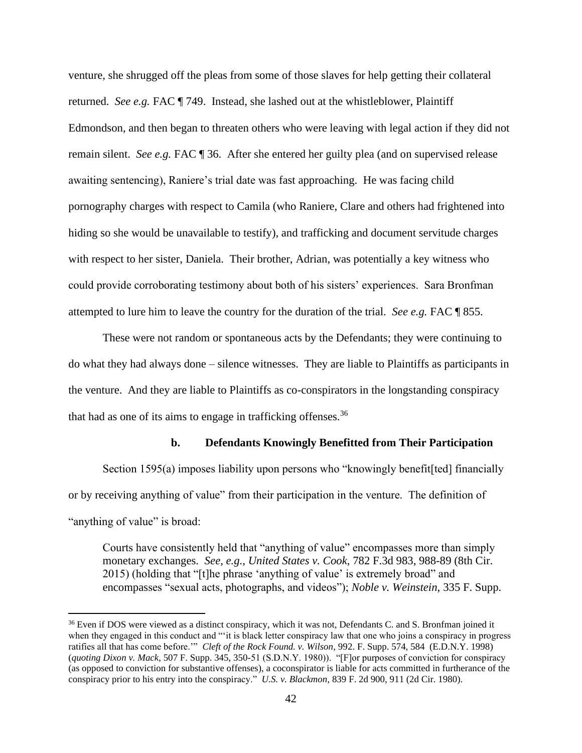venture, she shrugged off the pleas from some of those slaves for help getting their collateral returned. *See e.g.* FAC ¶ 749. Instead, she lashed out at the whistleblower, Plaintiff Edmondson, and then began to threaten others who were leaving with legal action if they did not remain silent. *See e.g.* FAC ¶ 36. After she entered her guilty plea (and on supervised release awaiting sentencing), Raniere's trial date was fast approaching. He was facing child pornography charges with respect to Camila (who Raniere, Clare and others had frightened into hiding so she would be unavailable to testify), and trafficking and document servitude charges with respect to her sister, Daniela. Their brother, Adrian, was potentially a key witness who could provide corroborating testimony about both of his sisters' experiences. Sara Bronfman attempted to lure him to leave the country for the duration of the trial. *See e.g.* FAC ¶ 855.

These were not random or spontaneous acts by the Defendants; they were continuing to do what they had always done – silence witnesses. They are liable to Plaintiffs as participants in the venture. And they are liable to Plaintiffs as co-conspirators in the longstanding conspiracy that had as one of its aims to engage in trafficking offenses.[36]

**b. Defendants Knowingly Benefitted from Their Participation**

Section 1595(a) imposes liability upon persons who "knowingly benefit[ted] financially or by receiving anything of value" from their participation in the venture. The definition of "anything of value" is broad:

> Courts have consistently held that "anything of value" encompasses more than simply monetary exchanges. *See, e.g., United States v. Cook*, 782 F.3d 983, 988-89 (8th Cir. 2015) (holding that "[t]he phrase 'anything of value' is extremely broad" and encompasses "sexual acts, photographs, and videos"); *Noble v. Weinstein*, 335 F. Supp.

[36] Even if DOS were viewed as a distinct conspiracy, which it was not, Defendants C. and S. Bronfman joined it when they engaged in this conduct and "'it is black letter conspiracy law that one who joins a conspiracy in progress ratifies all that has come before.'" *Cleft of the Rock Found. v. Wilson*, 992. F. Supp. 574, 584 (E.D.N.Y. 1998) (*quoting Dixon v. Mack*, 507 F. Supp. 345, 350-51 (S.D.N.Y. 1980)). "[F]or purposes of conviction for conspiracy (as opposed to conviction for substantive offenses), a coconspirator is liable for acts committed in furtherance of the conspiracy prior to his entry into the conspiracy." *U.S. v. Blackmon*, 839 F. 2d 900, 911 (2d Cir. 1980).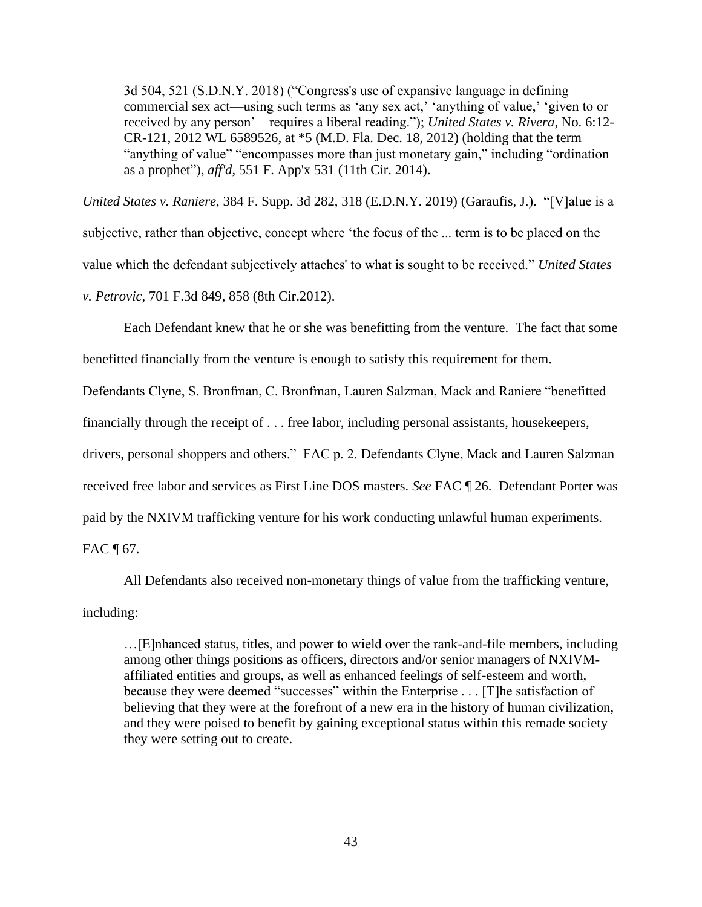> 3d 504, 521 (S.D.N.Y. 2018) ("Congress's use of expansive language in defining commercial sex act—using such terms as 'any sex act,' 'anything of value,' 'given to or received by any person'—requires a liberal reading."); *United States v. Rivera*, No. 6:12-CR-121, 2012 WL 6589526, at *5 (M.D. Fla. Dec. 18, 2012) (holding that the term "anything of value" "encompasses more than just monetary gain," including "ordination as a prophet"), *aff'd*, 551 F. App'x 531 (11th Cir. 2014).

*United States v. Raniere*, 384 F. Supp. 3d 282, 318 (E.D.N.Y. 2019) (Garaufis, J.). "[V]alue is a subjective, rather than objective, concept where 'the focus of the ... term is to be placed on the value which the defendant subjectively attaches' to what is sought to be received." *United States v. Petrovic*, 701 F.3d 849, 858 (8th Cir.2012).

Each Defendant knew that he or she was benefitting from the venture. The fact that some benefitted financially from the venture is enough to satisfy this requirement for them. Defendants Clyne, S. Bronfman, C. Bronfman, Lauren Salzman, Mack and Raniere "benefitted financially through the receipt of . . . free labor, including personal assistants, housekeepers, drivers, personal shoppers and others." FAC p. 2. Defendants Clyne, Mack and Lauren Salzman received free labor and services as First Line DOS masters. *See* FAC ¶ 26. Defendant Porter was paid by the NXIVM trafficking venture for his work conducting unlawful human experiments. FAC ¶ 67.

All Defendants also received non-monetary things of value from the trafficking venture, including:

> …[E]nhanced status, titles, and power to wield over the rank-and-file members, including among other things positions as officers, directors and/or senior managers of NXIVM-affiliated entities and groups, as well as enhanced feelings of self-esteem and worth, because they were deemed "successes" within the Enterprise . . . [T]he satisfaction of believing that they were at the forefront of a new era in the history of human civilization, and they were poised to benefit by gaining exceptional status within this remade society they were setting out to create.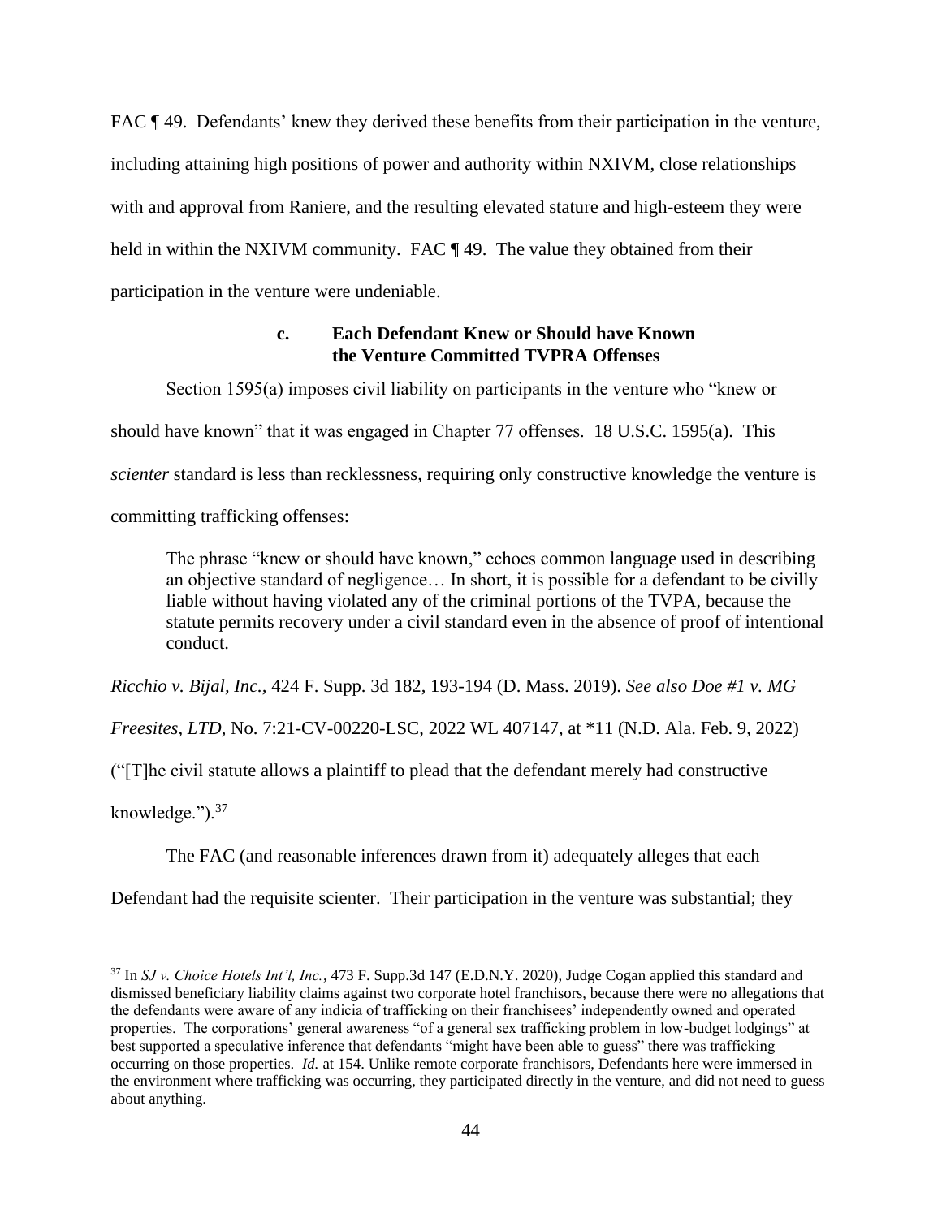FAC ¶ 49. Defendants' knew they derived these benefits from their participation in the venture, including attaining high positions of power and authority within NXIVM, close relationships with and approval from Raniere, and the resulting elevated stature and high-esteem they were held in within the NXIVM community. FAC ¶ 49. The value they obtained from their participation in the venture were undeniable.

### c. Each Defendant Knew or Should have Known the Venture Committed TVPRA Offenses

Section 1595(a) imposes civil liability on participants in the venture who "knew or should have known" that it was engaged in Chapter 77 offenses. 18 U.S.C. 1595(a). This *scienter* standard is less than recklessness, requiring only constructive knowledge the venture is committing trafficking offenses:

> The phrase "knew or should have known," echoes common language used in describing an objective standard of negligence… In short, it is possible for a defendant to be civilly liable without having violated any of the criminal portions of the TVPA, because the statute permits recovery under a civil standard even in the absence of proof of intentional conduct.

*Ricchio v. Bijal, Inc.*, 424 F. Supp. 3d 182, 193-194 (D. Mass. 2019). *See also Doe #1 v. MG Freesites, LTD*, No. 7:21-CV-00220-LSC, 2022 WL 407147, at *11 (N.D. Ala. Feb. 9, 2022) ("[T]he civil statute allows a plaintiff to plead that the defendant merely had constructive knowledge.").[37]

The FAC (and reasonable inferences drawn from it) adequately alleges that each Defendant had the requisite scienter. Their participation in the venture was substantial; they

---

[37] In *SJ v. Choice Hotels Int'l, Inc.*, 473 F. Supp.3d 147 (E.D.N.Y. 2020), Judge Cogan applied this standard and dismissed beneficiary liability claims against two corporate hotel franchisors, because there were no allegations that the defendants were aware of any indicia of trafficking on their franchisees' independently owned and operated properties. The corporations' general awareness "of a general sex trafficking problem in low-budget lodgings" at best supported a speculative inference that defendants "might have been able to guess" there was trafficking occurring on those properties. *Id.* at 154. Unlike remote corporate franchisors, Defendants here were immersed in the environment where trafficking was occurring, they participated directly in the venture, and did not need to guess about anything.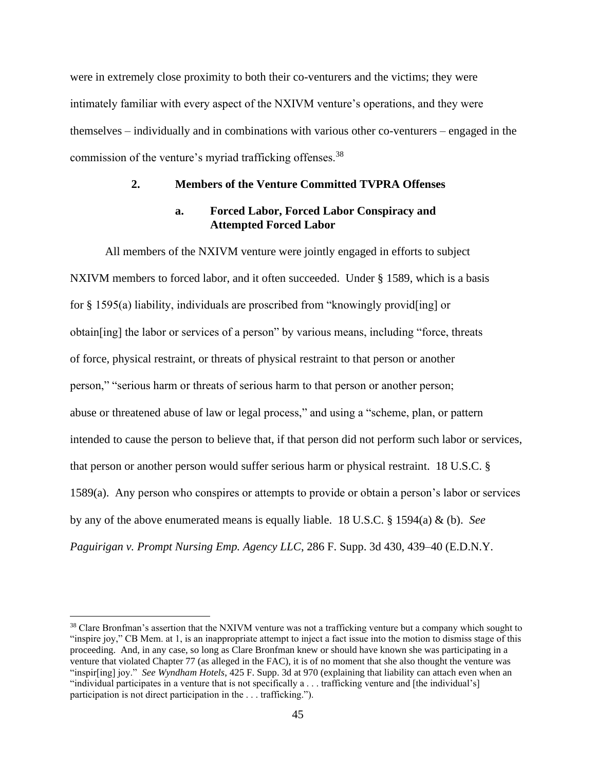were in extremely close proximity to both their co-venturers and the victims; they were intimately familiar with every aspect of the NXIVM venture's operations, and they were themselves – individually and in combinations with various other co-venturers – engaged in the commission of the venture's myriad trafficking offenses.[38]

### 2. Members of the Venture Committed TVPRA Offenses

#### a. Forced Labor, Forced Labor Conspiracy and Attempted Forced Labor

All members of the NXIVM venture were jointly engaged in efforts to subject NXIVM members to forced labor, and it often succeeded. Under § 1589, which is a basis for § 1595(a) liability, individuals are proscribed from "knowingly provid[ing] or obtain[ing] the labor or services of a person" by various means, including "force, threats of force, physical restraint, or threats of physical restraint to that person or another person," "serious harm or threats of serious harm to that person or another person; abuse or threatened abuse of law or legal process," and using a "scheme, plan, or pattern intended to cause the person to believe that, if that person did not perform such labor or services, that person or another person would suffer serious harm or physical restraint. 18 U.S.C. § 1589(a). Any person who conspires or attempts to provide or obtain a person's labor or services by any of the above enumerated means is equally liable. 18 U.S.C. § 1594(a) & (b). *See Paguirigan v. Prompt Nursing Emp. Agency LLC*, 286 F. Supp. 3d 430, 439–40 (E.D.N.Y.

---

[38] Clare Bronfman's assertion that the NXIVM venture was not a trafficking venture but a company which sought to "inspire joy," CB Mem. at 1, is an inappropriate attempt to inject a fact issue into the motion to dismiss stage of this proceeding. And, in any case, so long as Clare Bronfman knew or should have known she was participating in a venture that violated Chapter 77 (as alleged in the FAC), it is of no moment that she also thought the venture was "inspir[ing] joy." *See Wyndham Hotels*, 425 F. Supp. 3d at 970 (explaining that liability can attach even when an "individual participates in a venture that is not specifically a . . . trafficking venture and [the individual's] participation is not direct participation in the . . . trafficking.").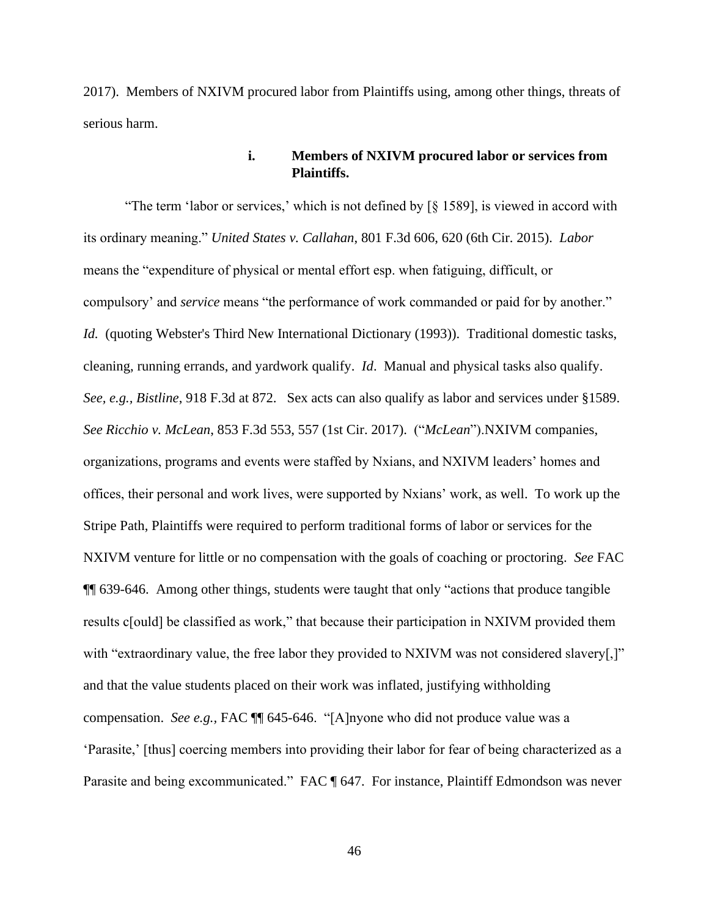2017). Members of NXIVM procured labor from Plaintiffs using, among other things, threats of serious harm.

#### i. Members of NXIVM procured labor or services from Plaintiffs.

"The term 'labor or services,' which is not defined by [§ 1589], is viewed in accord with its ordinary meaning." *United States v. Callahan*, 801 F.3d 606, 620 (6th Cir. 2015). *Labor* means the "expenditure of physical or mental effort esp. when fatiguing, difficult, or compulsory' and *service* means "the performance of work commanded or paid for by another." *Id.* (quoting Webster's Third New International Dictionary (1993)). Traditional domestic tasks, cleaning, running errands, and yardwork qualify. *Id*. Manual and physical tasks also qualify. *See, e.g., Bistline*, 918 F.3d at 872. Sex acts can also qualify as labor and services under §1589. *See Ricchio v. McLean*, 853 F.3d 553, 557 (1st Cir. 2017). ("*McLean*").NXIVM companies, organizations, programs and events were staffed by Nxians, and NXIVM leaders' homes and offices, their personal and work lives, were supported by Nxians' work, as well. To work up the Stripe Path, Plaintiffs were required to perform traditional forms of labor or services for the NXIVM venture for little or no compensation with the goals of coaching or proctoring. *See* FAC ¶¶ 639-646. Among other things, students were taught that only "actions that produce tangible results c[ould] be classified as work," that because their participation in NXIVM provided them with "extraordinary value, the free labor they provided to NXIVM was not considered slavery[,]" and that the value students placed on their work was inflated, justifying withholding compensation. *See e.g.,* FAC ¶¶ 645-646. "[A]nyone who did not produce value was a 'Parasite,' [thus] coercing members into providing their labor for fear of being characterized as a Parasite and being excommunicated." FAC ¶ 647. For instance, Plaintiff Edmondson was never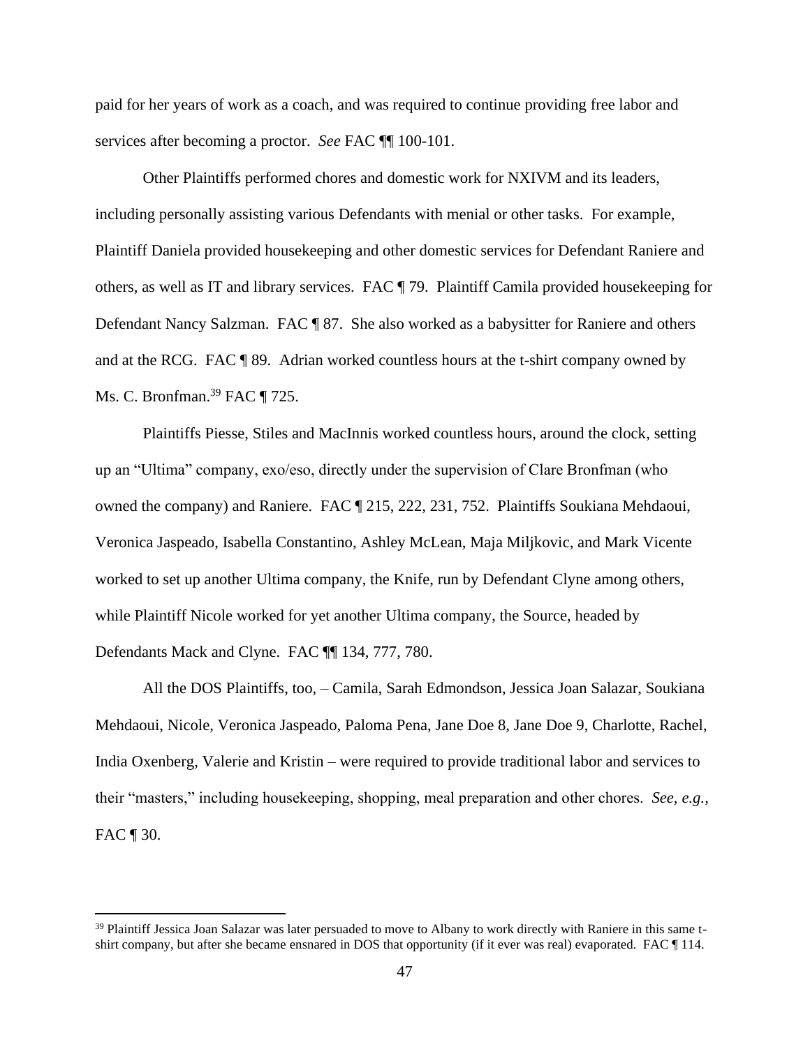paid for her years of work as a coach, and was required to continue providing free labor and services after becoming a proctor. *See* FAC ¶¶ 100-101.

Other Plaintiffs performed chores and domestic work for NXIVM and its leaders, including personally assisting various Defendants with menial or other tasks. For example, Plaintiff Daniela provided housekeeping and other domestic services for Defendant Raniere and others, as well as IT and library services. FAC ¶ 79. Plaintiff Camila provided housekeeping for Defendant Nancy Salzman. FAC ¶ 87. She also worked as a babysitter for Raniere and others and at the RCG. FAC ¶ 89. Adrian worked countless hours at the t-shirt company owned by Ms. C. Bronfman.[39] FAC ¶ 725.

Plaintiffs Piesse, Stiles and MacInnis worked countless hours, around the clock, setting up an "Ultima" company, exo/eso, directly under the supervision of Clare Bronfman (who owned the company) and Raniere. FAC ¶ 215, 222, 231, 752. Plaintiffs Soukiana Mehdaoui, Veronica Jaspeado, Isabella Constantino, Ashley McLean, Maja Miljkovic, and Mark Vicente worked to set up another Ultima company, the Knife, run by Defendant Clyne among others, while Plaintiff Nicole worked for yet another Ultima company, the Source, headed by Defendants Mack and Clyne. FAC ¶¶ 134, 777, 780.

All the DOS Plaintiffs, too, – Camila, Sarah Edmondson, Jessica Joan Salazar, Soukiana Mehdaoui, Nicole, Veronica Jaspeado, Paloma Pena, Jane Doe 8, Jane Doe 9, Charlotte, Rachel, India Oxenberg, Valerie and Kristin – were required to provide traditional labor and services to their "masters," including housekeeping, shopping, meal preparation and other chores. *See, e.g.*, FAC ¶ 30.

---

[39] Plaintiff Jessica Joan Salazar was later persuaded to move to Albany to work directly with Raniere in this same t-shirt company, but after she became ensnared in DOS that opportunity (if it ever was real) evaporated. FAC ¶ 114.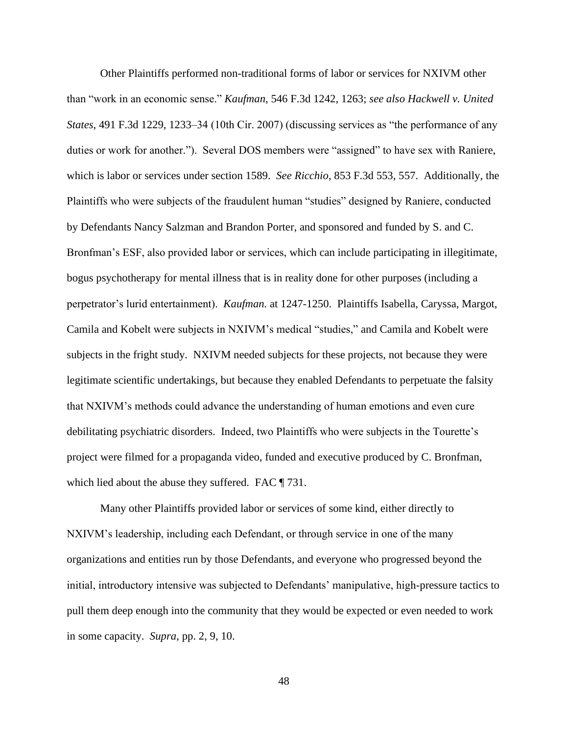Other Plaintiffs performed non-traditional forms of labor or services for NXIVM other than "work in an economic sense." *Kaufman*, 546 F.3d 1242, 1263; *see also Hackwell v. United States*, 491 F.3d 1229, 1233–34 (10th Cir. 2007) (discussing services as "the performance of any duties or work for another."). Several DOS members were "assigned" to have sex with Raniere, which is labor or services under section 1589. *See Ricchio*, 853 F.3d 553, 557. Additionally, the Plaintiffs who were subjects of the fraudulent human "studies" designed by Raniere, conducted by Defendants Nancy Salzman and Brandon Porter, and sponsored and funded by S. and C. Bronfman's ESF, also provided labor or services, which can include participating in illegitimate, bogus psychotherapy for mental illness that is in reality done for other purposes (including a perpetrator's lurid entertainment). *Kaufman.* at 1247-1250. Plaintiffs Isabella, Caryssa, Margot, Camila and Kobelt were subjects in NXIVM's medical "studies," and Camila and Kobelt were subjects in the fright study. NXIVM needed subjects for these projects, not because they were legitimate scientific undertakings, but because they enabled Defendants to perpetuate the falsity that NXIVM's methods could advance the understanding of human emotions and even cure debilitating psychiatric disorders. Indeed, two Plaintiffs who were subjects in the Tourette's project were filmed for a propaganda video, funded and executive produced by C. Bronfman, which lied about the abuse they suffered. FAC ¶ 731.

Many other Plaintiffs provided labor or services of some kind, either directly to NXIVM's leadership, including each Defendant, or through service in one of the many organizations and entities run by those Defendants, and everyone who progressed beyond the initial, introductory intensive was subjected to Defendants' manipulative, high-pressure tactics to pull them deep enough into the community that they would be expected or even needed to work in some capacity. *Supra*, pp. 2, 9, 10.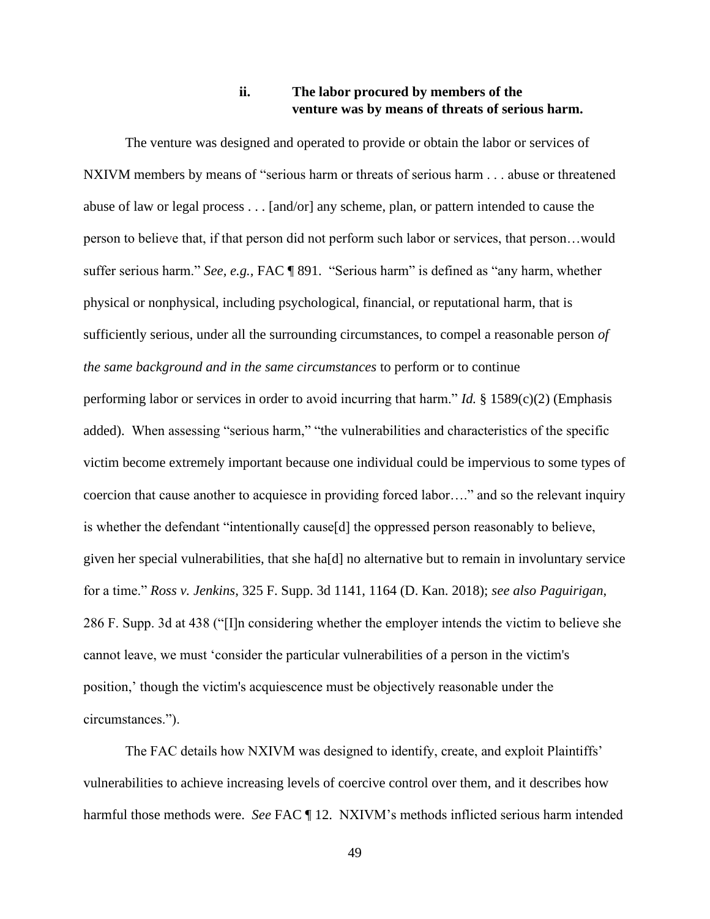#### ii. The labor procured by members of the venture was by means of threats of serious harm.

The venture was designed and operated to provide or obtain the labor or services of NXIVM members by means of "serious harm or threats of serious harm . . . abuse or threatened abuse of law or legal process . . . [and/or] any scheme, plan, or pattern intended to cause the person to believe that, if that person did not perform such labor or services, that person…would suffer serious harm." *See, e.g.,* FAC ¶ 891. "Serious harm" is defined as "any harm, whether physical or nonphysical, including psychological, financial, or reputational harm, that is sufficiently serious, under all the surrounding circumstances, to compel a reasonable person *of the same background and in the same circumstances* to perform or to continue performing labor or services in order to avoid incurring that harm." *Id.* § 1589(c)(2) (Emphasis added). When assessing "serious harm," "the vulnerabilities and characteristics of the specific victim become extremely important because one individual could be impervious to some types of coercion that cause another to acquiesce in providing forced labor…." and so the relevant inquiry is whether the defendant "intentionally cause[d] the oppressed person reasonably to believe, given her special vulnerabilities, that she ha[d] no alternative but to remain in involuntary service for a time." *Ross v. Jenkins*, 325 F. Supp. 3d 1141, 1164 (D. Kan. 2018); *see also Paguirigan*, 286 F. Supp. 3d at 438 ("[I]n considering whether the employer intends the victim to believe she cannot leave, we must 'consider the particular vulnerabilities of a person in the victim's position,' though the victim's acquiescence must be objectively reasonable under the circumstances.").

The FAC details how NXIVM was designed to identify, create, and exploit Plaintiffs' vulnerabilities to achieve increasing levels of coercive control over them, and it describes how harmful those methods were. *See* FAC ¶ 12. NXIVM's methods inflicted serious harm intended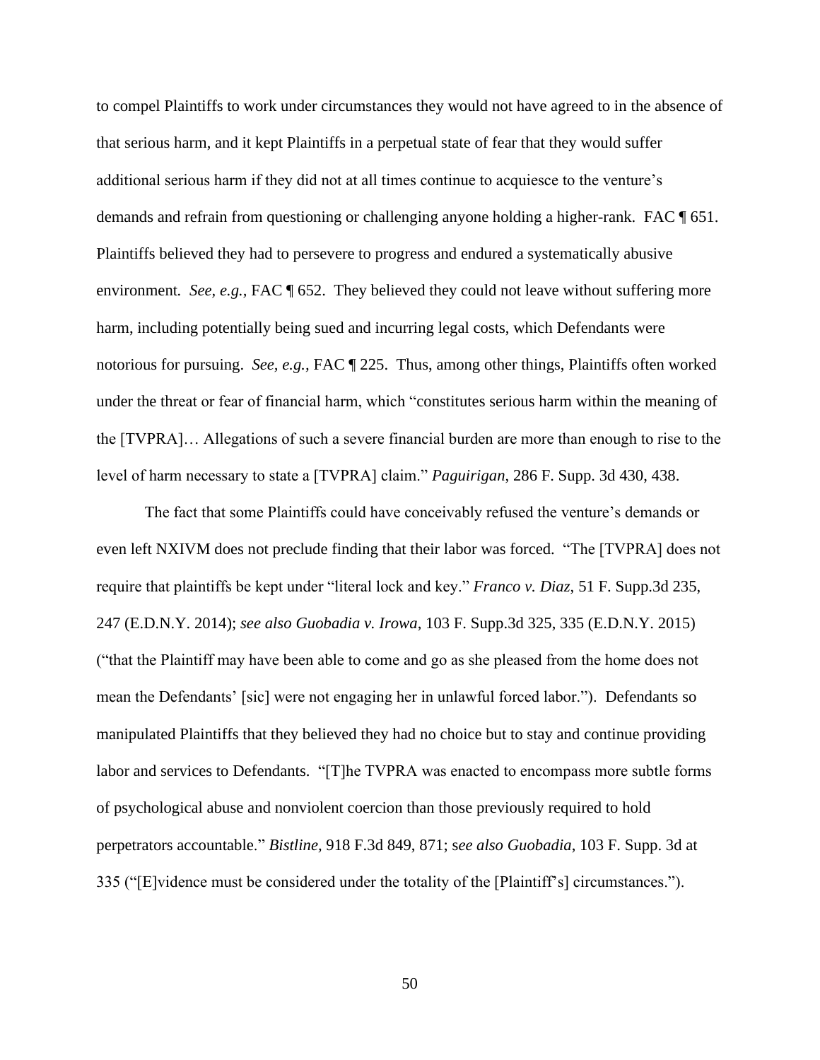to compel Plaintiffs to work under circumstances they would not have agreed to in the absence of that serious harm, and it kept Plaintiffs in a perpetual state of fear that they would suffer additional serious harm if they did not at all times continue to acquiesce to the venture's demands and refrain from questioning or challenging anyone holding a higher-rank. FAC ¶ 651. Plaintiffs believed they had to persevere to progress and endured a systematically abusive environment. *See, e.g.,* FAC ¶ 652. They believed they could not leave without suffering more harm, including potentially being sued and incurring legal costs, which Defendants were notorious for pursuing. *See, e.g.,* FAC ¶ 225. Thus, among other things, Plaintiffs often worked under the threat or fear of financial harm, which "constitutes serious harm within the meaning of the [TVPRA]… Allegations of such a severe financial burden are more than enough to rise to the level of harm necessary to state a [TVPRA] claim." *Paguirigan*, 286 F. Supp. 3d 430, 438.

The fact that some Plaintiffs could have conceivably refused the venture's demands or even left NXIVM does not preclude finding that their labor was forced. "The [TVPRA] does not require that plaintiffs be kept under "literal lock and key." *Franco v. Diaz,* 51 F. Supp.3d 235, 247 (E.D.N.Y. 2014); *see also Guobadia v. Irowa*, 103 F. Supp.3d 325, 335 (E.D.N.Y. 2015) ("that the Plaintiff may have been able to come and go as she pleased from the home does not mean the Defendants' [sic] were not engaging her in unlawful forced labor."). Defendants so manipulated Plaintiffs that they believed they had no choice but to stay and continue providing labor and services to Defendants. "[T]he TVPRA was enacted to encompass more subtle forms of psychological abuse and nonviolent coercion than those previously required to hold perpetrators accountable." *Bistline,* 918 F.3d 849, 871; s*ee also Guobadia*, 103 F. Supp. 3d at 335 ("[E]vidence must be considered under the totality of the [Plaintiff's] circumstances.").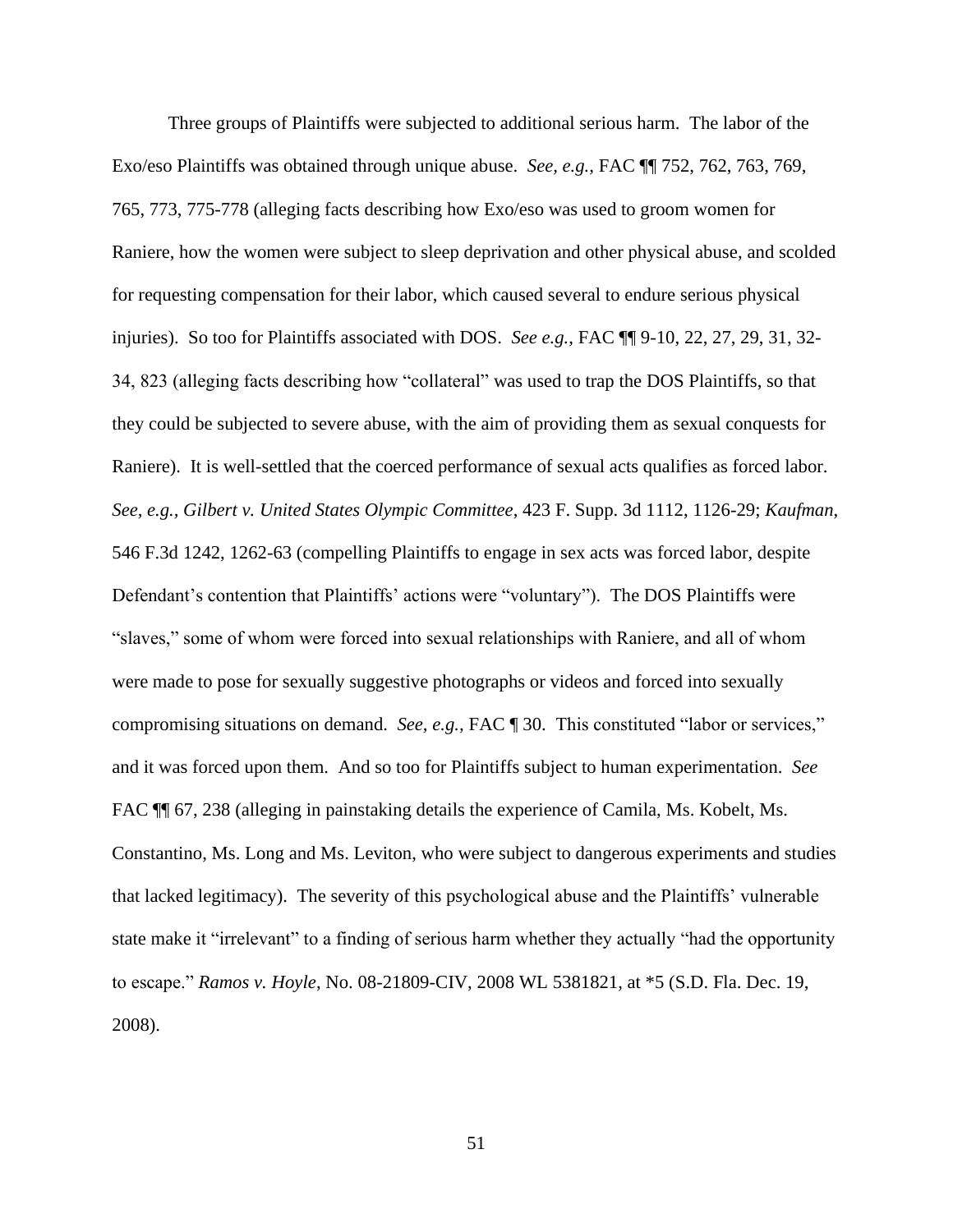Three groups of Plaintiffs were subjected to additional serious harm. The labor of the Exo/eso Plaintiffs was obtained through unique abuse. *See, e.g.*, FAC ¶¶ 752, 762, 763, 769, 765, 773, 775-778 (alleging facts describing how Exo/eso was used to groom women for Raniere, how the women were subject to sleep deprivation and other physical abuse, and scolded for requesting compensation for their labor, which caused several to endure serious physical injuries). So too for Plaintiffs associated with DOS. *See e.g.*, FAC ¶¶ 9-10, 22, 27, 29, 31, 32-34, 823 (alleging facts describing how "collateral" was used to trap the DOS Plaintiffs, so that they could be subjected to severe abuse, with the aim of providing them as sexual conquests for Raniere). It is well-settled that the coerced performance of sexual acts qualifies as forced labor. *See, e.g., Gilbert v. United States Olympic Committee*, 423 F. Supp. 3d 1112, 1126-29; *Kaufman*, 546 F.3d 1242, 1262-63 (compelling Plaintiffs to engage in sex acts was forced labor, despite Defendant's contention that Plaintiffs' actions were "voluntary"). The DOS Plaintiffs were "slaves," some of whom were forced into sexual relationships with Raniere, and all of whom were made to pose for sexually suggestive photographs or videos and forced into sexually compromising situations on demand. *See, e.g.,* FAC ¶ 30. This constituted "labor or services," and it was forced upon them. And so too for Plaintiffs subject to human experimentation. *See* FAC ¶¶ 67, 238 (alleging in painstaking details the experience of Camila, Ms. Kobelt, Ms. Constantino, Ms. Long and Ms. Leviton, who were subject to dangerous experiments and studies that lacked legitimacy). The severity of this psychological abuse and the Plaintiffs' vulnerable state make it "irrelevant" to a finding of serious harm whether they actually "had the opportunity to escape." *Ramos v. Hoyle*, No. 08-21809-CIV, 2008 WL 5381821, at *5 (S.D. Fla. Dec. 19, 2008).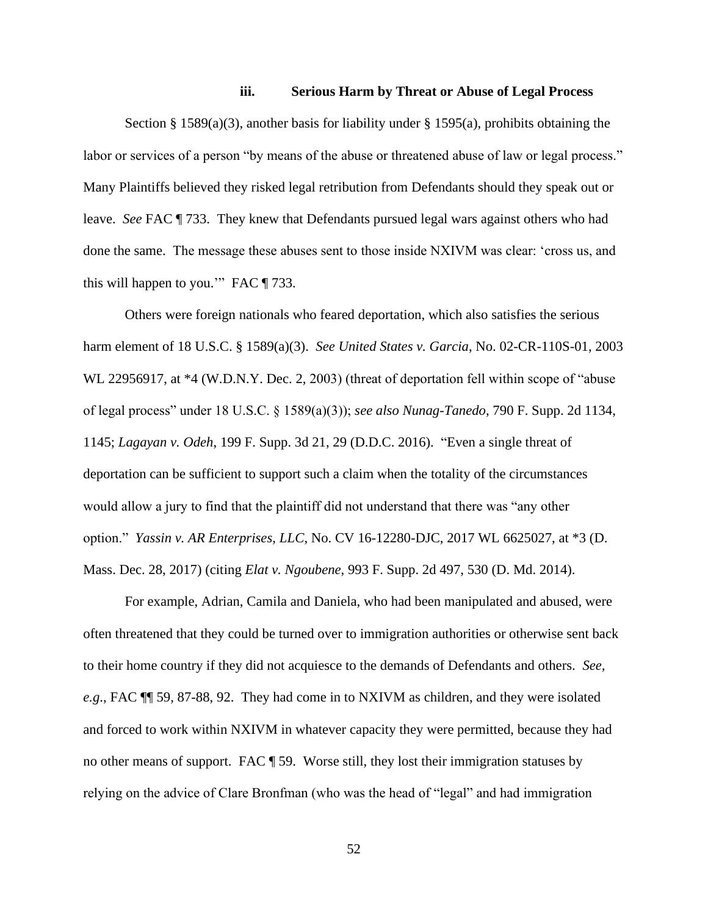### iii. Serious Harm by Threat or Abuse of Legal Process

Section § 1589(a)(3), another basis for liability under § 1595(a), prohibits obtaining the labor or services of a person "by means of the abuse or threatened abuse of law or legal process." Many Plaintiffs believed they risked legal retribution from Defendants should they speak out or leave. *See* FAC ¶ 733. They knew that Defendants pursued legal wars against others who had done the same. The message these abuses sent to those inside NXIVM was clear: 'cross us, and this will happen to you.'" FAC ¶ 733.

Others were foreign nationals who feared deportation, which also satisfies the serious harm element of 18 U.S.C. § 1589(a)(3). *See United States v. Garcia*, No. 02-CR-110S-01, 2003 WL 22956917, at *4 (W.D.N.Y. Dec. 2, 2003) (threat of deportation fell within scope of "abuse of legal process" under 18 U.S.C. § 1589(a)(3)); *see also Nunag-Tanedo*, 790 F. Supp. 2d 1134, 1145; *Lagayan v. Odeh*, 199 F. Supp. 3d 21, 29 (D.D.C. 2016). "Even a single threat of deportation can be sufficient to support such a claim when the totality of the circumstances would allow a jury to find that the plaintiff did not understand that there was "any other option." *Yassin v. AR Enterprises, LLC*, No. CV 16-12280-DJC, 2017 WL 6625027, at *3 (D. Mass. Dec. 28, 2017) (citing *Elat v. Ngoubene*, 993 F. Supp. 2d 497, 530 (D. Md. 2014).

For example, Adrian, Camila and Daniela, who had been manipulated and abused, were often threatened that they could be turned over to immigration authorities or otherwise sent back to their home country if they did not acquiesce to the demands of Defendants and others. *See, e.g.*, FAC ¶¶ 59, 87-88, 92. They had come in to NXIVM as children, and they were isolated and forced to work within NXIVM in whatever capacity they were permitted, because they had no other means of support. FAC ¶ 59. Worse still, they lost their immigration statuses by relying on the advice of Clare Bronfman (who was the head of "legal" and had immigration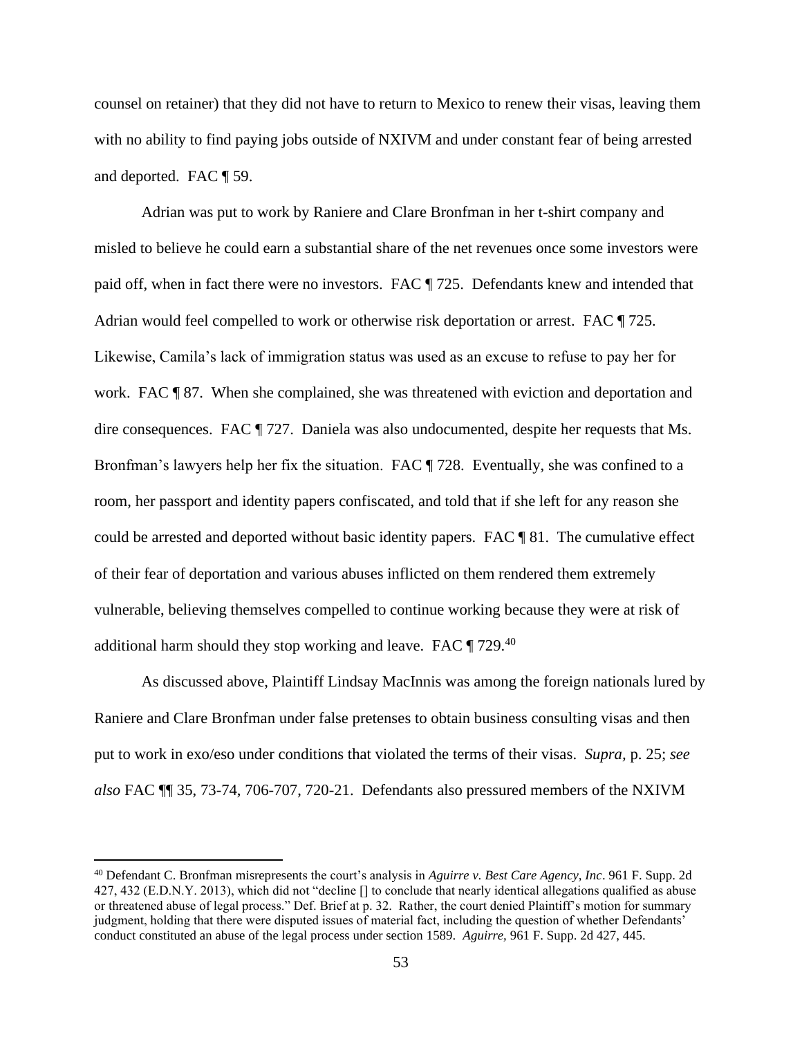counsel on retainer) that they did not have to return to Mexico to renew their visas, leaving them with no ability to find paying jobs outside of NXIVM and under constant fear of being arrested and deported. FAC ¶ 59.

Adrian was put to work by Raniere and Clare Bronfman in her t-shirt company and misled to believe he could earn a substantial share of the net revenues once some investors were paid off, when in fact there were no investors. FAC ¶ 725. Defendants knew and intended that Adrian would feel compelled to work or otherwise risk deportation or arrest. FAC ¶ 725. Likewise, Camila's lack of immigration status was used as an excuse to refuse to pay her for work. FAC ¶ 87. When she complained, she was threatened with eviction and deportation and dire consequences. FAC ¶ 727. Daniela was also undocumented, despite her requests that Ms. Bronfman's lawyers help her fix the situation. FAC ¶ 728. Eventually, she was confined to a room, her passport and identity papers confiscated, and told that if she left for any reason she could be arrested and deported without basic identity papers. FAC ¶ 81. The cumulative effect of their fear of deportation and various abuses inflicted on them rendered them extremely vulnerable, believing themselves compelled to continue working because they were at risk of additional harm should they stop working and leave. FAC ¶ 729.[40]

As discussed above, Plaintiff Lindsay MacInnis was among the foreign nationals lured by Raniere and Clare Bronfman under false pretenses to obtain business consulting visas and then put to work in exo/eso under conditions that violated the terms of their visas. *Supra,* p. 25; *see also* FAC ¶¶ 35, 73-74, 706-707, 720-21. Defendants also pressured members of the NXIVM

---

[40] Defendant C. Bronfman misrepresents the court's analysis in *Aguirre v. Best Care Agency, Inc*. 961 F. Supp. 2d 427, 432 (E.D.N.Y. 2013), which did not "decline [] to conclude that nearly identical allegations qualified as abuse or threatened abuse of legal process." Def. Brief at p. 32. Rather, the court denied Plaintiff's motion for summary judgment, holding that there were disputed issues of material fact, including the question of whether Defendants' conduct constituted an abuse of the legal process under section 1589. *Aguirre*, 961 F. Supp. 2d 427, 445.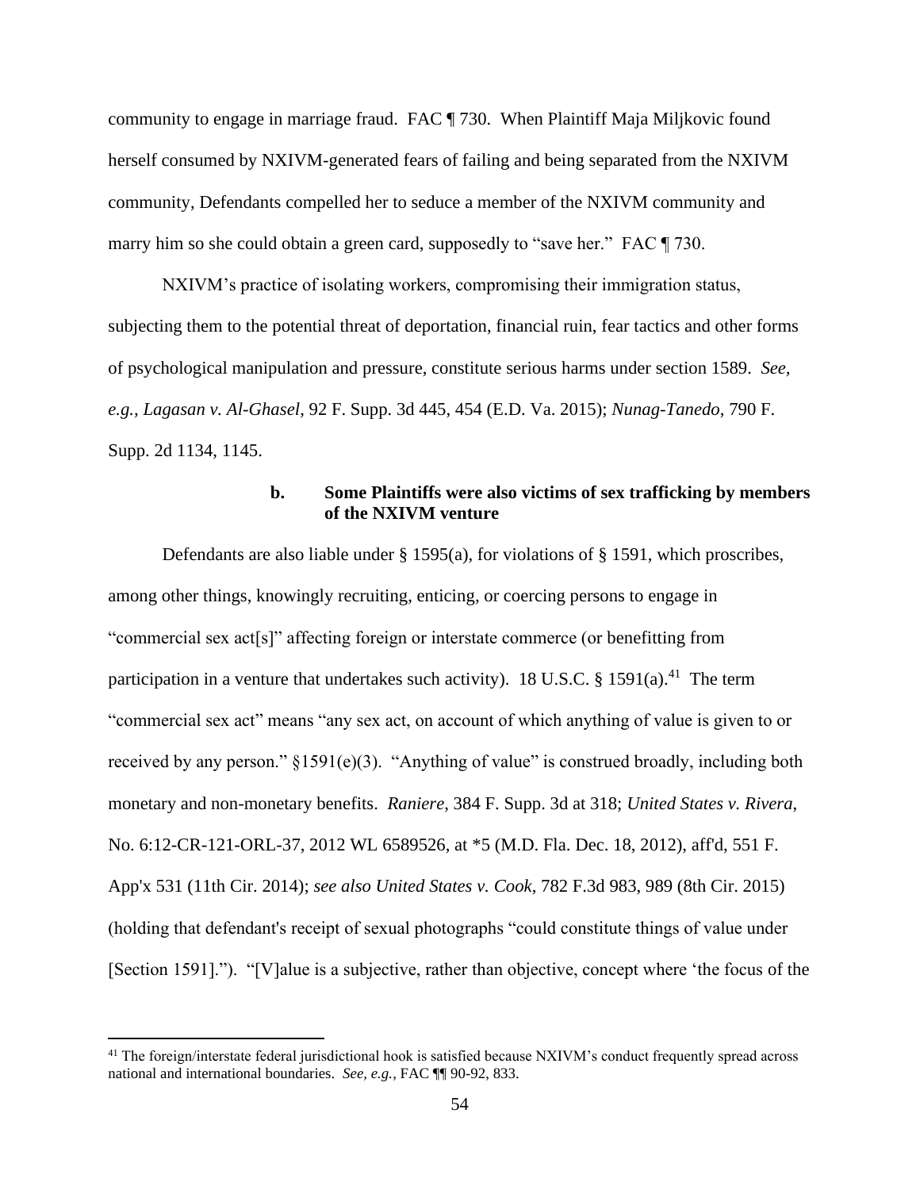community to engage in marriage fraud. FAC ¶ 730. When Plaintiff Maja Miljkovic found herself consumed by NXIVM-generated fears of failing and being separated from the NXIVM community, Defendants compelled her to seduce a member of the NXIVM community and marry him so she could obtain a green card, supposedly to "save her." FAC ¶ 730.

NXIVM's practice of isolating workers, compromising their immigration status, subjecting them to the potential threat of deportation, financial ruin, fear tactics and other forms of psychological manipulation and pressure, constitute serious harms under section 1589. *See, e.g.*, *Lagasan v. Al-Ghasel*, 92 F. Supp. 3d 445, 454 (E.D. Va. 2015); *Nunag-Tanedo*, 790 F. Supp. 2d 1134, 1145.

### b. Some Plaintiffs were also victims of sex trafficking by members of the NXIVM venture

Defendants are also liable under § 1595(a), for violations of § 1591, which proscribes, among other things, knowingly recruiting, enticing, or coercing persons to engage in "commercial sex act[s]" affecting foreign or interstate commerce (or benefitting from participation in a venture that undertakes such activity). 18 U.S.C. § 1591(a).[41] The term "commercial sex act" means "any sex act, on account of which anything of value is given to or received by any person." §1591(e)(3). "Anything of value" is construed broadly, including both monetary and non-monetary benefits. *Raniere*, 384 F. Supp. 3d at 318; *United States v. Rivera*, No. 6:12-CR-121-ORL-37, 2012 WL 6589526, at *5 (M.D. Fla. Dec. 18, 2012), aff'd, 551 F. App'x 531 (11th Cir. 2014); *see also United States v. Cook*, 782 F.3d 983, 989 (8th Cir. 2015) (holding that defendant's receipt of sexual photographs "could constitute things of value under [Section 1591]."). "[V]alue is a subjective, rather than objective, concept where 'the focus of the

---

[41] The foreign/interstate federal jurisdictional hook is satisfied because NXIVM's conduct frequently spread across national and international boundaries. *See, e.g.*, FAC ¶¶ 90-92, 833.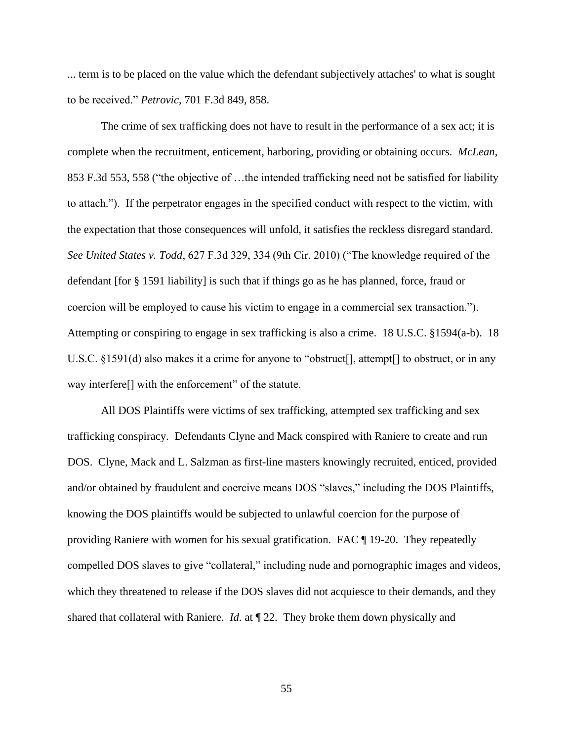... term is to be placed on the value which the defendant subjectively attaches' to what is sought to be received." *Petrovic*, 701 F.3d 849, 858.

The crime of sex trafficking does not have to result in the performance of a sex act; it is complete when the recruitment, enticement, harboring, providing or obtaining occurs. *McLean*, 853 F.3d 553, 558 ("the objective of …the intended trafficking need not be satisfied for liability to attach."). If the perpetrator engages in the specified conduct with respect to the victim, with the expectation that those consequences will unfold, it satisfies the reckless disregard standard. *See United States v. Todd*, 627 F.3d 329, 334 (9th Cir. 2010) ("The knowledge required of the defendant [for § 1591 liability] is such that if things go as he has planned, force, fraud or coercion will be employed to cause his victim to engage in a commercial sex transaction."). Attempting or conspiring to engage in sex trafficking is also a crime. 18 U.S.C. §1594(a-b). 18 U.S.C. §1591(d) also makes it a crime for anyone to "obstruct[], attempt[] to obstruct, or in any way interfere[] with the enforcement" of the statute.

All DOS Plaintiffs were victims of sex trafficking, attempted sex trafficking and sex trafficking conspiracy. Defendants Clyne and Mack conspired with Raniere to create and run DOS. Clyne, Mack and L. Salzman as first-line masters knowingly recruited, enticed, provided and/or obtained by fraudulent and coercive means DOS "slaves," including the DOS Plaintiffs, knowing the DOS plaintiffs would be subjected to unlawful coercion for the purpose of providing Raniere with women for his sexual gratification. FAC ¶ 19-20. They repeatedly compelled DOS slaves to give "collateral," including nude and pornographic images and videos, which they threatened to release if the DOS slaves did not acquiesce to their demands, and they shared that collateral with Raniere. *Id.* at ¶ 22. They broke them down physically and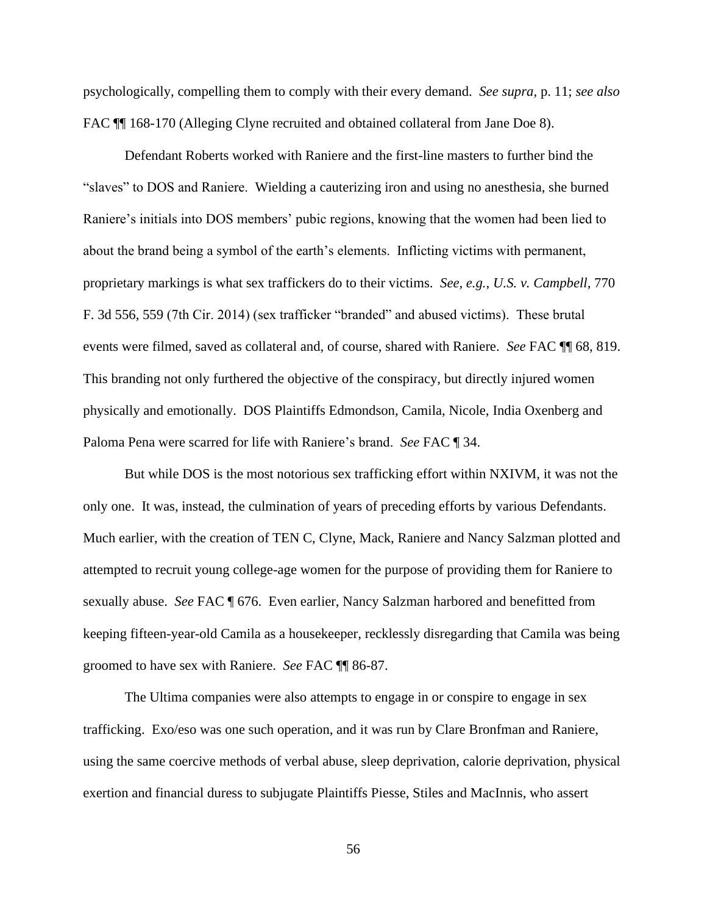psychologically, compelling them to comply with their every demand. *See supra*, p. 11; *see also* FAC ¶¶ 168-170 (Alleging Clyne recruited and obtained collateral from Jane Doe 8).

Defendant Roberts worked with Raniere and the first-line masters to further bind the "slaves" to DOS and Raniere. Wielding a cauterizing iron and using no anesthesia, she burned Raniere's initials into DOS members' pubic regions, knowing that the women had been lied to about the brand being a symbol of the earth's elements. Inflicting victims with permanent, proprietary markings is what sex traffickers do to their victims. *See, e.g.*, *U.S. v. Campbell*, 770 F. 3d 556, 559 (7th Cir. 2014) (sex trafficker "branded" and abused victims). These brutal events were filmed, saved as collateral and, of course, shared with Raniere. *See* FAC ¶¶ 68, 819. This branding not only furthered the objective of the conspiracy, but directly injured women physically and emotionally. DOS Plaintiffs Edmondson, Camila, Nicole, India Oxenberg and Paloma Pena were scarred for life with Raniere's brand. *See* FAC ¶ 34.

But while DOS is the most notorious sex trafficking effort within NXIVM, it was not the only one. It was, instead, the culmination of years of preceding efforts by various Defendants. Much earlier, with the creation of TEN C, Clyne, Mack, Raniere and Nancy Salzman plotted and attempted to recruit young college-age women for the purpose of providing them for Raniere to sexually abuse. *See* FAC ¶ 676. Even earlier, Nancy Salzman harbored and benefitted from keeping fifteen-year-old Camila as a housekeeper, recklessly disregarding that Camila was being groomed to have sex with Raniere. *See* FAC ¶¶ 86-87.

The Ultima companies were also attempts to engage in or conspire to engage in sex trafficking. Exo/eso was one such operation, and it was run by Clare Bronfman and Raniere, using the same coercive methods of verbal abuse, sleep deprivation, calorie deprivation, physical exertion and financial duress to subjugate Plaintiffs Piesse, Stiles and MacInnis, who assert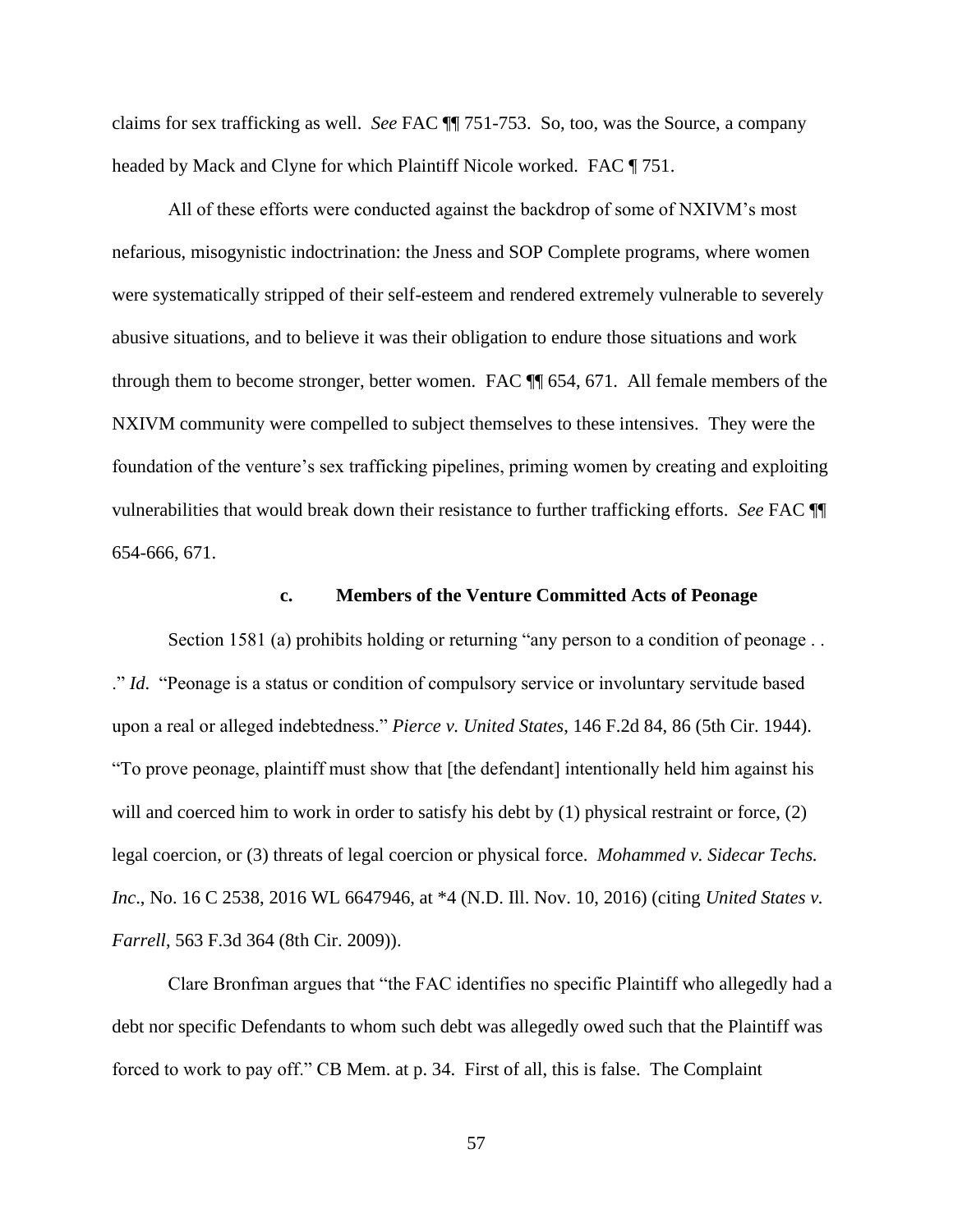claims for sex trafficking as well. *See* FAC ¶¶ 751-753. So, too, was the Source, a company headed by Mack and Clyne for which Plaintiff Nicole worked. FAC ¶ 751.

All of these efforts were conducted against the backdrop of some of NXIVM's most nefarious, misogynistic indoctrination: the Jness and SOP Complete programs, where women were systematically stripped of their self-esteem and rendered extremely vulnerable to severely abusive situations, and to believe it was their obligation to endure those situations and work through them to become stronger, better women. FAC ¶¶ 654, 671. All female members of the NXIVM community were compelled to subject themselves to these intensives. They were the foundation of the venture's sex trafficking pipelines, priming women by creating and exploiting vulnerabilities that would break down their resistance to further trafficking efforts. *See* FAC ¶¶ 654-666, 671.

### c. Members of the Venture Committed Acts of Peonage

Section 1581 (a) prohibits holding or returning "any person to a condition of peonage . . ." *Id*. "Peonage is a status or condition of compulsory service or involuntary servitude based upon a real or alleged indebtedness." *Pierce v. United States*, 146 F.2d 84, 86 (5th Cir. 1944). "To prove peonage, plaintiff must show that [the defendant] intentionally held him against his will and coerced him to work in order to satisfy his debt by (1) physical restraint or force, (2) legal coercion, or (3) threats of legal coercion or physical force. *Mohammed v. Sidecar Techs. Inc*., No. 16 C 2538, 2016 WL 6647946, at *4 (N.D. Ill. Nov. 10, 2016) (citing *United States v. Farrell*, 563 F.3d 364 (8th Cir. 2009)).

Clare Bronfman argues that "the FAC identifies no specific Plaintiff who allegedly had a debt nor specific Defendants to whom such debt was allegedly owed such that the Plaintiff was forced to work to pay off." CB Mem. at p. 34. First of all, this is false. The Complaint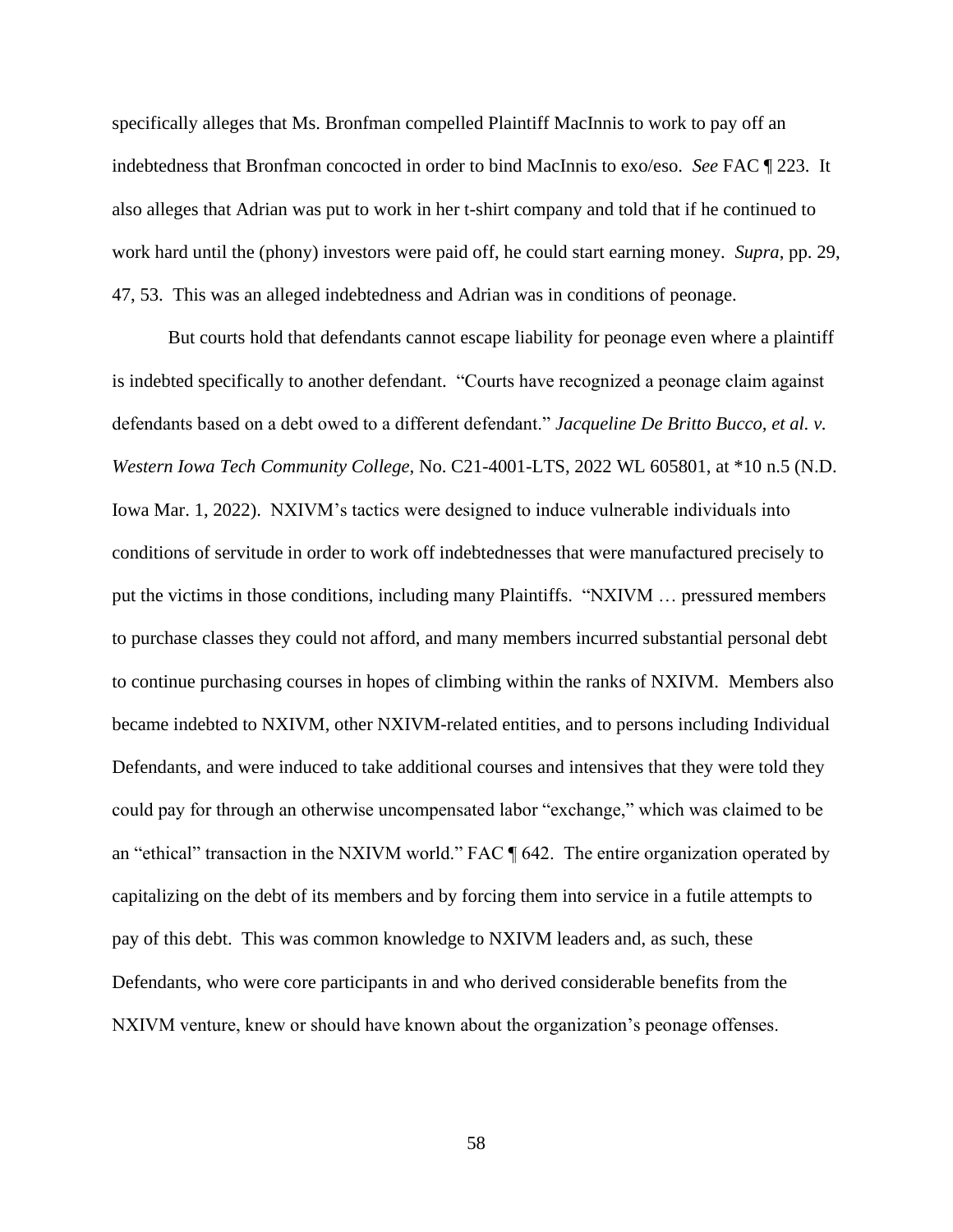specifically alleges that Ms. Bronfman compelled Plaintiff MacInnis to work to pay off an indebtedness that Bronfman concocted in order to bind MacInnis to exo/eso. *See* FAC ¶ 223. It also alleges that Adrian was put to work in her t-shirt company and told that if he continued to work hard until the (phony) investors were paid off, he could start earning money. *Supra*, pp. 29, 47, 53. This was an alleged indebtedness and Adrian was in conditions of peonage.

But courts hold that defendants cannot escape liability for peonage even where a plaintiff is indebted specifically to another defendant. "Courts have recognized a peonage claim against defendants based on a debt owed to a different defendant." *Jacqueline De Britto Bucco, et al. v. Western Iowa Tech Community College*, No. C21-4001-LTS, 2022 WL 605801, at *10 n.5 (N.D. Iowa Mar. 1, 2022). NXIVM's tactics were designed to induce vulnerable individuals into conditions of servitude in order to work off indebtednesses that were manufactured precisely to put the victims in those conditions, including many Plaintiffs. "NXIVM … pressured members to purchase classes they could not afford, and many members incurred substantial personal debt to continue purchasing courses in hopes of climbing within the ranks of NXIVM. Members also became indebted to NXIVM, other NXIVM-related entities, and to persons including Individual Defendants, and were induced to take additional courses and intensives that they were told they could pay for through an otherwise uncompensated labor "exchange," which was claimed to be an "ethical" transaction in the NXIVM world." FAC ¶ 642. The entire organization operated by capitalizing on the debt of its members and by forcing them into service in a futile attempts to pay of this debt. This was common knowledge to NXIVM leaders and, as such, these Defendants, who were core participants in and who derived considerable benefits from the NXIVM venture, knew or should have known about the organization's peonage offenses.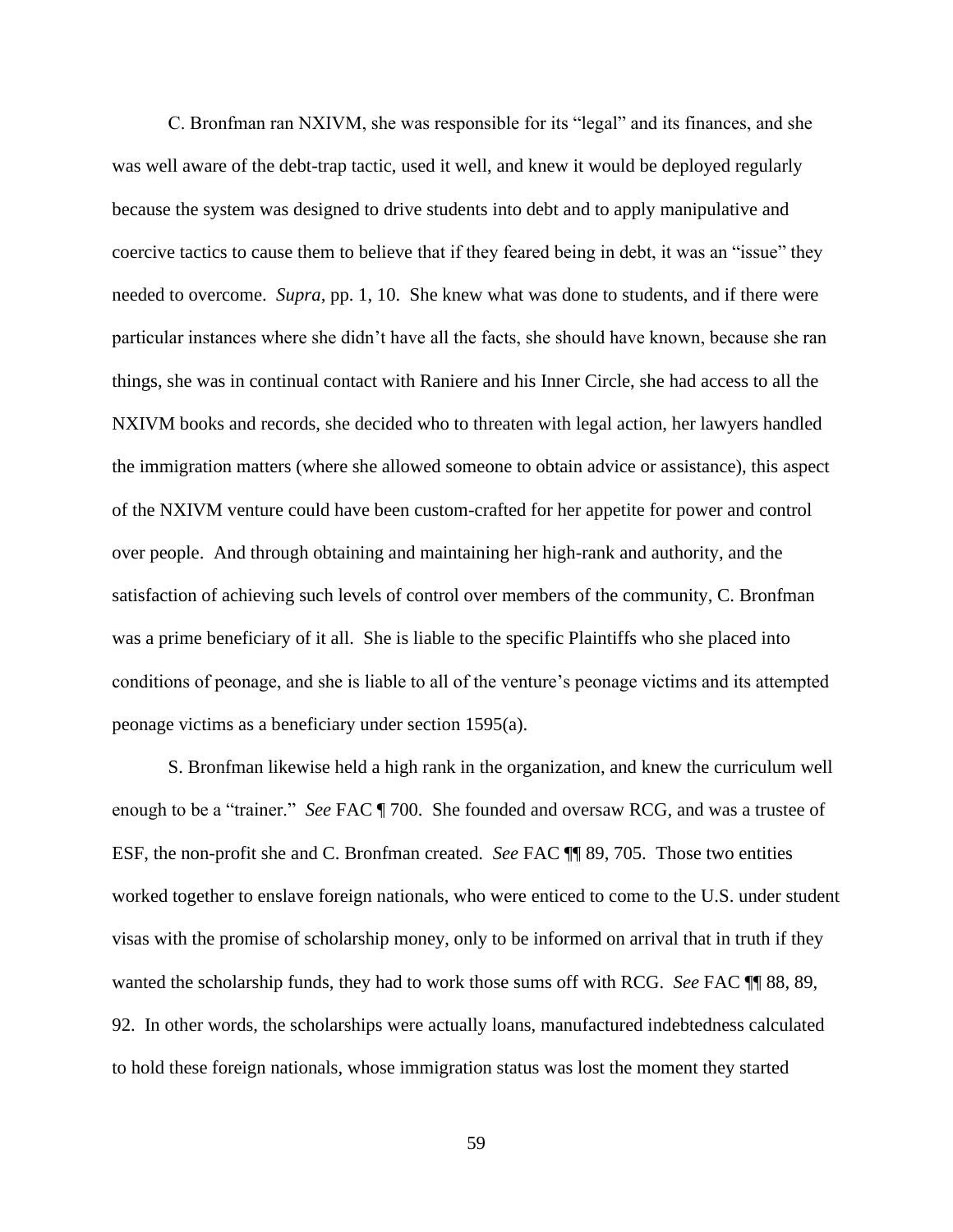C. Bronfman ran NXIVM, she was responsible for its "legal" and its finances, and she was well aware of the debt-trap tactic, used it well, and knew it would be deployed regularly because the system was designed to drive students into debt and to apply manipulative and coercive tactics to cause them to believe that if they feared being in debt, it was an "issue" they needed to overcome. *Supra*, pp. 1, 10. She knew what was done to students, and if there were particular instances where she didn't have all the facts, she should have known, because she ran things, she was in continual contact with Raniere and his Inner Circle, she had access to all the NXIVM books and records, she decided who to threaten with legal action, her lawyers handled the immigration matters (where she allowed someone to obtain advice or assistance), this aspect of the NXIVM venture could have been custom-crafted for her appetite for power and control over people. And through obtaining and maintaining her high-rank and authority, and the satisfaction of achieving such levels of control over members of the community, C. Bronfman was a prime beneficiary of it all. She is liable to the specific Plaintiffs who she placed into conditions of peonage, and she is liable to all of the venture's peonage victims and its attempted peonage victims as a beneficiary under section 1595(a).

S. Bronfman likewise held a high rank in the organization, and knew the curriculum well enough to be a "trainer." *See* FAC ¶ 700. She founded and oversaw RCG, and was a trustee of ESF, the non-profit she and C. Bronfman created. *See* FAC ¶¶ 89, 705. Those two entities worked together to enslave foreign nationals, who were enticed to come to the U.S. under student visas with the promise of scholarship money, only to be informed on arrival that in truth if they wanted the scholarship funds, they had to work those sums off with RCG. *See* FAC ¶¶ 88, 89, 92. In other words, the scholarships were actually loans, manufactured indebtedness calculated to hold these foreign nationals, whose immigration status was lost the moment they started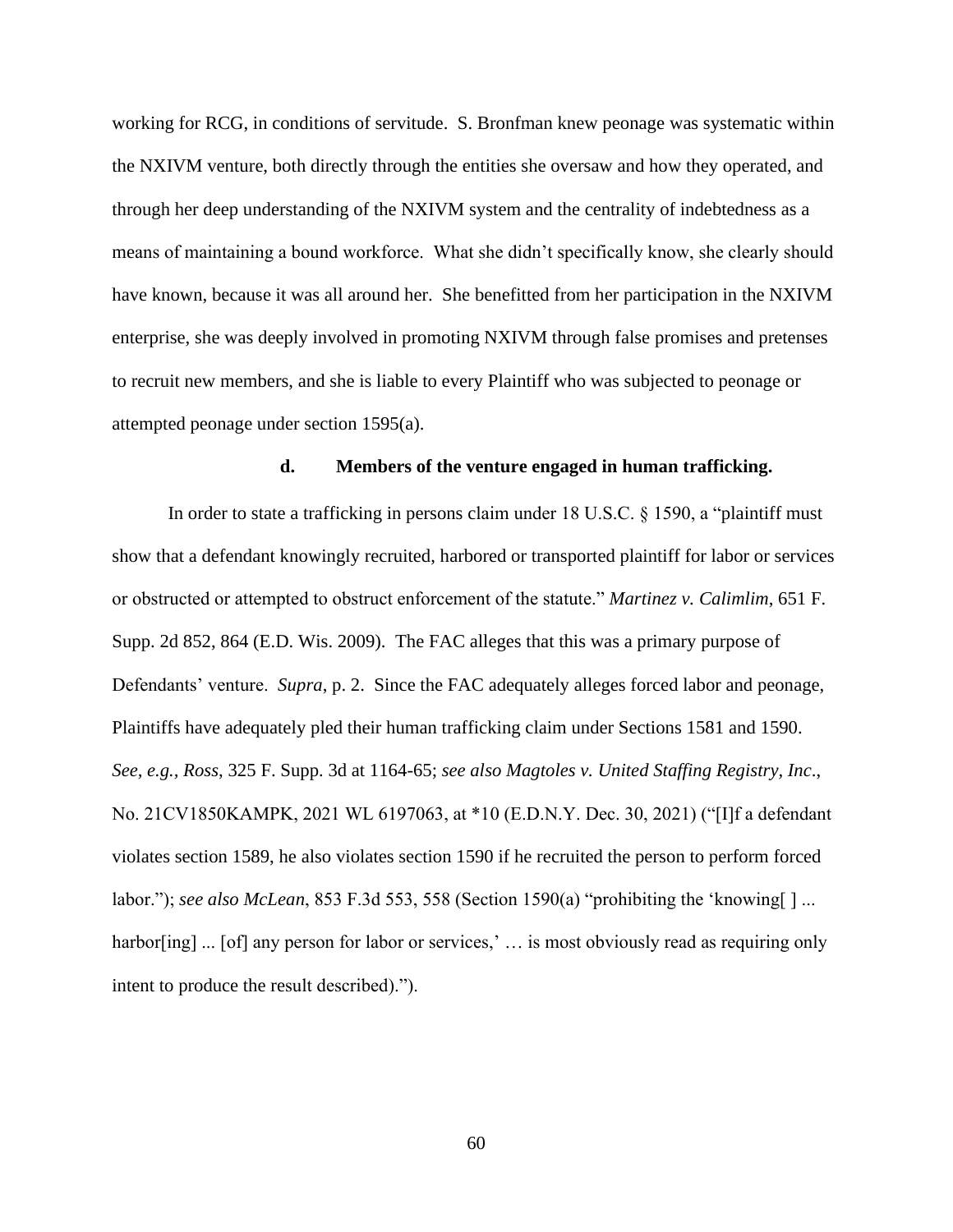working for RCG, in conditions of servitude. S. Bronfman knew peonage was systematic within the NXIVM venture, both directly through the entities she oversaw and how they operated, and through her deep understanding of the NXIVM system and the centrality of indebtedness as a means of maintaining a bound workforce. What she didn't specifically know, she clearly should have known, because it was all around her. She benefitted from her participation in the NXIVM enterprise, she was deeply involved in promoting NXIVM through false promises and pretenses to recruit new members, and she is liable to every Plaintiff who was subjected to peonage or attempted peonage under section 1595(a).

#### d. Members of the venture engaged in human trafficking.

In order to state a trafficking in persons claim under 18 U.S.C. § 1590, a "plaintiff must show that a defendant knowingly recruited, harbored or transported plaintiff for labor or services or obstructed or attempted to obstruct enforcement of the statute." *Martinez v. Calimlim*, 651 F. Supp. 2d 852, 864 (E.D. Wis. 2009). The FAC alleges that this was a primary purpose of Defendants' venture. *Supra*, p. 2. Since the FAC adequately alleges forced labor and peonage, Plaintiffs have adequately pled their human trafficking claim under Sections 1581 and 1590. *See, e.g.*, *Ross*, 325 F. Supp. 3d at 1164-65; *see also Magtoles v. United Staffing Registry, Inc*., No. 21CV1850KAMPK, 2021 WL 6197063, at *10 (E.D.N.Y. Dec. 30, 2021) ("[I]f a defendant violates section 1589, he also violates section 1590 if he recruited the person to perform forced labor."); *see also McLean*, 853 F.3d 553, 558 (Section 1590(a) "prohibiting the 'knowing[ ] ... harbor[ing] ... [of] any person for labor or services,' … is most obviously read as requiring only intent to produce the result described).").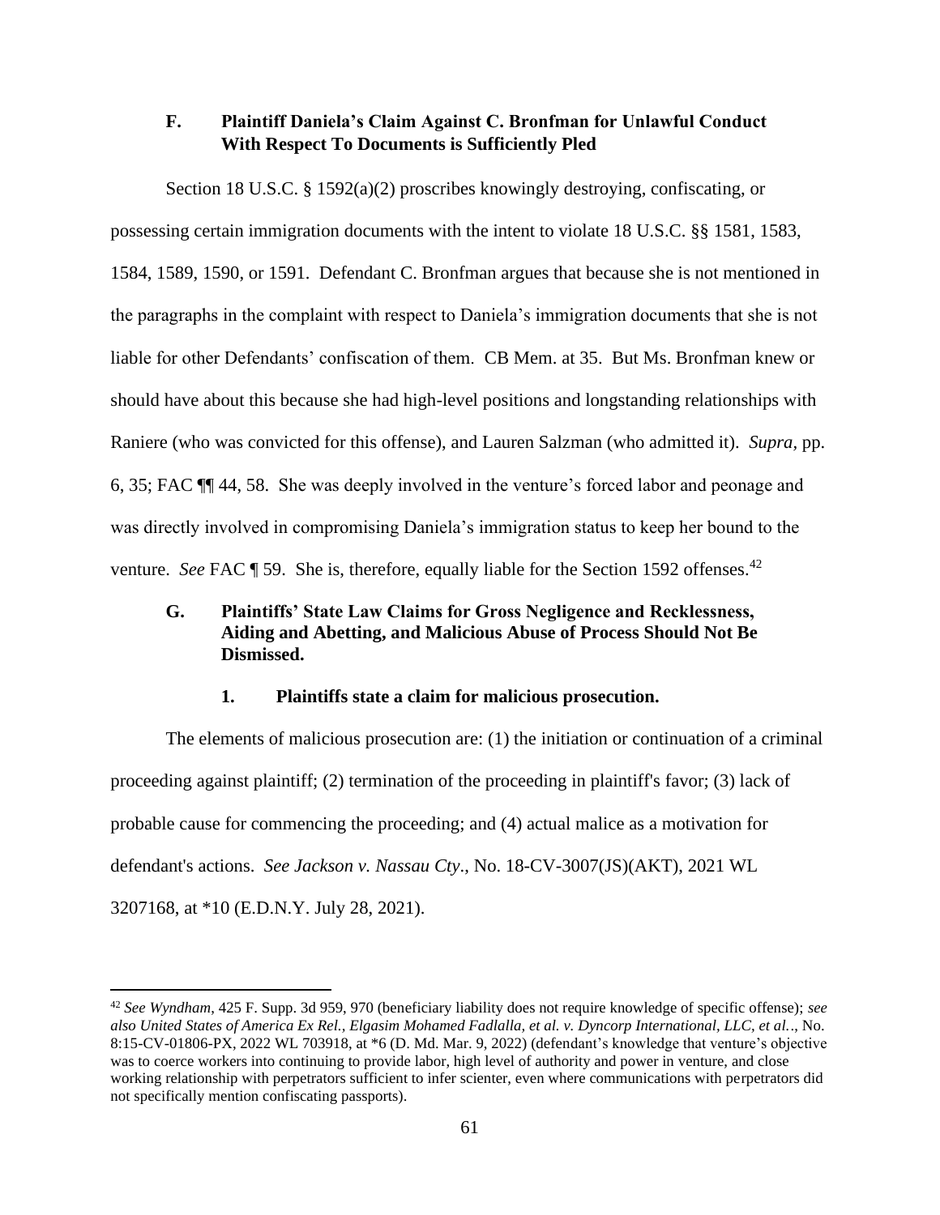### F. Plaintiff Daniela's Claim Against C. Bronfman for Unlawful Conduct With Respect To Documents is Sufficiently Pled

Section 18 U.S.C. § 1592(a)(2) proscribes knowingly destroying, confiscating, or possessing certain immigration documents with the intent to violate 18 U.S.C. §§ 1581, 1583, 1584, 1589, 1590, or 1591. Defendant C. Bronfman argues that because she is not mentioned in the paragraphs in the complaint with respect to Daniela's immigration documents that she is not liable for other Defendants' confiscation of them. CB Mem. at 35. But Ms. Bronfman knew or should have about this because she had high-level positions and longstanding relationships with Raniere (who was convicted for this offense), and Lauren Salzman (who admitted it). *Supra*, pp. 6, 35; FAC ¶¶ 44, 58. She was deeply involved in the venture's forced labor and peonage and was directly involved in compromising Daniela's immigration status to keep her bound to the venture. *See* FAC ¶ 59. She is, therefore, equally liable for the Section 1592 offenses.[42]

### G. Plaintiffs' State Law Claims for Gross Negligence and Recklessness, Aiding and Abetting, and Malicious Abuse of Process Should Not Be Dismissed.

#### 1. Plaintiffs state a claim for malicious prosecution.

The elements of malicious prosecution are: (1) the initiation or continuation of a criminal proceeding against plaintiff; (2) termination of the proceeding in plaintiff's favor; (3) lack of probable cause for commencing the proceeding; and (4) actual malice as a motivation for defendant's actions. *See Jackson v. Nassau Cty*., No. 18-CV-3007(JS)(AKT), 2021 WL 3207168, at *10 (E.D.N.Y. July 28, 2021).

---

[42] *See Wyndham*, 425 F. Supp. 3d 959, 970 (beneficiary liability does not require knowledge of specific offense); *see also United States of America Ex Rel., Elgasim Mohamed Fadlalla, et al. v. Dyncorp International, LLC, et al.*., No. 8:15-CV-01806-PX, 2022 WL 703918, at *6 (D. Md. Mar. 9, 2022) (defendant's knowledge that venture's objective was to coerce workers into continuing to provide labor, high level of authority and power in venture, and close working relationship with perpetrators sufficient to infer scienter, even where communications with perpetrators did not specifically mention confiscating passports).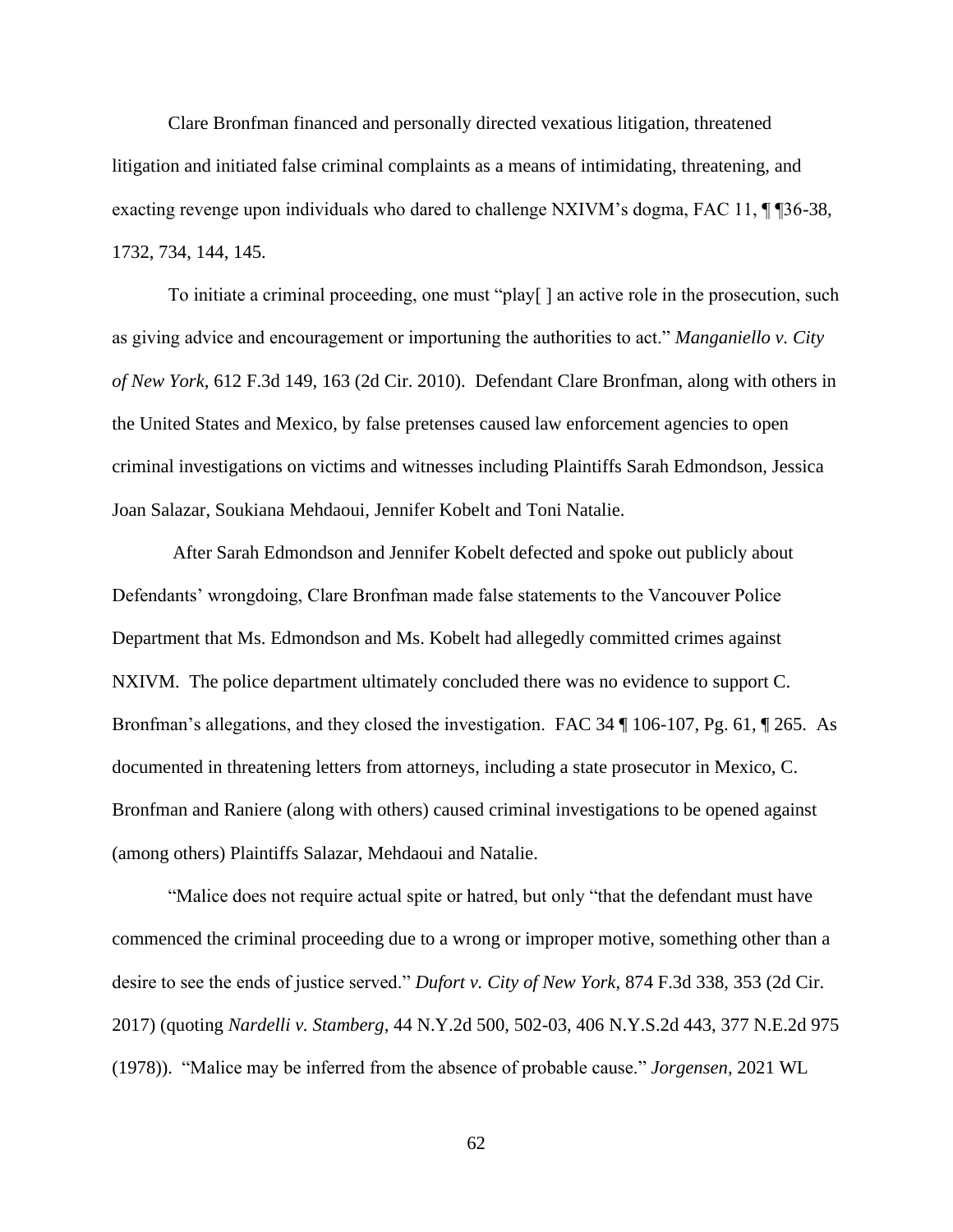Clare Bronfman financed and personally directed vexatious litigation, threatened litigation and initiated false criminal complaints as a means of intimidating, threatening, and exacting revenge upon individuals who dared to challenge NXIVM's dogma, FAC 11, ¶ ¶36-38, 1732, 734, 144, 145.

To initiate a criminal proceeding, one must "play[ ] an active role in the prosecution, such as giving advice and encouragement or importuning the authorities to act." *Manganiello v. City of New York*, 612 F.3d 149, 163 (2d Cir. 2010). Defendant Clare Bronfman, along with others in the United States and Mexico, by false pretenses caused law enforcement agencies to open criminal investigations on victims and witnesses including Plaintiffs Sarah Edmondson, Jessica Joan Salazar, Soukiana Mehdaoui, Jennifer Kobelt and Toni Natalie.

After Sarah Edmondson and Jennifer Kobelt defected and spoke out publicly about Defendants' wrongdoing, Clare Bronfman made false statements to the Vancouver Police Department that Ms. Edmondson and Ms. Kobelt had allegedly committed crimes against NXIVM. The police department ultimately concluded there was no evidence to support C. Bronfman's allegations, and they closed the investigation. FAC 34 ¶ 106-107, Pg. 61, ¶ 265. As documented in threatening letters from attorneys, including a state prosecutor in Mexico, C. Bronfman and Raniere (along with others) caused criminal investigations to be opened against (among others) Plaintiffs Salazar, Mehdaoui and Natalie.

"Malice does not require actual spite or hatred, but only "that the defendant must have commenced the criminal proceeding due to a wrong or improper motive, something other than a desire to see the ends of justice served." *Dufort v. City of New York*, 874 F.3d 338, 353 (2d Cir. 2017) (quoting *Nardelli v. Stamberg*, 44 N.Y.2d 500, 502-03, 406 N.Y.S.2d 443, 377 N.E.2d 975 (1978)). "Malice may be inferred from the absence of probable cause." *Jorgensen*, 2021 WL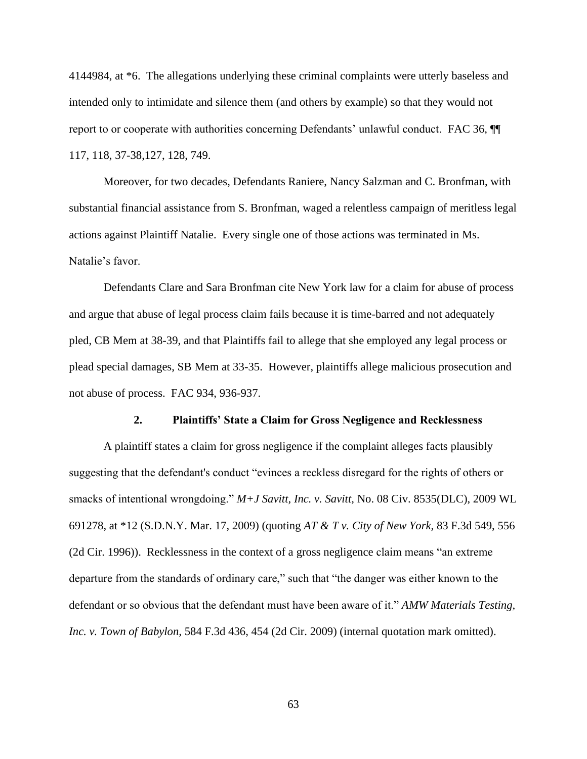4144984, at *6. The allegations underlying these criminal complaints were utterly baseless and intended only to intimidate and silence them (and others by example) so that they would not report to or cooperate with authorities concerning Defendants' unlawful conduct. FAC 36, ¶¶ 117, 118, 37-38,127, 128, 749.

Moreover, for two decades, Defendants Raniere, Nancy Salzman and C. Bronfman, with substantial financial assistance from S. Bronfman, waged a relentless campaign of meritless legal actions against Plaintiff Natalie. Every single one of those actions was terminated in Ms. Natalie's favor.

Defendants Clare and Sara Bronfman cite New York law for a claim for abuse of process and argue that abuse of legal process claim fails because it is time-barred and not adequately pled, CB Mem at 38-39, and that Plaintiffs fail to allege that she employed any legal process or plead special damages, SB Mem at 33-35. However, plaintiffs allege malicious prosecution and not abuse of process. FAC 934, 936-937.

### 2. Plaintiffs' State a Claim for Gross Negligence and Recklessness

A plaintiff states a claim for gross negligence if the complaint alleges facts plausibly suggesting that the defendant's conduct "evinces a reckless disregard for the rights of others or smacks of intentional wrongdoing." *M+J Savitt, Inc. v. Savitt*, No. 08 Civ. 8535(DLC), 2009 WL 691278, at *12 (S.D.N.Y. Mar. 17, 2009) (quoting *AT & T v. City of New York*, 83 F.3d 549, 556 (2d Cir. 1996)). Recklessness in the context of a gross negligence claim means "an extreme departure from the standards of ordinary care," such that "the danger was either known to the defendant or so obvious that the defendant must have been aware of it." *AMW Materials Testing, Inc. v. Town of Babylon*, 584 F.3d 436, 454 (2d Cir. 2009) (internal quotation mark omitted).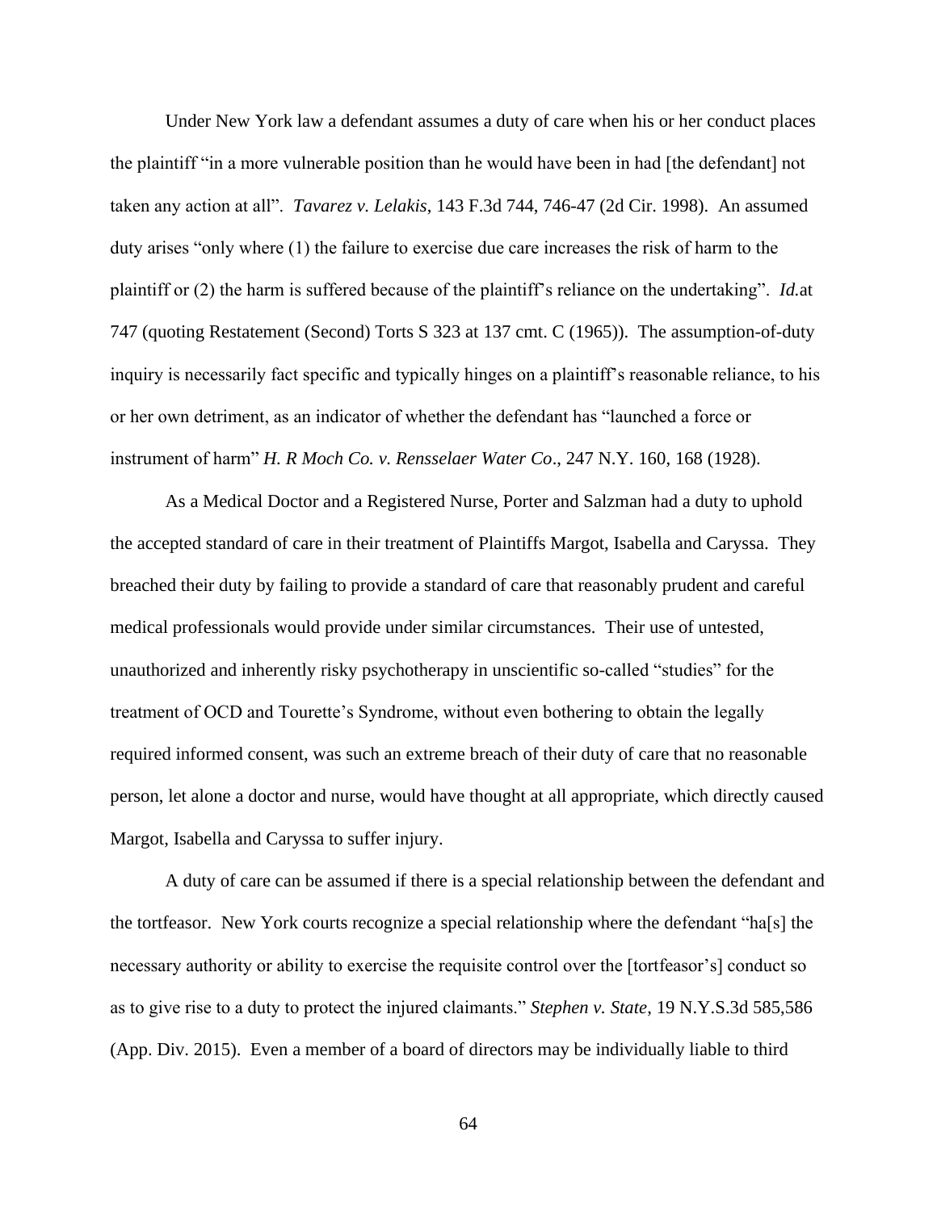Under New York law a defendant assumes a duty of care when his or her conduct places the plaintiff "in a more vulnerable position than he would have been in had [the defendant] not taken any action at all". *Tavarez v. Lelakis*, 143 F.3d 744, 746-47 (2d Cir. 1998). An assumed duty arises "only where (1) the failure to exercise due care increases the risk of harm to the plaintiff or (2) the harm is suffered because of the plaintiff's reliance on the undertaking". *Id.*at 747 (quoting Restatement (Second) Torts S 323 at 137 cmt. C (1965)). The assumption-of-duty inquiry is necessarily fact specific and typically hinges on a plaintiff's reasonable reliance, to his or her own detriment, as an indicator of whether the defendant has "launched a force or instrument of harm" *H. R Moch Co. v. Rensselaer Water Co*., 247 N.Y. 160, 168 (1928).

As a Medical Doctor and a Registered Nurse, Porter and Salzman had a duty to uphold the accepted standard of care in their treatment of Plaintiffs Margot, Isabella and Caryssa. They breached their duty by failing to provide a standard of care that reasonably prudent and careful medical professionals would provide under similar circumstances. Their use of untested, unauthorized and inherently risky psychotherapy in unscientific so-called "studies" for the treatment of OCD and Tourette's Syndrome, without even bothering to obtain the legally required informed consent, was such an extreme breach of their duty of care that no reasonable person, let alone a doctor and nurse, would have thought at all appropriate, which directly caused Margot, Isabella and Caryssa to suffer injury.

A duty of care can be assumed if there is a special relationship between the defendant and the tortfeasor. New York courts recognize a special relationship where the defendant "ha[s] the necessary authority or ability to exercise the requisite control over the [tortfeasor's] conduct so as to give rise to a duty to protect the injured claimants." *Stephen v. State*, 19 N.Y.S.3d 585,586 (App. Div. 2015). Even a member of a board of directors may be individually liable to third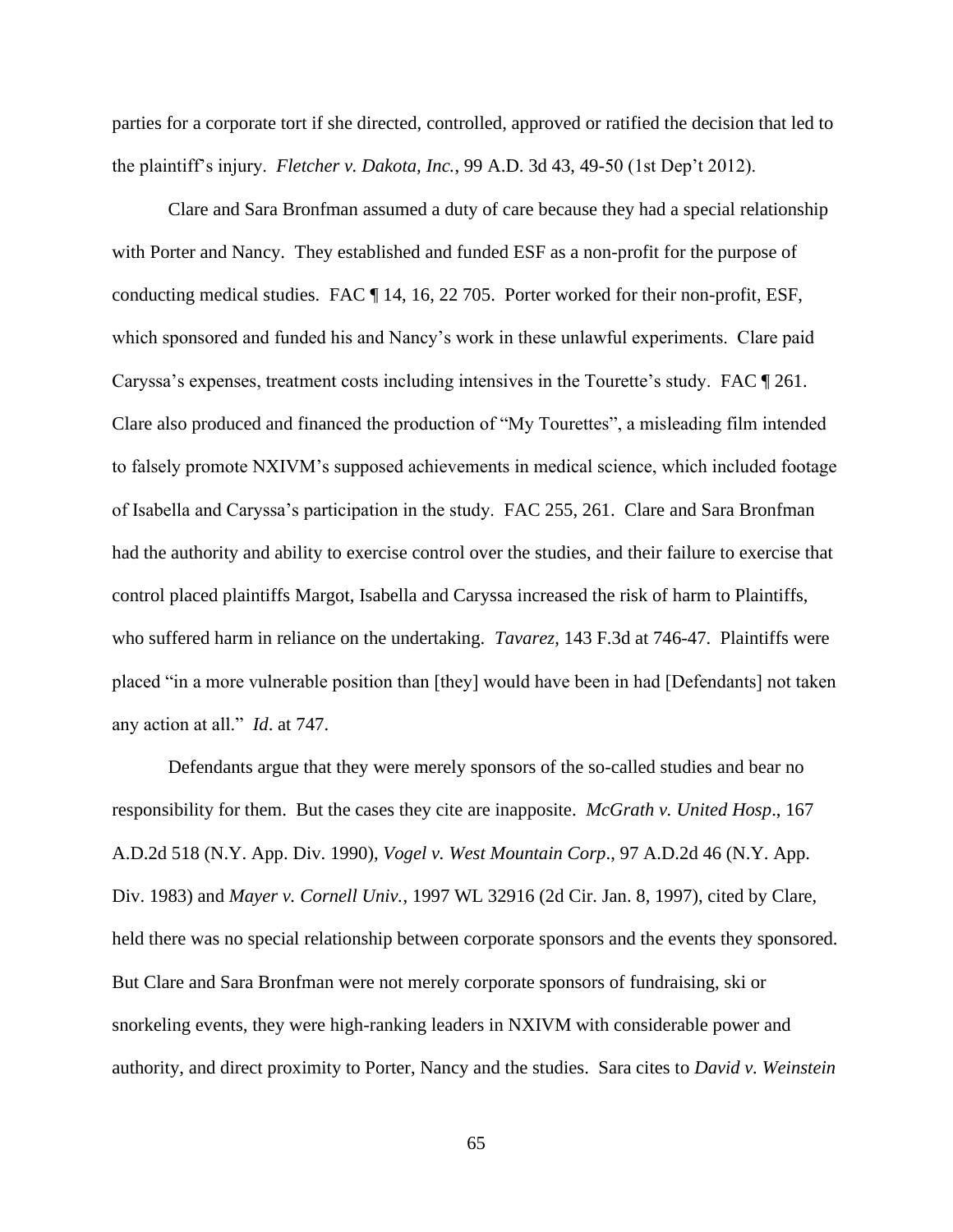parties for a corporate tort if she directed, controlled, approved or ratified the decision that led to the plaintiff's injury. *Fletcher v. Dakota, Inc.*, 99 A.D. 3d 43, 49-50 (1st Dep't 2012).

Clare and Sara Bronfman assumed a duty of care because they had a special relationship with Porter and Nancy. They established and funded ESF as a non-profit for the purpose of conducting medical studies. FAC ¶ 14, 16, 22 705. Porter worked for their non-profit, ESF, which sponsored and funded his and Nancy's work in these unlawful experiments. Clare paid Caryssa's expenses, treatment costs including intensives in the Tourette's study. FAC ¶ 261. Clare also produced and financed the production of "My Tourettes", a misleading film intended to falsely promote NXIVM's supposed achievements in medical science, which included footage of Isabella and Caryssa's participation in the study. FAC 255, 261. Clare and Sara Bronfman had the authority and ability to exercise control over the studies, and their failure to exercise that control placed plaintiffs Margot, Isabella and Caryssa increased the risk of harm to Plaintiffs, who suffered harm in reliance on the undertaking. *Tavarez*, 143 F.3d at 746-47. Plaintiffs were placed "in a more vulnerable position than [they] would have been in had [Defendants] not taken any action at all." *Id*. at 747.

Defendants argue that they were merely sponsors of the so-called studies and bear no responsibility for them. But the cases they cite are inapposite. *McGrath v. United Hosp*., 167 A.D.2d 518 (N.Y. App. Div. 1990), *Vogel v. West Mountain Corp*., 97 A.D.2d 46 (N.Y. App. Div. 1983) and *Mayer v. Cornell Univ.*, 1997 WL 32916 (2d Cir. Jan. 8, 1997), cited by Clare, held there was no special relationship between corporate sponsors and the events they sponsored. But Clare and Sara Bronfman were not merely corporate sponsors of fundraising, ski or snorkeling events, they were high-ranking leaders in NXIVM with considerable power and authority, and direct proximity to Porter, Nancy and the studies. Sara cites to *David v. Weinstein*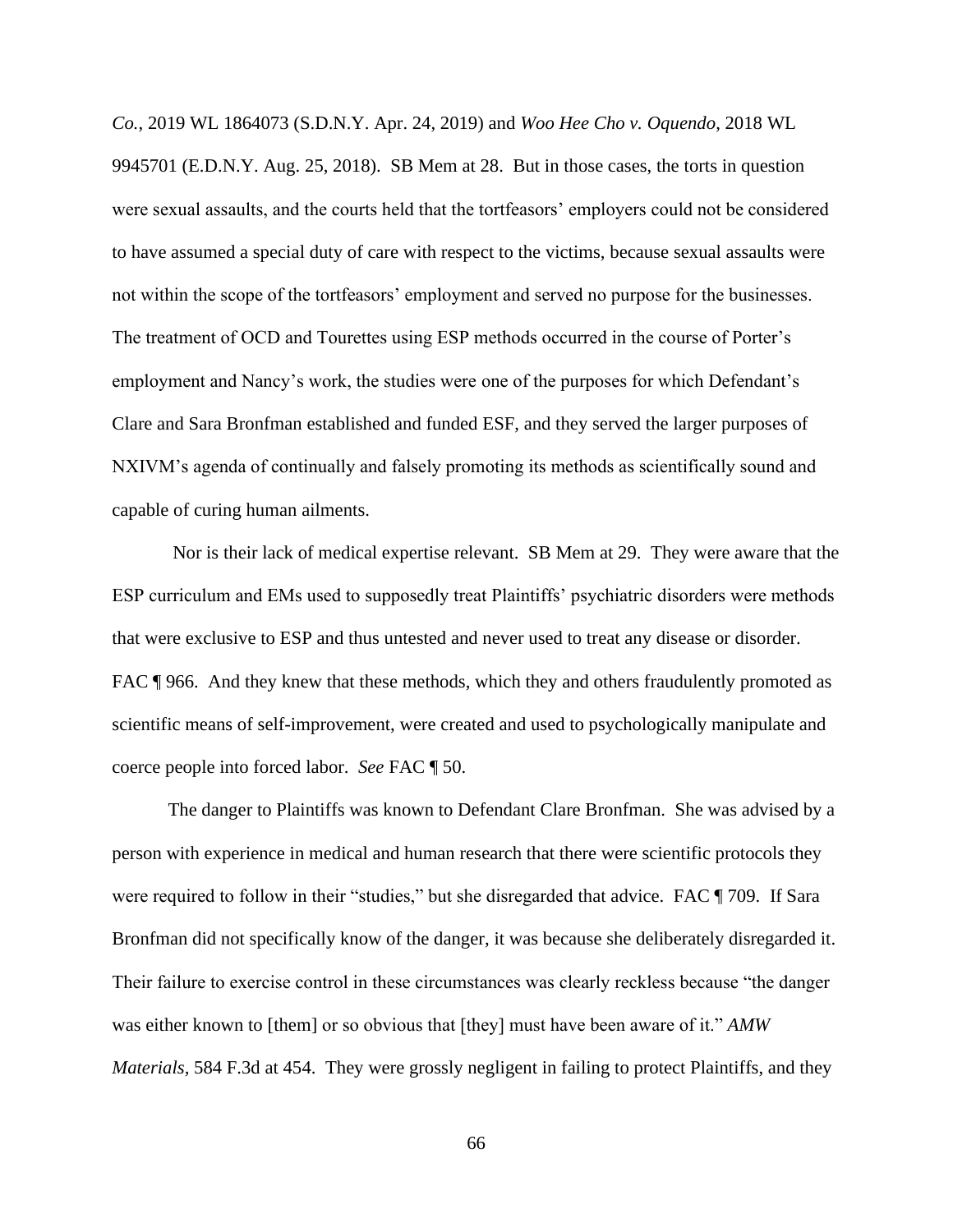*Co.*, 2019 WL 1864073 (S.D.N.Y. Apr. 24, 2019) and *Woo Hee Cho v. Oquendo*, 2018 WL 9945701 (E.D.N.Y. Aug. 25, 2018). SB Mem at 28. But in those cases, the torts in question were sexual assaults, and the courts held that the tortfeasors' employers could not be considered to have assumed a special duty of care with respect to the victims, because sexual assaults were not within the scope of the tortfeasors' employment and served no purpose for the businesses. The treatment of OCD and Tourettes using ESP methods occurred in the course of Porter's employment and Nancy's work, the studies were one of the purposes for which Defendant's Clare and Sara Bronfman established and funded ESF, and they served the larger purposes of NXIVM's agenda of continually and falsely promoting its methods as scientifically sound and capable of curing human ailments.

Nor is their lack of medical expertise relevant. SB Mem at 29. They were aware that the ESP curriculum and EMs used to supposedly treat Plaintiffs' psychiatric disorders were methods that were exclusive to ESP and thus untested and never used to treat any disease or disorder. FAC ¶ 966. And they knew that these methods, which they and others fraudulently promoted as scientific means of self-improvement, were created and used to psychologically manipulate and coerce people into forced labor. *See* FAC ¶ 50.

The danger to Plaintiffs was known to Defendant Clare Bronfman. She was advised by a person with experience in medical and human research that there were scientific protocols they were required to follow in their "studies," but she disregarded that advice. FAC ¶ 709. If Sara Bronfman did not specifically know of the danger, it was because she deliberately disregarded it. Their failure to exercise control in these circumstances was clearly reckless because "the danger was either known to [them] or so obvious that [they] must have been aware of it." *AMW Materials*, 584 F.3d at 454. They were grossly negligent in failing to protect Plaintiffs, and they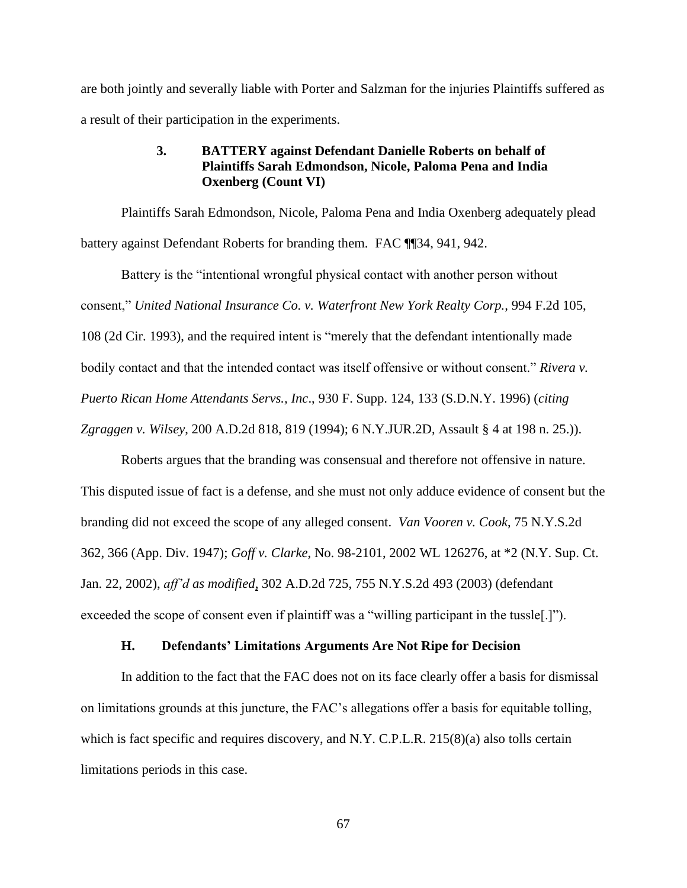are both jointly and severally liable with Porter and Salzman for the injuries Plaintiffs suffered as a result of their participation in the experiments.

### 3. BATTERY against Defendant Danielle Roberts on behalf of Plaintiffs Sarah Edmondson, Nicole, Paloma Pena and India Oxenberg (Count VI)

Plaintiffs Sarah Edmondson, Nicole, Paloma Pena and India Oxenberg adequately plead battery against Defendant Roberts for branding them. FAC ¶¶34, 941, 942.

Battery is the "intentional wrongful physical contact with another person without consent," *United National Insurance Co. v. Waterfront New York Realty Corp.*, 994 F.2d 105, 108 (2d Cir. 1993), and the required intent is "merely that the defendant intentionally made bodily contact and that the intended contact was itself offensive or without consent." *Rivera v. Puerto Rican Home Attendants Servs., Inc*., 930 F. Supp. 124, 133 (S.D.N.Y. 1996) (*citing Zgraggen v. Wilsey*, 200 A.D.2d 818, 819 (1994); 6 N.Y.JUR.2D, Assault § 4 at 198 n. 25.)).

Roberts argues that the branding was consensual and therefore not offensive in nature. This disputed issue of fact is a defense, and she must not only adduce evidence of consent but the branding did not exceed the scope of any alleged consent. *Van Vooren v. Cook*, 75 N.Y.S.2d 362, 366 (App. Div. 1947); *Goff v. Clarke*, No. 98-2101, 2002 WL 126276, at *2 (N.Y. Sup. Ct. Jan. 22, 2002), *aff'd as modified*, 302 A.D.2d 725, 755 N.Y.S.2d 493 (2003) (defendant exceeded the scope of consent even if plaintiff was a "willing participant in the tussle[.]").

## H. Defendants' Limitations Arguments Are Not Ripe for Decision

In addition to the fact that the FAC does not on its face clearly offer a basis for dismissal on limitations grounds at this juncture, the FAC's allegations offer a basis for equitable tolling, which is fact specific and requires discovery, and N.Y. C.P.L.R. 215(8)(a) also tolls certain limitations periods in this case.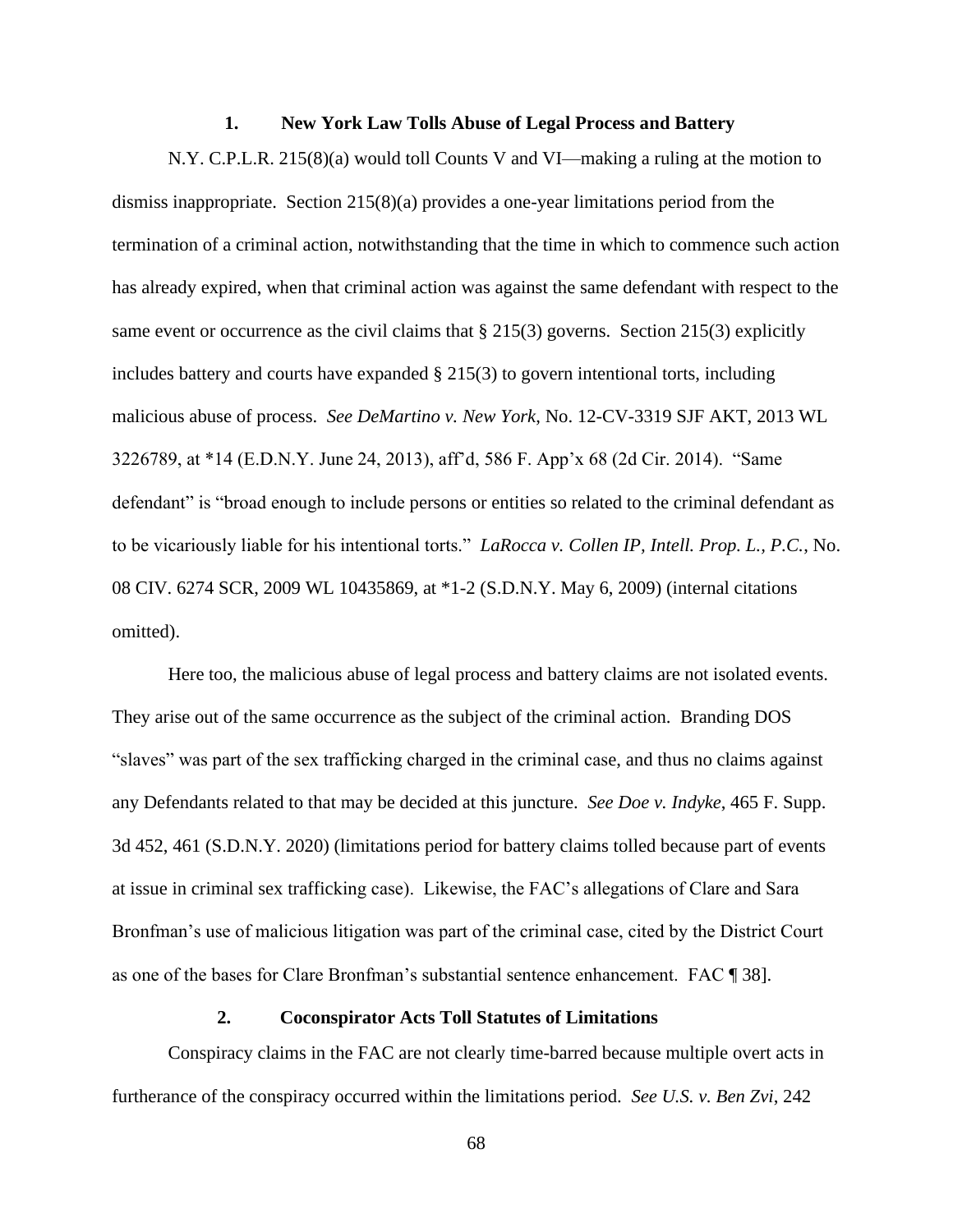### 1. New York Law Tolls Abuse of Legal Process and Battery

N.Y. C.P.L.R. 215(8)(a) would toll Counts V and VI—making a ruling at the motion to dismiss inappropriate. Section 215(8)(a) provides a one-year limitations period from the termination of a criminal action, notwithstanding that the time in which to commence such action has already expired, when that criminal action was against the same defendant with respect to the same event or occurrence as the civil claims that § 215(3) governs. Section 215(3) explicitly includes battery and courts have expanded § 215(3) to govern intentional torts, including malicious abuse of process. *See DeMartino v. New York*, No. 12-CV-3319 SJF AKT, 2013 WL 3226789, at *14 (E.D.N.Y. June 24, 2013), aff'd, 586 F. App'x 68 (2d Cir. 2014). "Same defendant" is "broad enough to include persons or entities so related to the criminal defendant as to be vicariously liable for his intentional torts." *LaRocca v. Collen IP, Intell. Prop. L., P.C.*, No. 08 CIV. 6274 SCR, 2009 WL 10435869, at *1-2 (S.D.N.Y. May 6, 2009) (internal citations omitted).

Here too, the malicious abuse of legal process and battery claims are not isolated events. They arise out of the same occurrence as the subject of the criminal action. Branding DOS "slaves" was part of the sex trafficking charged in the criminal case, and thus no claims against any Defendants related to that may be decided at this juncture. *See Doe v. Indyke*, 465 F. Supp. 3d 452, 461 (S.D.N.Y. 2020) (limitations period for battery claims tolled because part of events at issue in criminal sex trafficking case). Likewise, the FAC's allegations of Clare and Sara Bronfman's use of malicious litigation was part of the criminal case, cited by the District Court as one of the bases for Clare Bronfman's substantial sentence enhancement. FAC ¶ 38].

### 2. Coconspirator Acts Toll Statutes of Limitations

Conspiracy claims in the FAC are not clearly time-barred because multiple overt acts in furtherance of the conspiracy occurred within the limitations period. *See U.S. v. Ben Zvi*, 242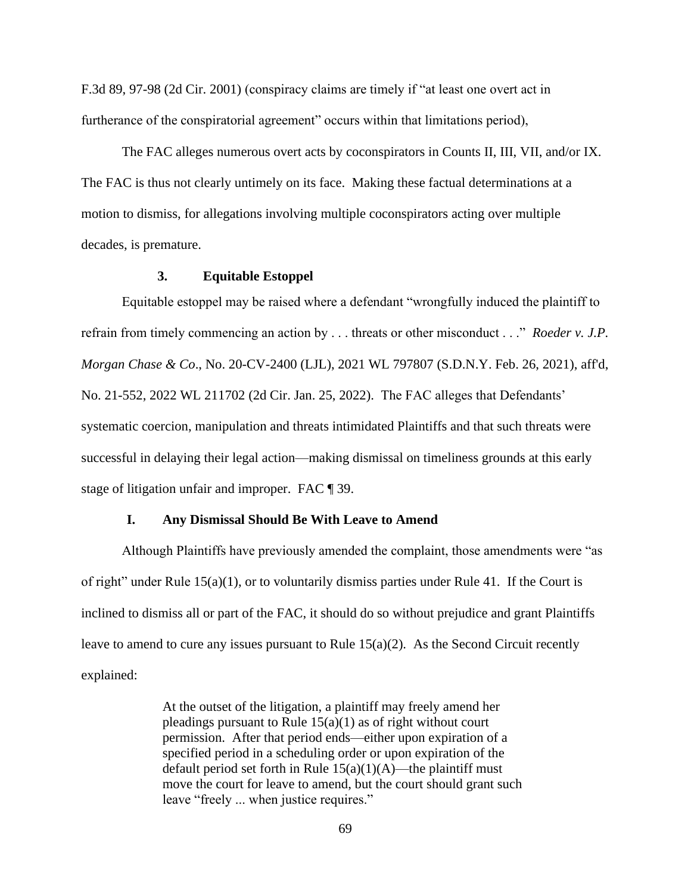F.3d 89, 97-98 (2d Cir. 2001) (conspiracy claims are timely if "at least one overt act in furtherance of the conspiratorial agreement" occurs within that limitations period),

The FAC alleges numerous overt acts by coconspirators in Counts II, III, VII, and/or IX. The FAC is thus not clearly untimely on its face. Making these factual determinations at a motion to dismiss, for allegations involving multiple coconspirators acting over multiple decades, is premature.

### 3. Equitable Estoppel

Equitable estoppel may be raised where a defendant "wrongfully induced the plaintiff to refrain from timely commencing an action by . . . threats or other misconduct . . ." *Roeder v. J.P. Morgan Chase & Co*., No. 20-CV-2400 (LJL), 2021 WL 797807 (S.D.N.Y. Feb. 26, 2021), aff'd, No. 21-552, 2022 WL 211702 (2d Cir. Jan. 25, 2022). The FAC alleges that Defendants' systematic coercion, manipulation and threats intimidated Plaintiffs and that such threats were successful in delaying their legal action—making dismissal on timeliness grounds at this early stage of litigation unfair and improper. FAC ¶ 39.

## I. Any Dismissal Should Be With Leave to Amend

Although Plaintiffs have previously amended the complaint, those amendments were "as of right" under Rule 15(a)(1), or to voluntarily dismiss parties under Rule 41. If the Court is inclined to dismiss all or part of the FAC, it should do so without prejudice and grant Plaintiffs leave to amend to cure any issues pursuant to Rule 15(a)(2). As the Second Circuit recently explained:

> At the outset of the litigation, a plaintiff may freely amend her pleadings pursuant to Rule 15(a)(1) as of right without court permission. After that period ends—either upon expiration of a specified period in a scheduling order or upon expiration of the default period set forth in Rule 15(a)(1)(A)—the plaintiff must move the court for leave to amend, but the court should grant such leave "freely ... when justice requires."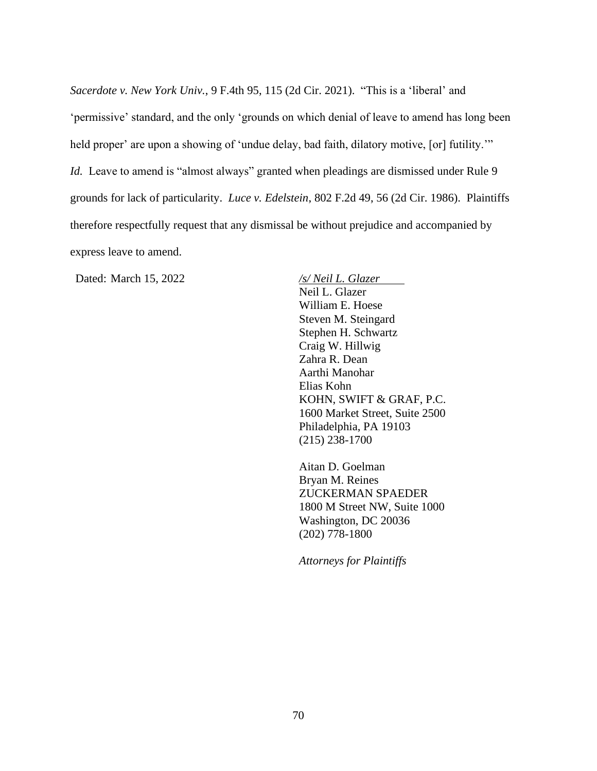*Sacerdote v. New York Univ.*, 9 F.4th 95, 115 (2d Cir. 2021). "This is a 'liberal' and 'permissive' standard, and the only 'grounds on which denial of leave to amend has long been held proper' are upon a showing of 'undue delay, bad faith, dilatory motive, [or] futility.'" *Id.* Leave to amend is "almost always" granted when pleadings are dismissed under Rule 9 grounds for lack of particularity. *Luce v. Edelstein*, 802 F.2d 49, 56 (2d Cir. 1986). Plaintiffs therefore respectfully request that any dismissal be without prejudice and accompanied by express leave to amend.

Dated: March 15, 2022

*/s/ Neil L. Glazer*
Neil L. Glazer
William E. Hoese
Steven M. Steingard
Stephen H. Schwartz
Craig W. Hillwig
Zahra R. Dean
Aarthi Manohar
Elias Kohn
KOHN, SWIFT & GRAF, P.C.
1600 Market Street, Suite 2500
Philadelphia, PA 19103
(215) 238-1700

Aitan D. Goelman
Bryan M. Reines
ZUCKERMAN SPAEDER
1800 M Street NW, Suite 1000
Washington, DC 20036
(202) 778-1800

*Attorneys for Plaintiffs*